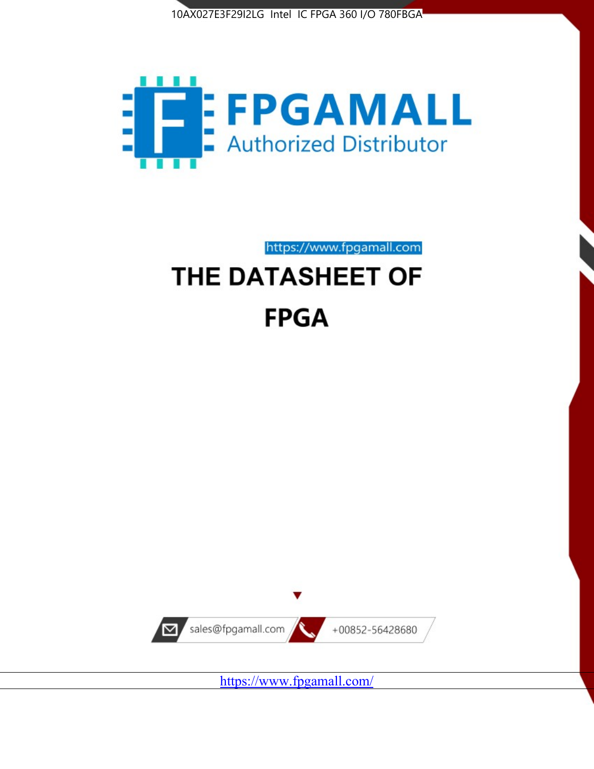10AX027E3F29I2LG Intel IC FPGA 360 I/O 780FBGA

FPGAMALL

Authorized Distributor

https://www.fpgamall.com

# THE DATASHEET OF

# FPGA

sales@fpgamall.com

+00852-56428680

https://www.fpgamall.com/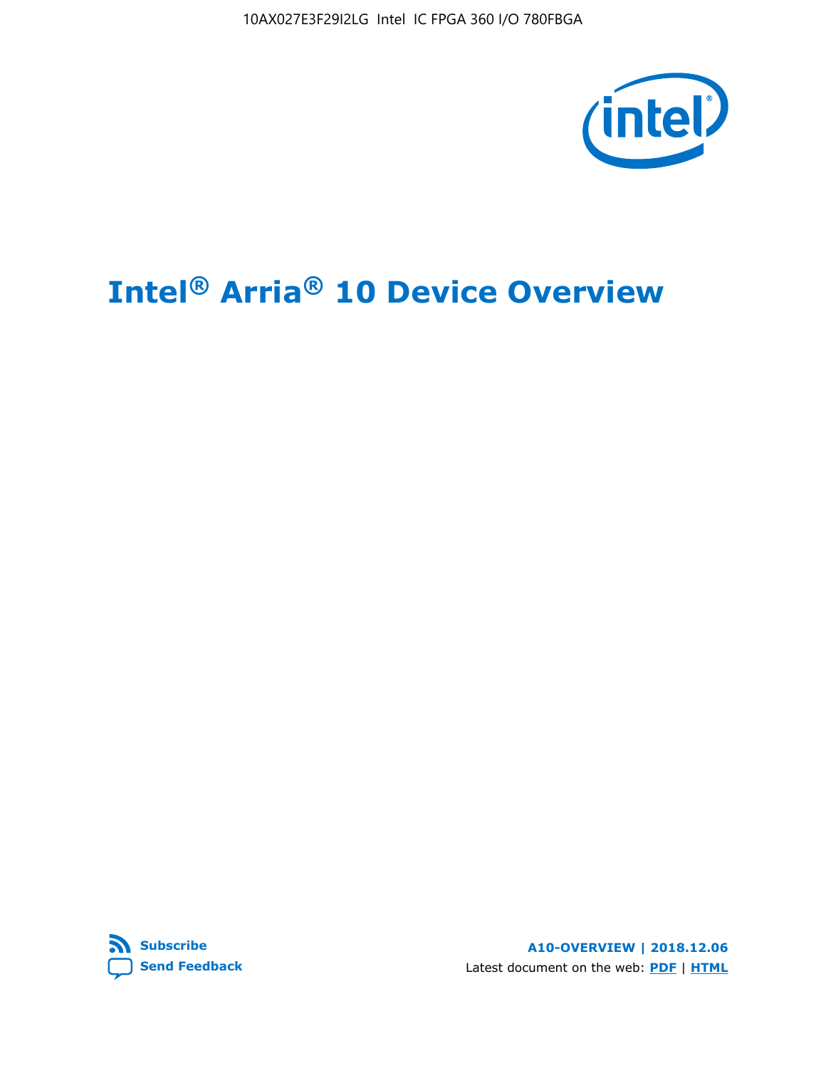# Intel® Arria® 10 Device Overview

**Subscribe**

**Send Feedback**

**A10-OVERVIEW | 2018.12.06**

Latest document on the web: **PDF** | **HTML**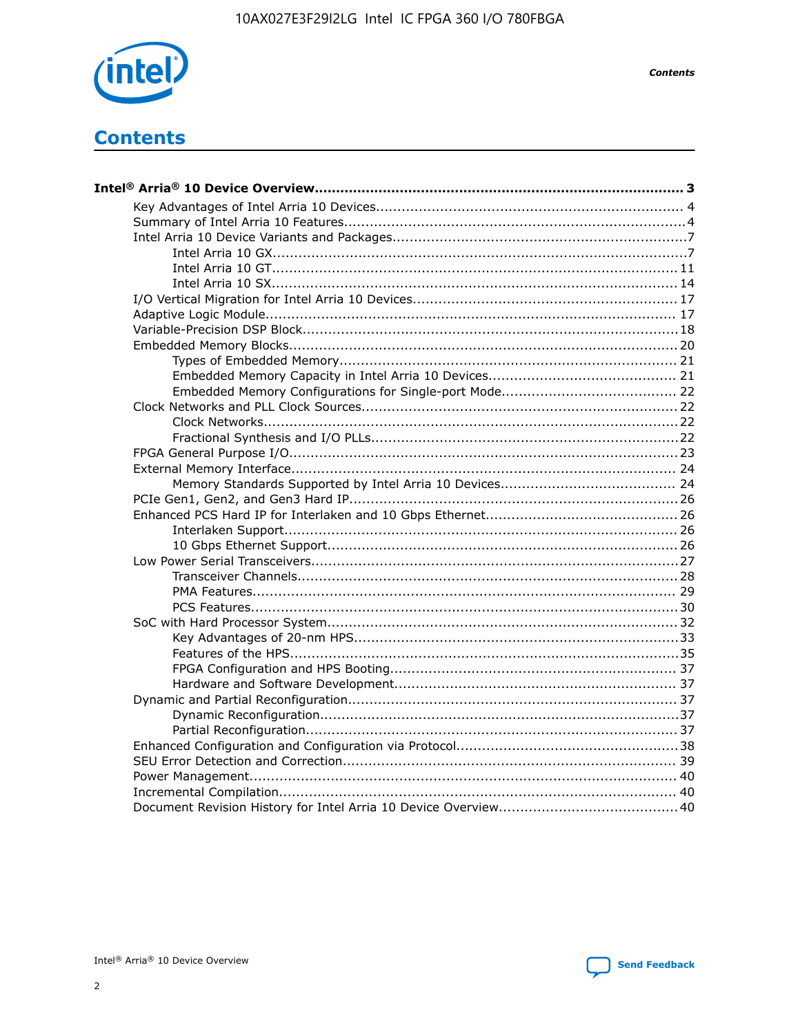# Contents

**Intel® Arria® 10 Device Overview ..... 3**

- Key Advantages of Intel Arria 10 Devices ..... 4
- Summary of Intel Arria 10 Features ..... 4
- Intel Arria 10 Device Variants and Packages ..... 7
  - Intel Arria 10 GX ..... 7
  - Intel Arria 10 GT ..... 11
  - Intel Arria 10 SX ..... 14
- I/O Vertical Migration for Intel Arria 10 Devices ..... 17
- Adaptive Logic Module ..... 17
- Variable-Precision DSP Block ..... 18
- Embedded Memory Blocks ..... 20
  - Types of Embedded Memory ..... 21
  - Embedded Memory Capacity in Intel Arria 10 Devices ..... 21
  - Embedded Memory Configurations for Single-port Mode ..... 22
- Clock Networks and PLL Clock Sources ..... 22
  - Clock Networks ..... 22
  - Fractional Synthesis and I/O PLLs ..... 22
- FPGA General Purpose I/O ..... 23
- External Memory Interface ..... 24
  - Memory Standards Supported by Intel Arria 10 Devices ..... 24
- PCIe Gen1, Gen2, and Gen3 Hard IP ..... 26
- Enhanced PCS Hard IP for Interlaken and 10 Gbps Ethernet ..... 26
  - Interlaken Support ..... 26
  - 10 Gbps Ethernet Support ..... 26
- Low Power Serial Transceivers ..... 27
  - Transceiver Channels ..... 28
  - PMA Features ..... 29
  - PCS Features ..... 30
- SoC with Hard Processor System ..... 32
  - Key Advantages of 20-nm HPS ..... 33
  - Features of the HPS ..... 35
  - FPGA Configuration and HPS Booting ..... 37
  - Hardware and Software Development ..... 37
- Dynamic and Partial Reconfiguration ..... 37
  - Dynamic Reconfiguration ..... 37
  - Partial Reconfiguration ..... 37
- Enhanced Configuration and Configuration via Protocol ..... 38
- SEU Error Detection and Correction ..... 39
- Power Management ..... 40
- Incremental Compilation ..... 40
- Document Revision History for Intel Arria 10 Device Overview ..... 40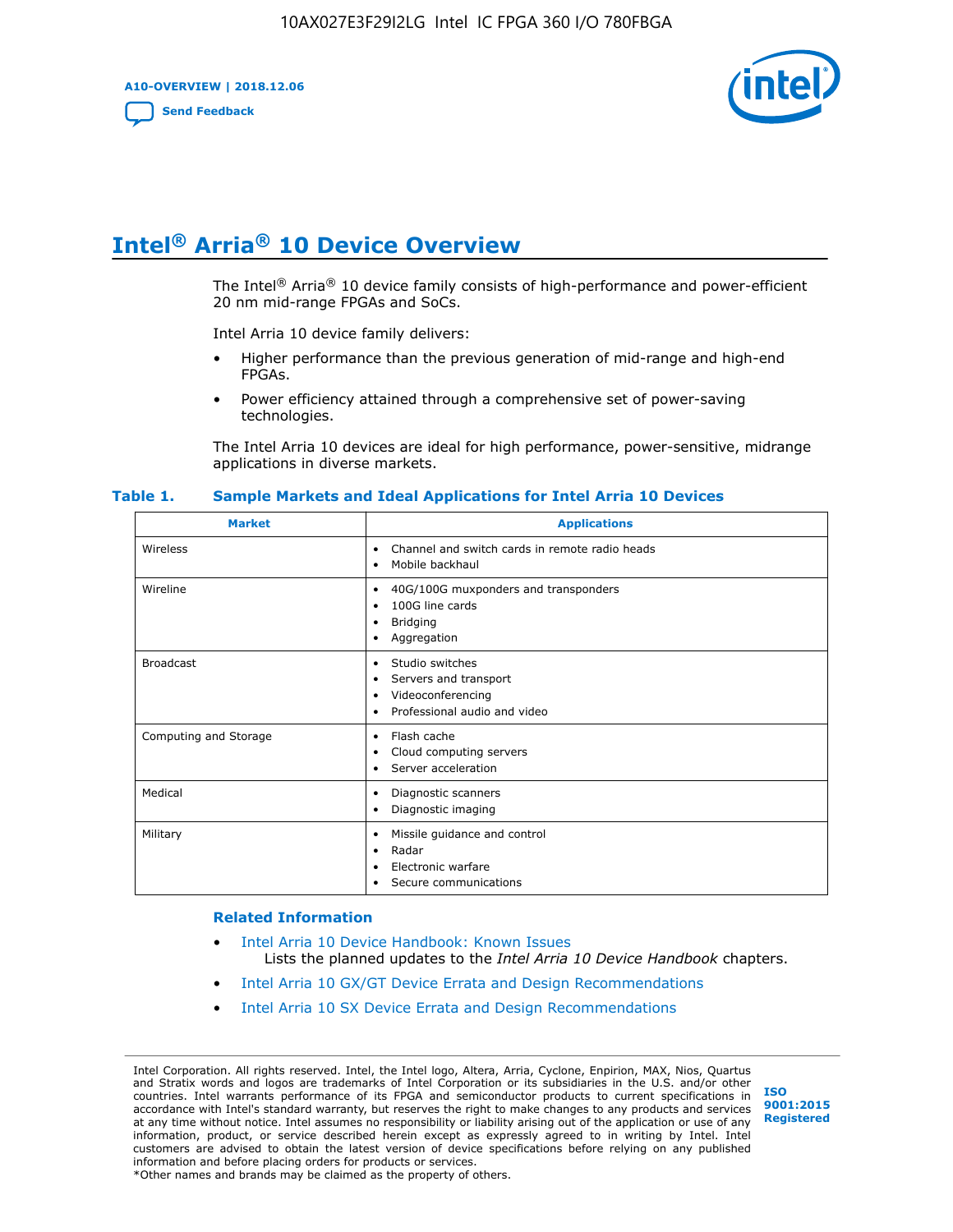# Intel® Arria® 10 Device Overview

The Intel® Arria® 10 device family consists of high-performance and power-efficient 20 nm mid-range FPGAs and SoCs.

Intel Arria 10 device family delivers:

- Higher performance than the previous generation of mid-range and high-end FPGAs.
- Power efficiency attained through a comprehensive set of power-saving technologies.

The Intel Arria 10 devices are ideal for high performance, power-sensitive, midrange applications in diverse markets.

**Table 1. Sample Markets and Ideal Applications for Intel Arria 10 Devices**

| Market | Applications |
| --- | --- |
| Wireless | • Channel and switch cards in remote radio heads<br>• Mobile backhaul |
| Wireline | • 40G/100G muxponders and transponders<br>• 100G line cards<br>• Bridging<br>• Aggregation |
| Broadcast | • Studio switches<br>• Servers and transport<br>• Videoconferencing<br>• Professional audio and video |
| Computing and Storage | • Flash cache<br>• Cloud computing servers<br>• Server acceleration |
| Medical | • Diagnostic scanners<br>• Diagnostic imaging |
| Military | • Missile guidance and control<br>• Radar<br>• Electronic warfare<br>• Secure communications |

### Related Information

- Intel Arria 10 Device Handbook: Known Issues
  Lists the planned updates to the *Intel Arria 10 Device Handbook* chapters.
- Intel Arria 10 GX/GT Device Errata and Design Recommendations
- Intel Arria 10 SX Device Errata and Design Recommendations

Intel Corporation. All rights reserved. Intel, the Intel logo, Altera, Arria, Cyclone, Enpirion, MAX, Nios, Quartus and Stratix words and logos are trademarks of Intel Corporation or its subsidiaries in the U.S. and/or other countries. Intel warrants performance of its FPGA and semiconductor products to current specifications in accordance with Intel's standard warranty, but reserves the right to make changes to any products and services at any time without notice. Intel assumes no responsibility or liability arising out of the application or use of any information, product, or service described herein except as expressly agreed to in writing by Intel. Intel customers are advised to obtain the latest version of device specifications before relying on any published information and before placing orders for products or services.
*Other names and brands may be claimed as the property of others.

ISO 9001:2015 Registered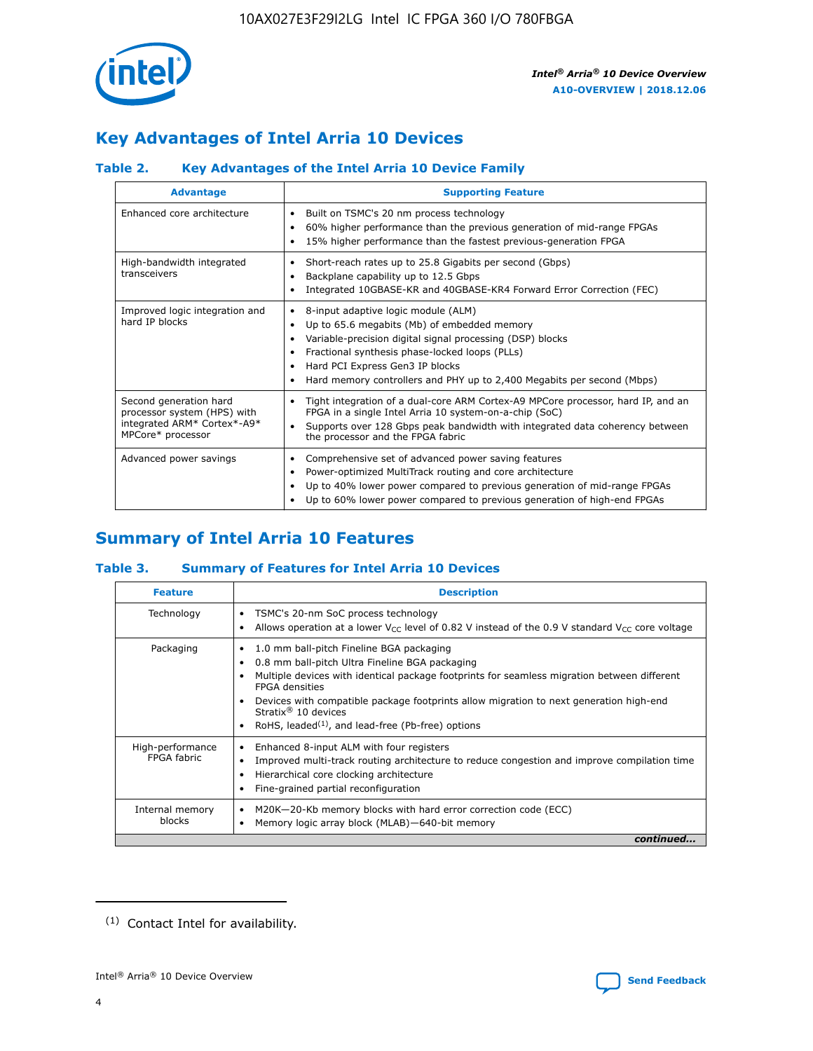## Key Advantages of Intel Arria 10 Devices

### Table 2. Key Advantages of the Intel Arria 10 Device Family

| Advantage | Supporting Feature |
|---|---|
| Enhanced core architecture | • Built on TSMC's 20 nm process technology<br>• 60% higher performance than the previous generation of mid-range FPGAs<br>• 15% higher performance than the fastest previous-generation FPGA |
| High-bandwidth integrated transceivers | • Short-reach rates up to 25.8 Gigabits per second (Gbps)<br>• Backplane capability up to 12.5 Gbps<br>• Integrated 10GBASE-KR and 40GBASE-KR4 Forward Error Correction (FEC) |
| Improved logic integration and hard IP blocks | • 8-input adaptive logic module (ALM)<br>• Up to 65.6 megabits (Mb) of embedded memory<br>• Variable-precision digital signal processing (DSP) blocks<br>• Fractional synthesis phase-locked loops (PLLs)<br>• Hard PCI Express Gen3 IP blocks<br>• Hard memory controllers and PHY up to 2,400 Megabits per second (Mbps) |
| Second generation hard processor system (HPS) with integrated ARM* Cortex*-A9* MPCore* processor | • Tight integration of a dual-core ARM Cortex-A9 MPCore processor, hard IP, and an FPGA in a single Intel Arria 10 system-on-a-chip (SoC)<br>• Supports over 128 Gbps peak bandwidth with integrated data coherency between the processor and the FPGA fabric |
| Advanced power savings | • Comprehensive set of advanced power saving features<br>• Power-optimized MultiTrack routing and core architecture<br>• Up to 40% lower power compared to previous generation of mid-range FPGAs<br>• Up to 60% lower power compared to previous generation of high-end FPGAs |

## Summary of Intel Arria 10 Features

### Table 3. Summary of Features for Intel Arria 10 Devices

| Feature | Description |
|---|---|
| Technology | • TSMC's 20-nm SoC process technology<br>• Allows operation at a lower $V_{CC}$ level of 0.82 V instead of the 0.9 V standard $V_{CC}$ core voltage |
| Packaging | • 1.0 mm ball-pitch Fineline BGA packaging<br>• 0.8 mm ball-pitch Ultra Fineline BGA packaging<br>• Multiple devices with identical package footprints for seamless migration between different FPGA densities<br>• Devices with compatible package footprints allow migration to next generation high-end Stratix® 10 devices<br>• RoHS, leaded(1), and lead-free (Pb-free) options |
| High-performance FPGA fabric | • Enhanced 8-input ALM with four registers<br>• Improved multi-track routing architecture to reduce congestion and improve compilation time<br>• Hierarchical core clocking architecture<br>• Fine-grained partial reconfiguration |
| Internal memory blocks | • M20K—20-Kb memory blocks with hard error correction code (ECC)<br>• Memory logic array block (MLAB)—640-bit memory |

*continued...*

(1) Contact Intel for availability.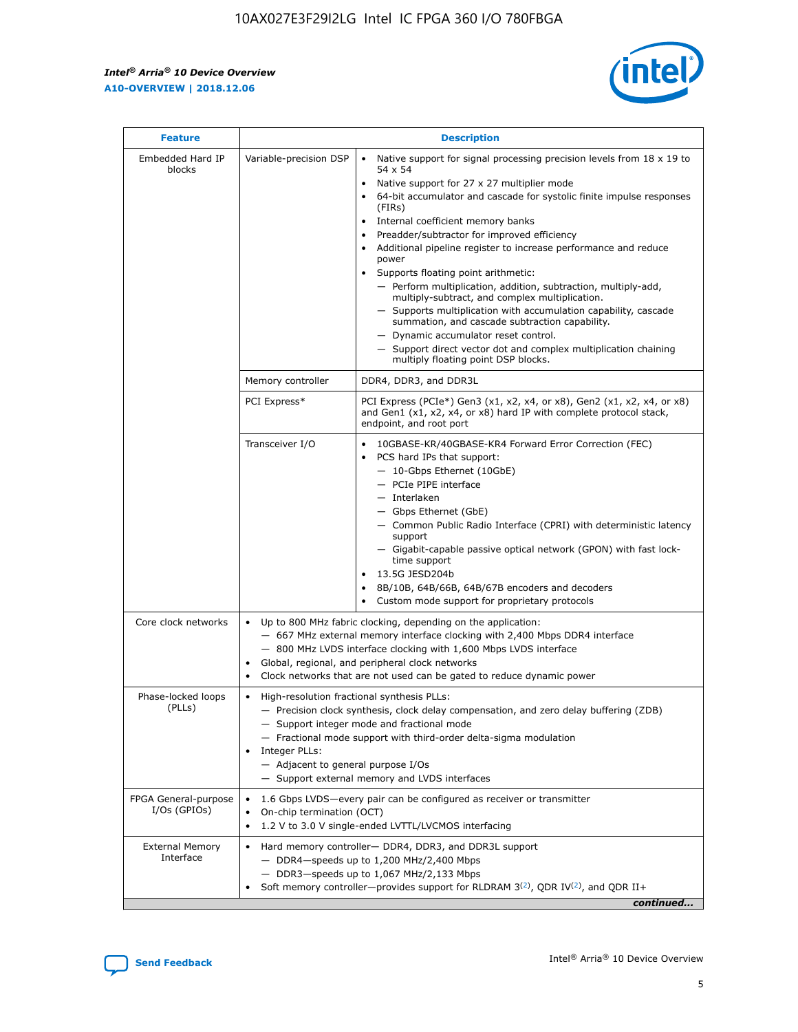| Feature | Description | |
|---|---|---|
| Embedded Hard IP blocks | Variable-precision DSP | • Native support for signal processing precision levels from 18 x 19 to 54 x 54<br>• Native support for 27 x 27 multiplier mode<br>• 64-bit accumulator and cascade for systolic finite impulse responses (FIRs)<br>• Internal coefficient memory banks<br>• Preadder/subtractor for improved efficiency<br>• Additional pipeline register to increase performance and reduce power<br>• Supports floating point arithmetic:<br>— Perform multiplication, addition, subtraction, multiply-add, multiply-subtract, and complex multiplication.<br>— Supports multiplication with accumulation capability, cascade summation, and cascade subtraction capability.<br>— Dynamic accumulator reset control.<br>— Support direct vector dot and complex multiplication chaining multiply floating point DSP blocks. |
| | Memory controller | DDR4, DDR3, and DDR3L |
| | PCI Express* | PCI Express (PCIe*) Gen3 (x1, x2, x4, or x8), Gen2 (x1, x2, x4, or x8) and Gen1 (x1, x2, x4, or x8) hard IP with complete protocol stack, endpoint, and root port |
| | Transceiver I/O | • 10GBASE-KR/40GBASE-KR4 Forward Error Correction (FEC)<br>• PCS hard IPs that support:<br>— 10-Gbps Ethernet (10GbE)<br>— PCIe PIPE interface<br>— Interlaken<br>— Gbps Ethernet (GbE)<br>— Common Public Radio Interface (CPRI) with deterministic latency support<br>— Gigabit-capable passive optical network (GPON) with fast lock-time support<br>• 13.5G JESD204b<br>• 8B/10B, 64B/66B, 64B/67B encoders and decoders<br>• Custom mode support for proprietary protocols |
| Core clock networks | • Up to 800 MHz fabric clocking, depending on the application:<br>— 667 MHz external memory interface clocking with 2,400 Mbps DDR4 interface<br>— 800 MHz LVDS interface clocking with 1,600 Mbps LVDS interface<br>• Global, regional, and peripheral clock networks<br>• Clock networks that are not used can be gated to reduce dynamic power | |
| Phase-locked loops (PLLs) | • High-resolution fractional synthesis PLLs:<br>— Precision clock synthesis, clock delay compensation, and zero delay buffering (ZDB)<br>— Support integer mode and fractional mode<br>— Fractional mode support with third-order delta-sigma modulation<br>• Integer PLLs:<br>— Adjacent to general purpose I/Os<br>— Support external memory and LVDS interfaces | |
| FPGA General-purpose I/Os (GPIOs) | • 1.6 Gbps LVDS—every pair can be configured as receiver or transmitter<br>• On-chip termination (OCT)<br>• 1.2 V to 3.0 V single-ended LVTTL/LVCMOS interfacing | |
| External Memory Interface | • Hard memory controller— DDR4, DDR3, and DDR3L support<br>— DDR4—speeds up to 1,200 MHz/2,400 Mbps<br>— DDR3—speeds up to 1,067 MHz/2,133 Mbps<br>• Soft memory controller—provides support for RLDRAM 3[(2)], QDR IV[(2)], and QDR II+ | |

*continued...*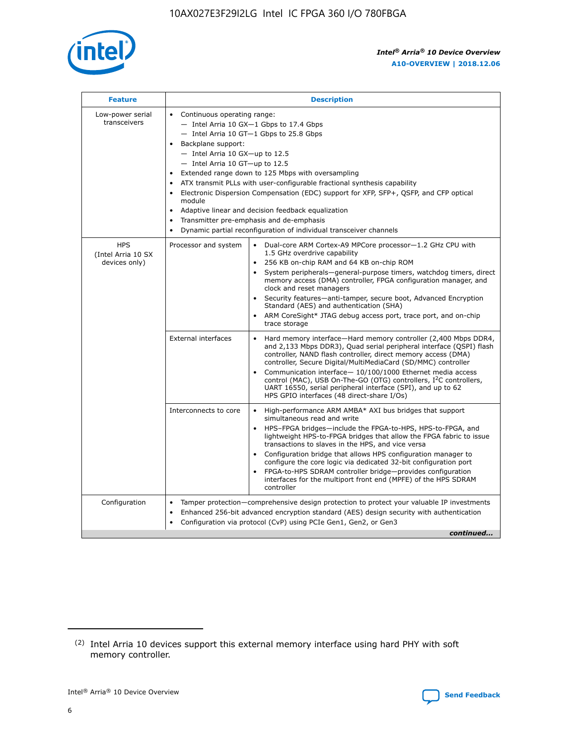| Feature | Description | |
|---|---|---|
| Low-power serial transceivers | • Continuous operating range:<br>— Intel Arria 10 GX—1 Gbps to 17.4 Gbps<br>— Intel Arria 10 GT—1 Gbps to 25.8 Gbps<br>• Backplane support:<br>— Intel Arria 10 GX—up to 12.5<br>— Intel Arria 10 GT—up to 12.5<br>• Extended range down to 125 Mbps with oversampling<br>• ATX transmit PLLs with user-configurable fractional synthesis capability<br>• Electronic Dispersion Compensation (EDC) support for XFP, SFP+, QSFP, and CFP optical module<br>• Adaptive linear and decision feedback equalization<br>• Transmitter pre-emphasis and de-emphasis<br>• Dynamic partial reconfiguration of individual transceiver channels | |
| HPS (Intel Arria 10 SX devices only) | Processor and system | • Dual-core ARM Cortex-A9 MPCore processor—1.2 GHz CPU with 1.5 GHz overdrive capability<br>• 256 KB on-chip RAM and 64 KB on-chip ROM<br>• System peripherals—general-purpose timers, watchdog timers, direct memory access (DMA) controller, FPGA configuration manager, and clock and reset managers<br>• Security features—anti-tamper, secure boot, Advanced Encryption Standard (AES) and authentication (SHA)<br>• ARM CoreSight* JTAG debug access port, trace port, and on-chip trace storage |
| | External interfaces | • Hard memory interface—Hard memory controller (2,400 Mbps DDR4, and 2,133 Mbps DDR3), Quad serial peripheral interface (QSPI) flash controller, NAND flash controller, direct memory access (DMA) controller, Secure Digital/MultiMediaCard (SD/MMC) controller<br>• Communication interface— 10/100/1000 Ethernet media access control (MAC), USB On-The-GO (OTG) controllers, I²C controllers, UART 16550, serial peripheral interface (SPI), and up to 62 HPS GPIO interfaces (48 direct-share I/Os) |
| | Interconnects to core | • High-performance ARM AMBA* AXI bus bridges that support simultaneous read and write<br>• HPS–FPGA bridges—include the FPGA-to-HPS, HPS-to-FPGA, and lightweight HPS-to-FPGA bridges that allow the FPGA fabric to issue transactions to slaves in the HPS, and vice versa<br>• Configuration bridge that allows HPS configuration manager to configure the core logic via dedicated 32-bit configuration port<br>• FPGA-to-HPS SDRAM controller bridge—provides configuration interfaces for the multiport front end (MPFE) of the HPS SDRAM controller |
| Configuration | • Tamper protection—comprehensive design protection to protect your valuable IP investments<br>• Enhanced 256-bit advanced encryption standard (AES) design security with authentication<br>• Configuration via protocol (CvP) using PCIe Gen1, Gen2, or Gen3 | |

*continued...*

(2) Intel Arria 10 devices support this external memory interface using hard PHY with soft memory controller.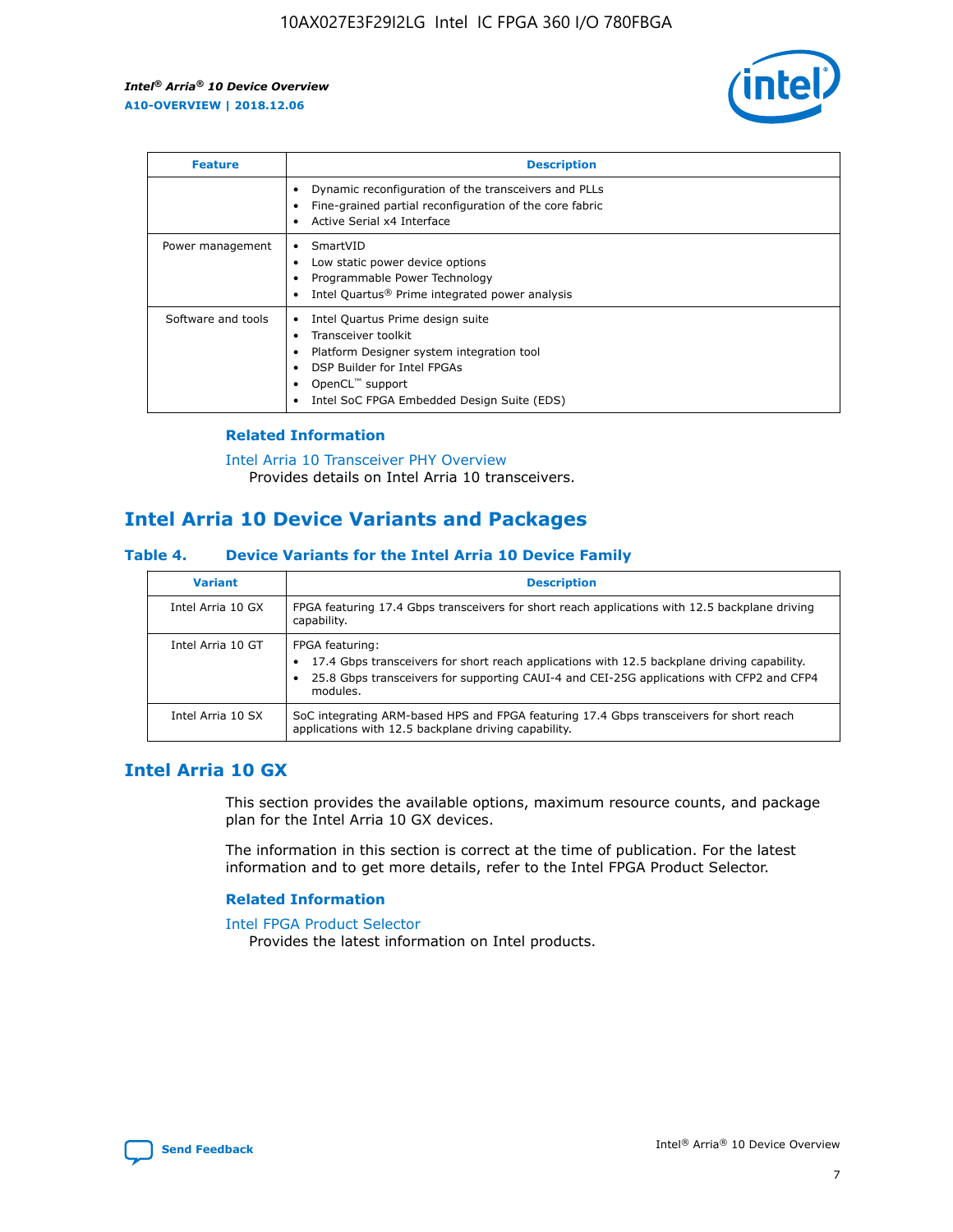| Feature | Description |
| --- | --- |
| | • Dynamic reconfiguration of the transceivers and PLLs<br>• Fine-grained partial reconfiguration of the core fabric<br>• Active Serial x4 Interface |
| Power management | • SmartVID<br>• Low static power device options<br>• Programmable Power Technology<br>• Intel Quartus® Prime integrated power analysis |
| Software and tools | • Intel Quartus Prime design suite<br>• Transceiver toolkit<br>• Platform Designer system integration tool<br>• DSP Builder for Intel FPGAs<br>• OpenCL™ support<br>• Intel SoC FPGA Embedded Design Suite (EDS) |

### Related Information

Intel Arria 10 Transceiver PHY Overview
Provides details on Intel Arria 10 transceivers.

## Intel Arria 10 Device Variants and Packages

### Table 4. Device Variants for the Intel Arria 10 Device Family

| Variant | Description |
| --- | --- |
| Intel Arria 10 GX | FPGA featuring 17.4 Gbps transceivers for short reach applications with 12.5 backplane driving capability. |
| Intel Arria 10 GT | FPGA featuring:<br>• 17.4 Gbps transceivers for short reach applications with 12.5 backplane driving capability.<br>• 25.8 Gbps transceivers for supporting CAUI-4 and CEI-25G applications with CFP2 and CFP4 modules. |
| Intel Arria 10 SX | SoC integrating ARM-based HPS and FPGA featuring 17.4 Gbps transceivers for short reach applications with 12.5 backplane driving capability. |

## Intel Arria 10 GX

This section provides the available options, maximum resource counts, and package plan for the Intel Arria 10 GX devices.

The information in this section is correct at the time of publication. For the latest information and to get more details, refer to the Intel FPGA Product Selector.

### Related Information

Intel FPGA Product Selector
Provides the latest information on Intel products.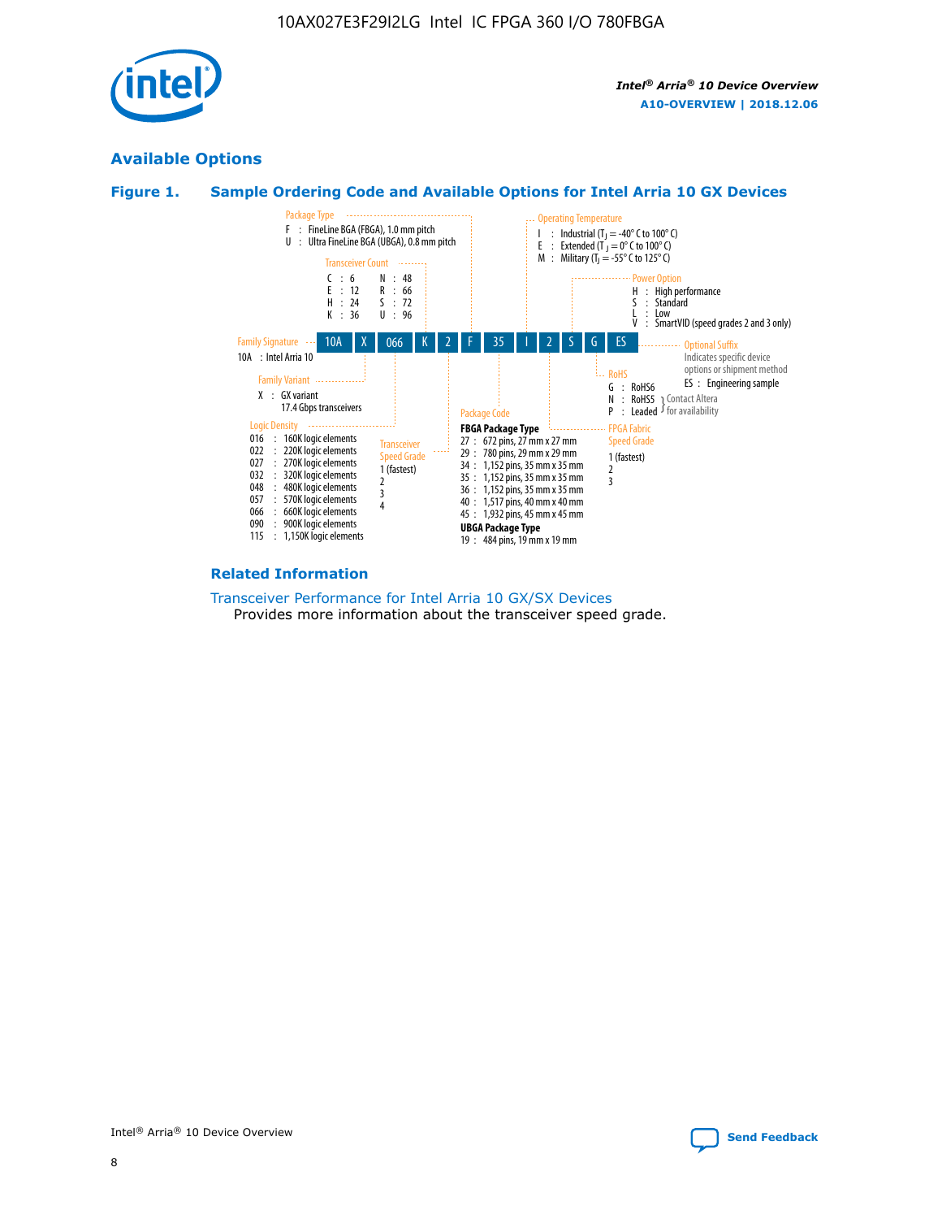## Available Options

### Figure 1. Sample Ordering Code and Available Options for Intel Arria 10 GX Devices

Sample ordering code: 10A X 066 K 2 F 35 I 2 S G ES

**Family Signature**
- 10A : Intel Arria 10

**Family Variant**
- X : GX variant 17.4 Gbps transceivers

**Logic Density**
- 016 : 160K logic elements
- 022 : 220K logic elements
- 027 : 270K logic elements
- 032 : 320K logic elements
- 048 : 480K logic elements
- 057 : 570K logic elements
- 066 : 660K logic elements
- 090 : 900K logic elements
- 115 : 1,150K logic elements

**Transceiver Count**
- C : 6
- E : 12
- H : 24
- K : 36
- N : 48
- R : 66
- S : 72
- U : 96

**Transceiver Speed Grade**
- 1 (fastest)
- 2
- 3
- 4

**Package Type**
- F : FineLine BGA (FBGA), 1.0 mm pitch
- U : Ultra FineLine BGA (UBGA), 0.8 mm pitch

**Package Code**

FBGA Package Type
- 27 : 672 pins, 27 mm x 27 mm
- 29 : 780 pins, 29 mm x 29 mm
- 34 : 1,152 pins, 35 mm x 35 mm
- 35 : 1,152 pins, 35 mm x 35 mm
- 36 : 1,152 pins, 35 mm x 35 mm
- 40 : 1,517 pins, 40 mm x 40 mm
- 45 : 1,932 pins, 45 mm x 45 mm

UBGA Package Type
- 19 : 484 pins, 19 mm x 19 mm

**Operating Temperature**
- I : Industrial ($T_J$ = -40° C to 100° C)
- E : Extended ($T_J$ = 0° C to 100° C)
- M : Military ($T_J$ = -55° C to 125° C)

**FPGA Fabric Speed Grade**
- 1 (fastest)
- 2
- 3

**Power Option**
- H : High performance
- S : Standard
- L : Low
- V : SmartVID (speed grades 2 and 3 only)

**RoHS**
- G : RoHS6
- N : RoHS5 (Contact Altera for availability)
- P : Leaded (Contact Altera for availability)

**Optional Suffix**

Indicates specific device options or shipment method
- ES : Engineering sample

#### Related Information

Transceiver Performance for Intel Arria 10 GX/SX Devices

Provides more information about the transceiver speed grade.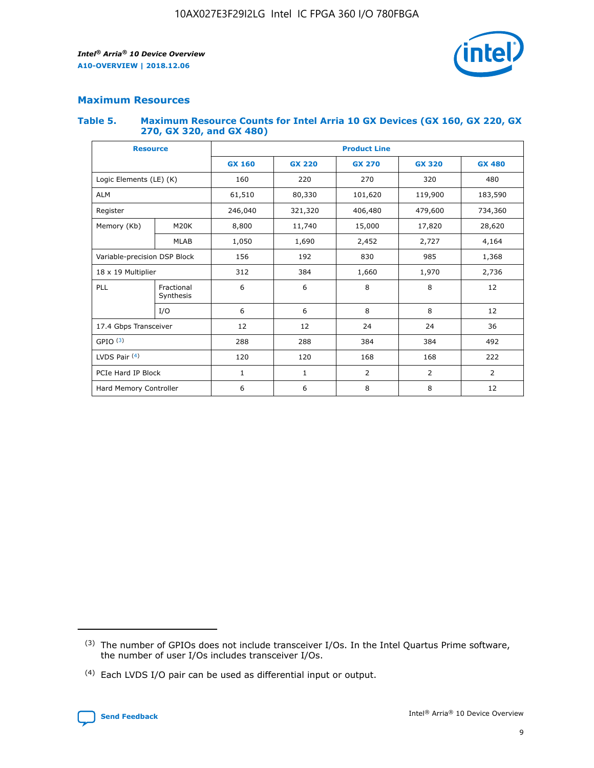## Maximum Resources

### Table 5. Maximum Resource Counts for Intel Arria 10 GX Devices (GX 160, GX 220, GX 270, GX 320, and GX 480)

| Resource | | Product Line | | | | |
|---|---|---|---|---|---|---|
| | | GX 160 | GX 220 | GX 270 | GX 320 | GX 480 |
| Logic Elements (LE) (K) | | 160 | 220 | 270 | 320 | 480 |
| ALM | | 61,510 | 80,330 | 101,620 | 119,900 | 183,590 |
| Register | | 246,040 | 321,320 | 406,480 | 479,600 | 734,360 |
| Memory (Kb) | M20K | 8,800 | 11,740 | 15,000 | 17,820 | 28,620 |
| | MLAB | 1,050 | 1,690 | 2,452 | 2,727 | 4,164 |
| Variable-precision DSP Block | | 156 | 192 | 830 | 985 | 1,368 |
| 18 x 19 Multiplier | | 312 | 384 | 1,660 | 1,970 | 2,736 |
| PLL | Fractional Synthesis | 6 | 6 | 8 | 8 | 12 |
| | I/O | 6 | 6 | 8 | 8 | 12 |
| 17.4 Gbps Transceiver | | 12 | 12 | 24 | 24 | 36 |
| GPIO [(3)] | | 288 | 288 | 384 | 384 | 492 |
| LVDS Pair [(4)] | | 120 | 120 | 168 | 168 | 222 |
| PCIe Hard IP Block | | 1 | 1 | 2 | 2 | 2 |
| Hard Memory Controller | | 6 | 6 | 8 | 8 | 12 |

(3) The number of GPIOs does not include transceiver I/Os. In the Intel Quartus Prime software, the number of user I/Os includes transceiver I/Os.

(4) Each LVDS I/O pair can be used as differential input or output.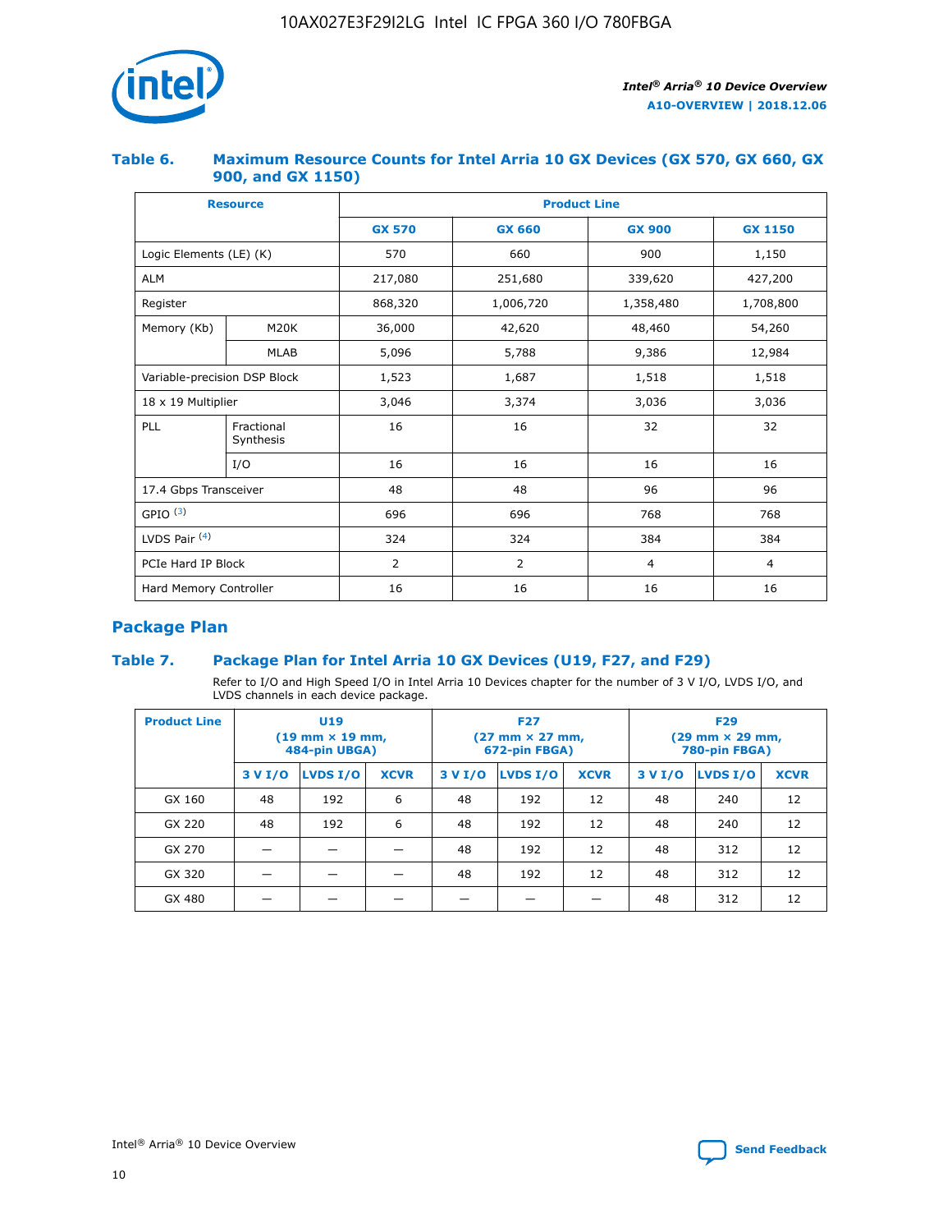## Table 6. Maximum Resource Counts for Intel Arria 10 GX Devices (GX 570, GX 660, GX 900, and GX 1150)

| Resource | | Product Line | | | |
|---|---|---|---|---|---|
| | | GX 570 | GX 660 | GX 900 | GX 1150 |
| Logic Elements (LE) (K) | | 570 | 660 | 900 | 1,150 |
| ALM | | 217,080 | 251,680 | 339,620 | 427,200 |
| Register | | 868,320 | 1,006,720 | 1,358,480 | 1,708,800 |
| Memory (Kb) | M20K | 36,000 | 42,620 | 48,460 | 54,260 |
| | MLAB | 5,096 | 5,788 | 9,386 | 12,984 |
| Variable-precision DSP Block | | 1,523 | 1,687 | 1,518 | 1,518 |
| 18 x 19 Multiplier | | 3,046 | 3,374 | 3,036 | 3,036 |
| PLL | Fractional Synthesis | 16 | 16 | 32 | 32 |
| | I/O | 16 | 16 | 16 | 16 |
| 17.4 Gbps Transceiver | | 48 | 48 | 96 | 96 |
| GPIO [(3)] | | 696 | 696 | 768 | 768 |
| LVDS Pair [(4)] | | 324 | 324 | 384 | 384 |
| PCIe Hard IP Block | | 2 | 2 | 4 | 4 |
| Hard Memory Controller | | 16 | 16 | 16 | 16 |

## Package Plan

## Table 7. Package Plan for Intel Arria 10 GX Devices (U19, F27, and F29)

Refer to I/O and High Speed I/O in Intel Arria 10 Devices chapter for the number of 3 V I/O, LVDS I/O, and LVDS channels in each device package.

| Product Line | U19 (19 mm × 19 mm, 484-pin UBGA) | | | F27 (27 mm × 27 mm, 672-pin FBGA) | | | F29 (29 mm × 29 mm, 780-pin FBGA) | | |
|---|---|---|---|---|---|---|---|---|---|
| | 3 V I/O | LVDS I/O | XCVR | 3 V I/O | LVDS I/O | XCVR | 3 V I/O | LVDS I/O | XCVR |
| GX 160 | 48 | 192 | 6 | 48 | 192 | 12 | 48 | 240 | 12 |
| GX 220 | 48 | 192 | 6 | 48 | 192 | 12 | 48 | 240 | 12 |
| GX 270 | — | — | — | 48 | 192 | 12 | 48 | 312 | 12 |
| GX 320 | — | — | — | 48 | 192 | 12 | 48 | 312 | 12 |
| GX 480 | — | — | — | — | — | — | 48 | 312 | 12 |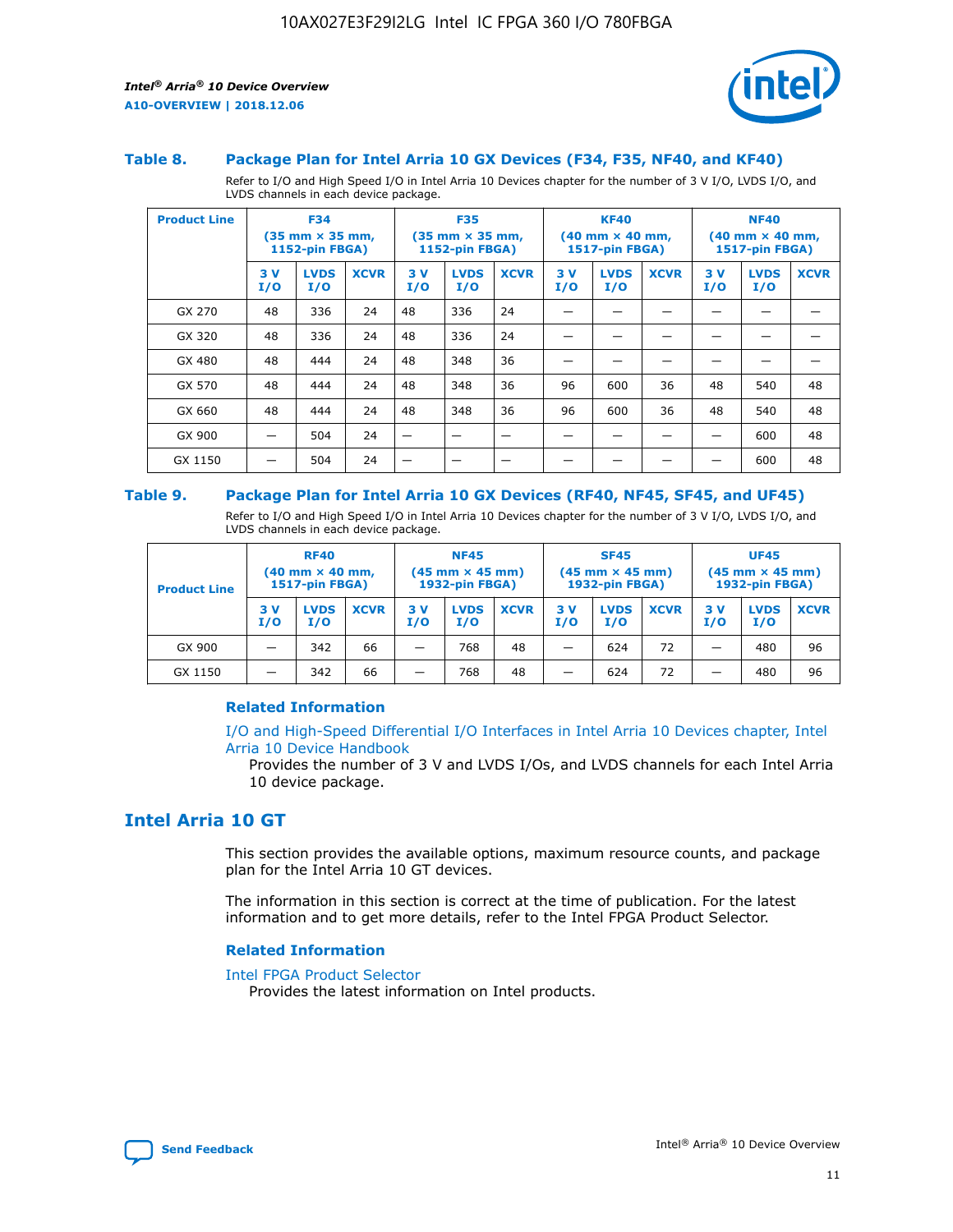### Table 8. Package Plan for Intel Arria 10 GX Devices (F34, F35, NF40, and KF40)

Refer to I/O and High Speed I/O in Intel Arria 10 Devices chapter for the number of 3 V I/O, LVDS I/O, and LVDS channels in each device package.

| Product Line | F34 (35 mm × 35 mm, 1152-pin FBGA) | | | F35 (35 mm × 35 mm, 1152-pin FBGA) | | | KF40 (40 mm × 40 mm, 1517-pin FBGA) | | | NF40 (40 mm × 40 mm, 1517-pin FBGA) | | |
|---|---|---|---|---|---|---|---|---|---|---|---|---|
| | 3 V I/O | LVDS I/O | XCVR | 3 V I/O | LVDS I/O | XCVR | 3 V I/O | LVDS I/O | XCVR | 3 V I/O | LVDS I/O | XCVR |
| GX 270 | 48 | 336 | 24 | 48 | 336 | 24 | — | — | — | — | — | — |
| GX 320 | 48 | 336 | 24 | 48 | 336 | 24 | — | — | — | — | — | — |
| GX 480 | 48 | 444 | 24 | 48 | 348 | 36 | — | — | — | — | — | — |
| GX 570 | 48 | 444 | 24 | 48 | 348 | 36 | 96 | 600 | 36 | 48 | 540 | 48 |
| GX 660 | 48 | 444 | 24 | 48 | 348 | 36 | 96 | 600 | 36 | 48 | 540 | 48 |
| GX 900 | — | 504 | 24 | — | — | — | — | — | — | — | 600 | 48 |
| GX 1150 | — | 504 | 24 | — | — | — | — | — | — | — | 600 | 48 |

### Table 9. Package Plan for Intel Arria 10 GX Devices (RF40, NF45, SF45, and UF45)

Refer to I/O and High Speed I/O in Intel Arria 10 Devices chapter for the number of 3 V I/O, LVDS I/O, and LVDS channels in each device package.

| Product Line | RF40 (40 mm × 40 mm, 1517-pin FBGA) | | | NF45 (45 mm × 45 mm) 1932-pin FBGA) | | | SF45 (45 mm × 45 mm) 1932-pin FBGA) | | | UF45 (45 mm × 45 mm) 1932-pin FBGA) | | |
|---|---|---|---|---|---|---|---|---|---|---|---|---|
| | 3 V I/O | LVDS I/O | XCVR | 3 V I/O | LVDS I/O | XCVR | 3 V I/O | LVDS I/O | XCVR | 3 V I/O | LVDS I/O | XCVR |
| GX 900 | — | 342 | 66 | — | 768 | 48 | — | 624 | 72 | — | 480 | 96 |
| GX 1150 | — | 342 | 66 | — | 768 | 48 | — | 624 | 72 | — | 480 | 96 |

#### Related Information

I/O and High-Speed Differential I/O Interfaces in Intel Arria 10 Devices chapter, Intel Arria 10 Device Handbook

Provides the number of 3 V and LVDS I/Os, and LVDS channels for each Intel Arria 10 device package.

## Intel Arria 10 GT

This section provides the available options, maximum resource counts, and package plan for the Intel Arria 10 GT devices.

The information in this section is correct at the time of publication. For the latest information and to get more details, refer to the Intel FPGA Product Selector.

#### Related Information

Intel FPGA Product Selector

Provides the latest information on Intel products.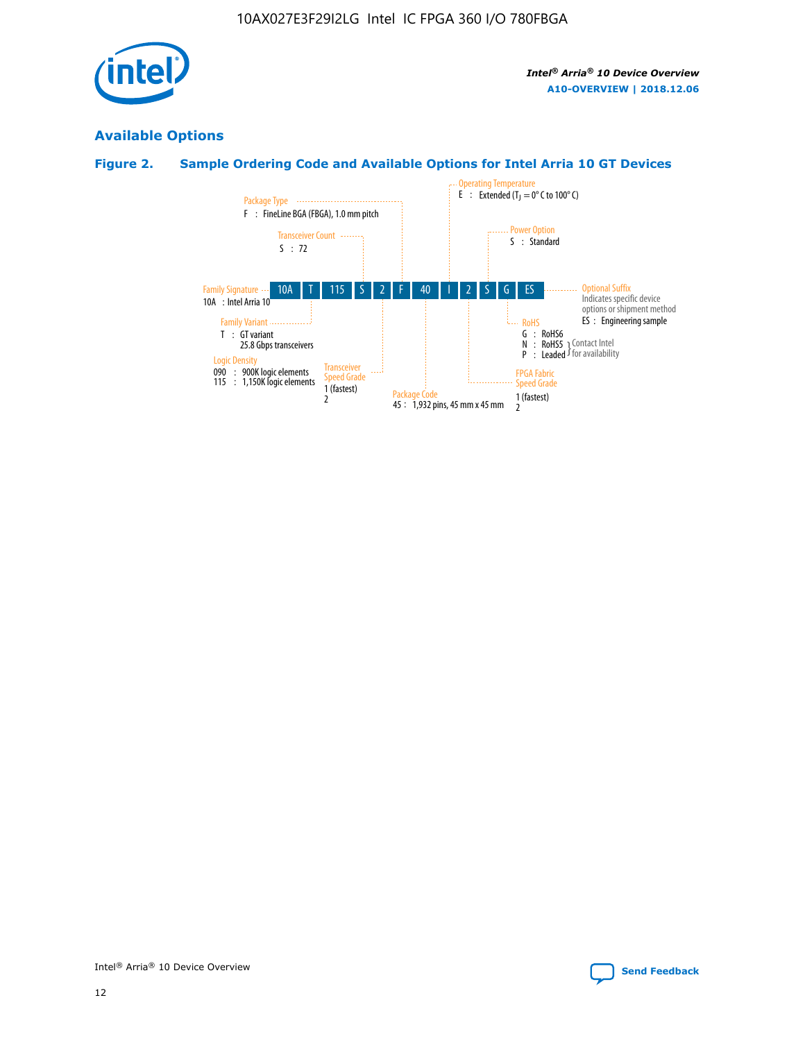## Available Options

### Figure 2. Sample Ordering Code and Available Options for Intel Arria 10 GT Devices

| 10A | T | 115 | S | 2 | F | 40 | I | 2 | S | G | ES |
|---|---|---|---|---|---|---|---|---|---|---|---|

**Family Signature**
10A : Intel Arria 10

**Family Variant**
T : GT variant
25.8 Gbps transceivers

**Logic Density**
090 : 900K logic elements
115 : 1,150K logic elements

**Transceiver Count**
S : 72

**Transceiver Speed Grade**
1 (fastest)
2

**Package Type**
F : FineLine BGA (FBGA), 1.0 mm pitch

**Package Code**
45 : 1,932 pins, 45 mm x 45 mm

**Operating Temperature**
E : Extended ($T_J$ = 0° C to 100° C)

**FPGA Fabric Speed Grade**
1 (fastest)
2

**Power Option**
S : Standard

**RoHS**
G : RoHS6
N : RoHS5 (Contact Intel for availability)
P : Leaded (Contact Intel for availability)

**Optional Suffix**
Indicates specific device options or shipment method
ES : Engineering sample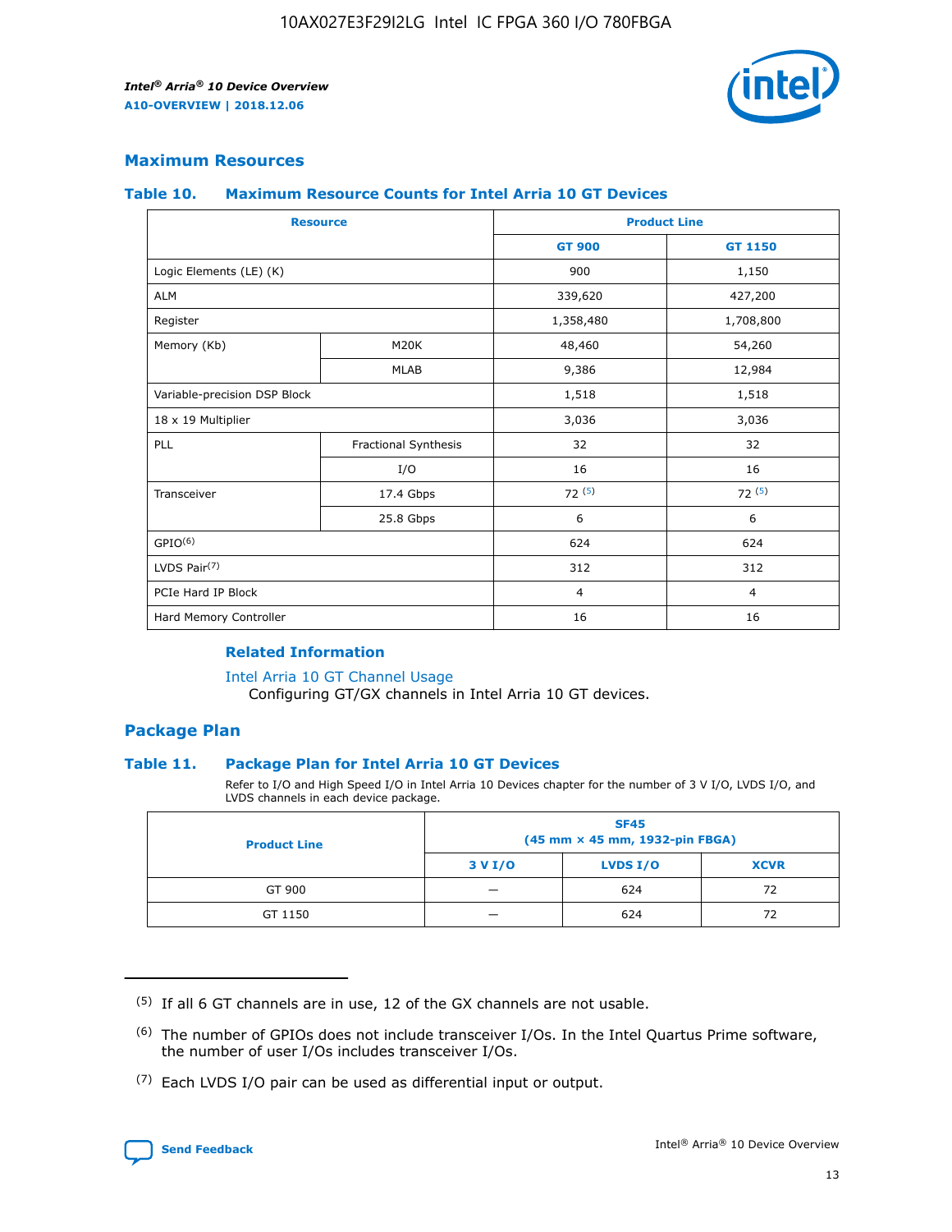## Maximum Resources

### Table 10. Maximum Resource Counts for Intel Arria 10 GT Devices

| Resource | | Product Line | |
|---|---|---|---|
| | | GT 900 | GT 1150 |
| Logic Elements (LE) (K) | | 900 | 1,150 |
| ALM | | 339,620 | 427,200 |
| Register | | 1,358,480 | 1,708,800 |
| Memory (Kb) | M20K | 48,460 | 54,260 |
| | MLAB | 9,386 | 12,984 |
| Variable-precision DSP Block | | 1,518 | 1,518 |
| 18 x 19 Multiplier | | 3,036 | 3,036 |
| PLL | Fractional Synthesis | 32 | 32 |
| | I/O | 16 | 16 |
| Transceiver | 17.4 Gbps | 72 [5] | 72 [5] |
| | 25.8 Gbps | 6 | 6 |
| GPIO[6] | | 624 | 624 |
| LVDS Pair[7] | | 312 | 312 |
| PCIe Hard IP Block | | 4 | 4 |
| Hard Memory Controller | | 16 | 16 |

#### Related Information

Intel Arria 10 GT Channel Usage
Configuring GT/GX channels in Intel Arria 10 GT devices.

## Package Plan

### Table 11. Package Plan for Intel Arria 10 GT Devices

Refer to I/O and High Speed I/O in Intel Arria 10 Devices chapter for the number of 3 V I/O, LVDS I/O, and LVDS channels in each device package.

| Product Line | SF45 (45 mm × 45 mm, 1932-pin FBGA) | | |
|---|---|---|---|
| | 3 V I/O | LVDS I/O | XCVR |
| GT 900 | — | 624 | 72 |
| GT 1150 | — | 624 | 72 |

(5) If all 6 GT channels are in use, 12 of the GX channels are not usable.

(6) The number of GPIOs does not include transceiver I/Os. In the Intel Quartus Prime software, the number of user I/Os includes transceiver I/Os.

(7) Each LVDS I/O pair can be used as differential input or output.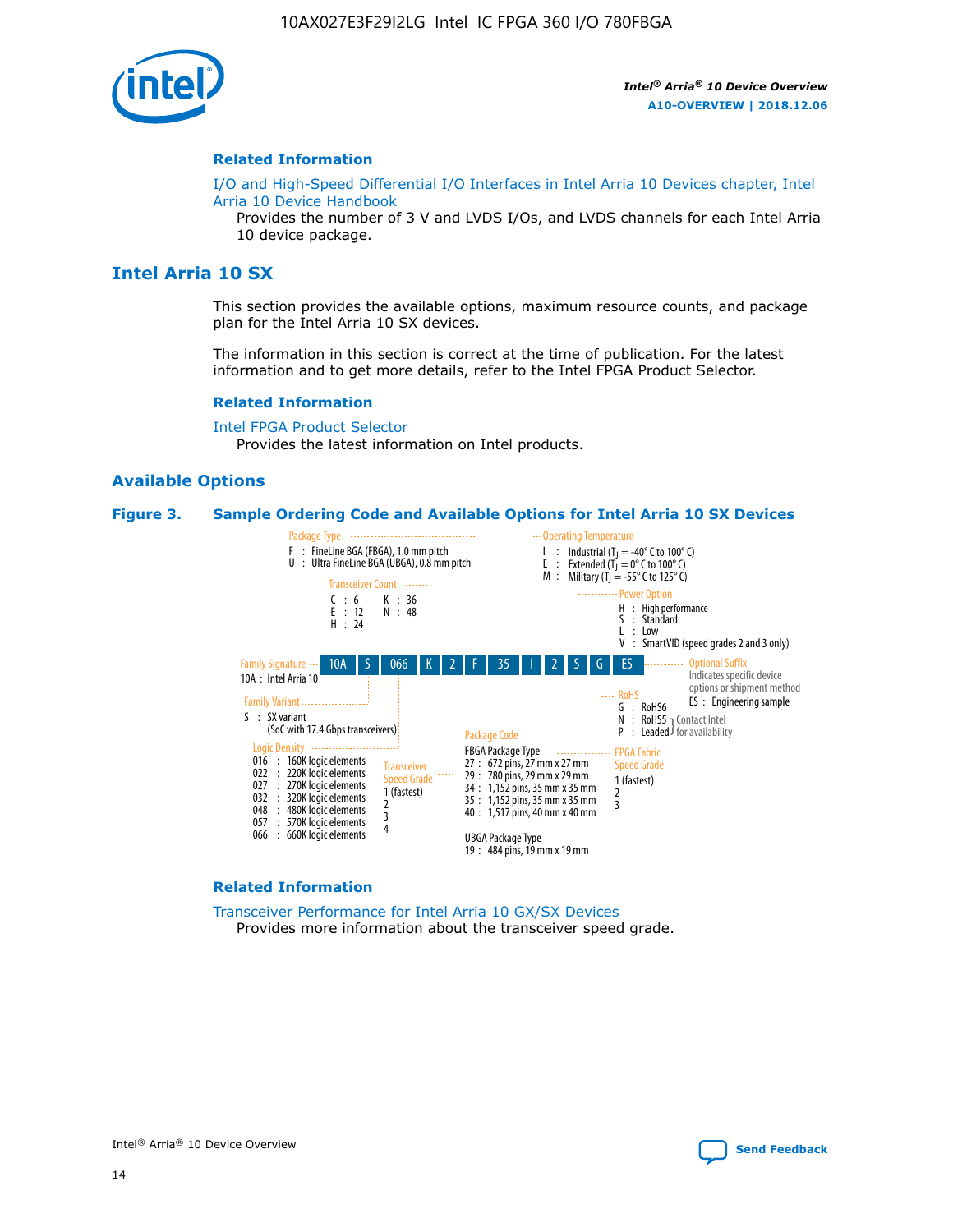## Related Information

I/O and High-Speed Differential I/O Interfaces in Intel Arria 10 Devices chapter, Intel Arria 10 Device Handbook

Provides the number of 3 V and LVDS I/Os, and LVDS channels for each Intel Arria 10 device package.

# Intel Arria 10 SX

This section provides the available options, maximum resource counts, and package plan for the Intel Arria 10 SX devices.

The information in this section is correct at the time of publication. For the latest information and to get more details, refer to the Intel FPGA Product Selector.

## Related Information

Intel FPGA Product Selector

Provides the latest information on Intel products.

## Available Options

**Figure 3. Sample Ordering Code and Available Options for Intel Arria 10 SX Devices**

Sample ordering code: 10A S 066 K 2 F 35 I 2 S G ES

- **Family Signature**
  - 10A : Intel Arria 10
- **Family Variant**
  - S : SX variant (SoC with 17.4 Gbps transceivers)
- **Logic Density**
  - 016 : 160K logic elements
  - 022 : 220K logic elements
  - 027 : 270K logic elements
  - 032 : 320K logic elements
  - 048 : 480K logic elements
  - 057 : 570K logic elements
  - 066 : 660K logic elements
- **Transceiver Count**
  - C : 6
  - E : 12
  - H : 24
  - K : 36
  - N : 48
- **Transceiver Speed Grade**
  - 1 (fastest)
  - 2
  - 3
  - 4
- **Package Type**
  - F : FineLine BGA (FBGA), 1.0 mm pitch
  - U : Ultra FineLine BGA (UBGA), 0.8 mm pitch
- **Package Code**
  - FBGA Package Type
    - 27 : 672 pins, 27 mm x 27 mm
    - 29 : 780 pins, 29 mm x 29 mm
    - 34 : 1,152 pins, 35 mm x 35 mm
    - 35 : 1,152 pins, 35 mm x 35 mm
    - 40 : 1,517 pins, 40 mm x 40 mm
  - UBGA Package Type
    - 19 : 484 pins, 19 mm x 19 mm
- **Operating Temperature**
  - I : Industrial ($T_J$ = -40° C to 100° C)
  - E : Extended ($T_J$ = 0° C to 100° C)
  - M : Military ($T_J$ = -55° C to 125° C)
- **FPGA Fabric Speed Grade**
  - 1 (fastest)
  - 2
  - 3
- **Power Option**
  - H : High performance
  - S : Standard
  - L : Low
  - V : SmartVID (speed grades 2 and 3 only)
- **RoHS**
  - G : RoHS6
  - N : RoHS5 (Contact Intel for availability)
  - P : Leaded (Contact Intel for availability)
- **Optional Suffix**
  - Indicates specific device options or shipment method
  - ES : Engineering sample

## Related Information

Transceiver Performance for Intel Arria 10 GX/SX Devices

Provides more information about the transceiver speed grade.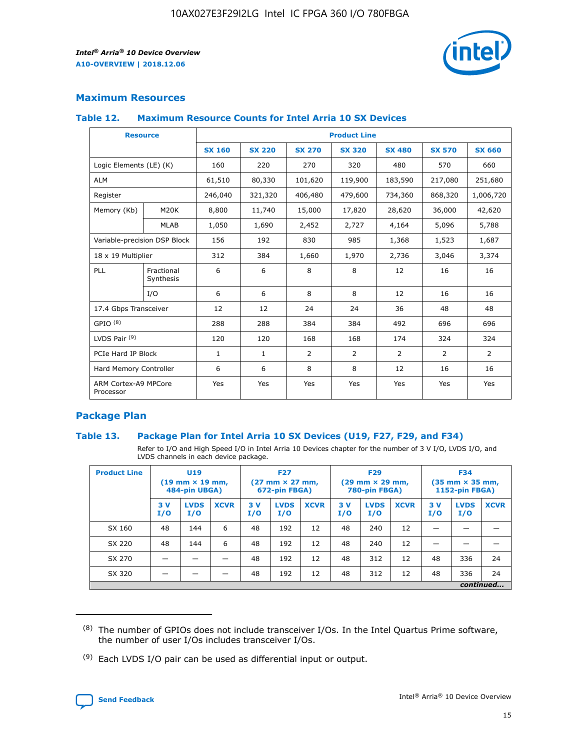## Maximum Resources

### Table 12. Maximum Resource Counts for Intel Arria 10 SX Devices

| Resource | | Product Line | | | | | | |
|---|---|---|---|---|---|---|---|---|
| | | SX 160 | SX 220 | SX 270 | SX 320 | SX 480 | SX 570 | SX 660 |
| Logic Elements (LE) (K) | | 160 | 220 | 270 | 320 | 480 | 570 | 660 |
| ALM | | 61,510 | 80,330 | 101,620 | 119,900 | 183,590 | 217,080 | 251,680 |
| Register | | 246,040 | 321,320 | 406,480 | 479,600 | 734,360 | 868,320 | 1,006,720 |
| Memory (Kb) | M20K | 8,800 | 11,740 | 15,000 | 17,820 | 28,620 | 36,000 | 42,620 |
| | MLAB | 1,050 | 1,690 | 2,452 | 2,727 | 4,164 | 5,096 | 5,788 |
| Variable-precision DSP Block | | 156 | 192 | 830 | 985 | 1,368 | 1,523 | 1,687 |
| 18 x 19 Multiplier | | 312 | 384 | 1,660 | 1,970 | 2,736 | 3,046 | 3,374 |
| PLL | Fractional Synthesis | 6 | 6 | 8 | 8 | 12 | 16 | 16 |
| | I/O | 6 | 6 | 8 | 8 | 12 | 16 | 16 |
| 17.4 Gbps Transceiver | | 12 | 12 | 24 | 24 | 36 | 48 | 48 |
| GPIO [8] | | 288 | 288 | 384 | 384 | 492 | 696 | 696 |
| LVDS Pair [9] | | 120 | 120 | 168 | 168 | 174 | 324 | 324 |
| PCIe Hard IP Block | | 1 | 1 | 2 | 2 | 2 | 2 | 2 |
| Hard Memory Controller | | 6 | 6 | 8 | 8 | 12 | 16 | 16 |
| ARM Cortex-A9 MPCore Processor | | Yes | Yes | Yes | Yes | Yes | Yes | Yes |

## Package Plan

### Table 13. Package Plan for Intel Arria 10 SX Devices (U19, F27, F29, and F34)

Refer to I/O and High Speed I/O in Intel Arria 10 Devices chapter for the number of 3 V I/O, LVDS I/O, and LVDS channels in each device package.

| Product Line | U19 (19 mm × 19 mm, 484-pin UBGA) | | | F27 (27 mm × 27 mm, 672-pin FBGA) | | | F29 (29 mm × 29 mm, 780-pin FBGA) | | | F34 (35 mm × 35 mm, 1152-pin FBGA) | | |
|---|---|---|---|---|---|---|---|---|---|---|---|---|
| | 3 V I/O | LVDS I/O | XCVR | 3 V I/O | LVDS I/O | XCVR | 3 V I/O | LVDS I/O | XCVR | 3 V I/O | LVDS I/O | XCVR |
| SX 160 | 48 | 144 | 6 | 48 | 192 | 12 | 48 | 240 | 12 | — | — | — |
| SX 220 | 48 | 144 | 6 | 48 | 192 | 12 | 48 | 240 | 12 | — | — | — |
| SX 270 | — | — | — | 48 | 192 | 12 | 48 | 312 | 12 | 48 | 336 | 24 |
| SX 320 | — | — | — | 48 | 192 | 12 | 48 | 312 | 12 | 48 | 336 | 24 |

*continued...*

(8) The number of GPIOs does not include transceiver I/Os. In the Intel Quartus Prime software, the number of user I/Os includes transceiver I/Os.

(9) Each LVDS I/O pair can be used as differential input or output.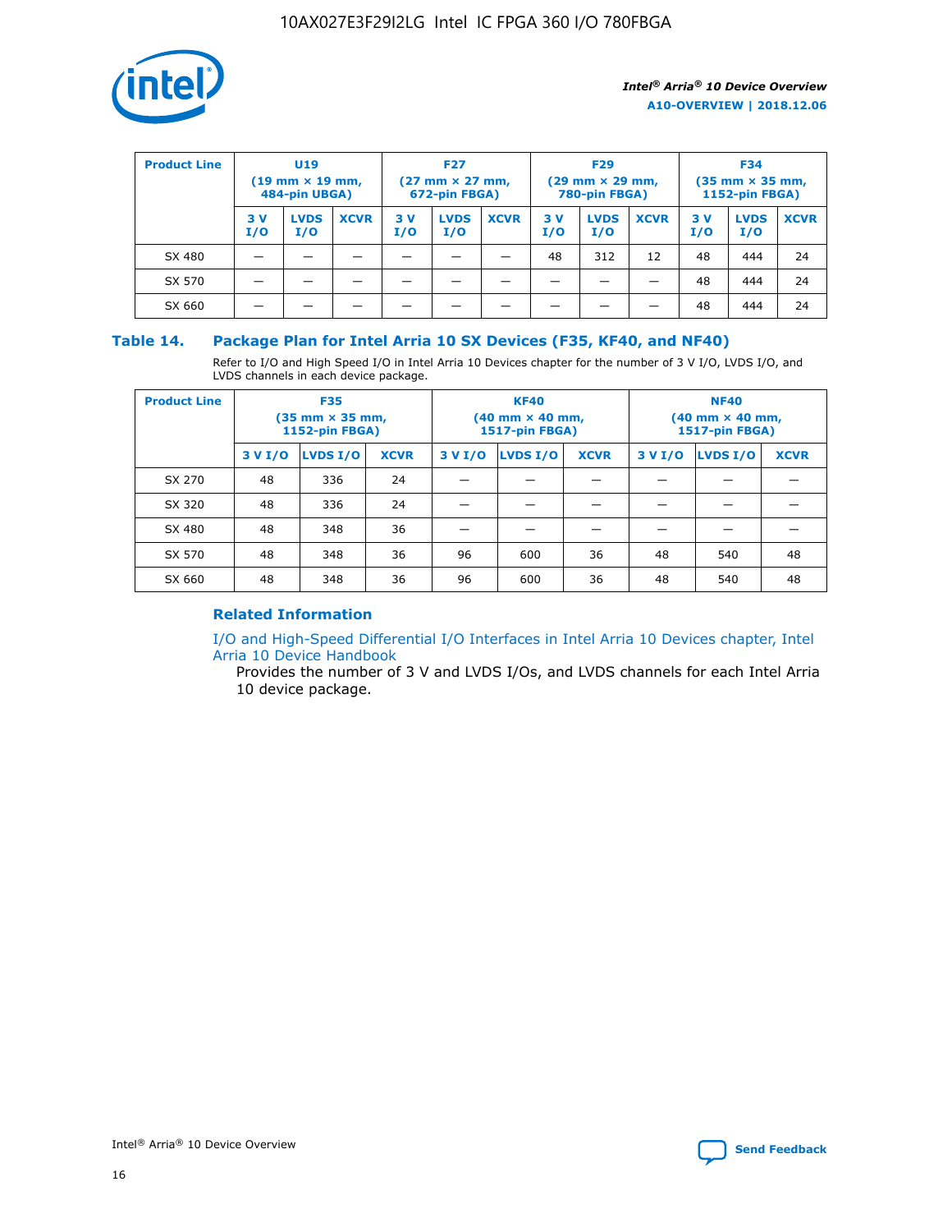| Product Line | U19 (19 mm × 19 mm, 484-pin UBGA) | | | F27 (27 mm × 27 mm, 672-pin FBGA) | | | F29 (29 mm × 29 mm, 780-pin FBGA) | | | F34 (35 mm × 35 mm, 1152-pin FBGA) | | |
|---|---|---|---|---|---|---|---|---|---|---|---|---|
| | 3 V I/O | LVDS I/O | XCVR | 3 V I/O | LVDS I/O | XCVR | 3 V I/O | LVDS I/O | XCVR | 3 V I/O | LVDS I/O | XCVR |
| SX 480 | — | — | — | — | — | — | 48 | 312 | 12 | 48 | 444 | 24 |
| SX 570 | — | — | — | — | — | — | — | — | — | 48 | 444 | 24 |
| SX 660 | — | — | — | — | — | — | — | — | — | 48 | 444 | 24 |

### Table 14. Package Plan for Intel Arria 10 SX Devices (F35, KF40, and NF40)

Refer to I/O and High Speed I/O in Intel Arria 10 Devices chapter for the number of 3 V I/O, LVDS I/O, and LVDS channels in each device package.

| Product Line | F35 (35 mm × 35 mm, 1152-pin FBGA) | | | KF40 (40 mm × 40 mm, 1517-pin FBGA) | | | NF40 (40 mm × 40 mm, 1517-pin FBGA) | | |
|---|---|---|---|---|---|---|---|---|---|
| | 3 V I/O | LVDS I/O | XCVR | 3 V I/O | LVDS I/O | XCVR | 3 V I/O | LVDS I/O | XCVR |
| SX 270 | 48 | 336 | 24 | — | — | — | — | — | — |
| SX 320 | 48 | 336 | 24 | — | — | — | — | — | — |
| SX 480 | 48 | 348 | 36 | — | — | — | — | — | — |
| SX 570 | 48 | 348 | 36 | 96 | 600 | 36 | 48 | 540 | 48 |
| SX 660 | 48 | 348 | 36 | 96 | 600 | 36 | 48 | 540 | 48 |

#### Related Information

I/O and High-Speed Differential I/O Interfaces in Intel Arria 10 Devices chapter, Intel Arria 10 Device Handbook

Provides the number of 3 V and LVDS I/Os, and LVDS channels for each Intel Arria 10 device package.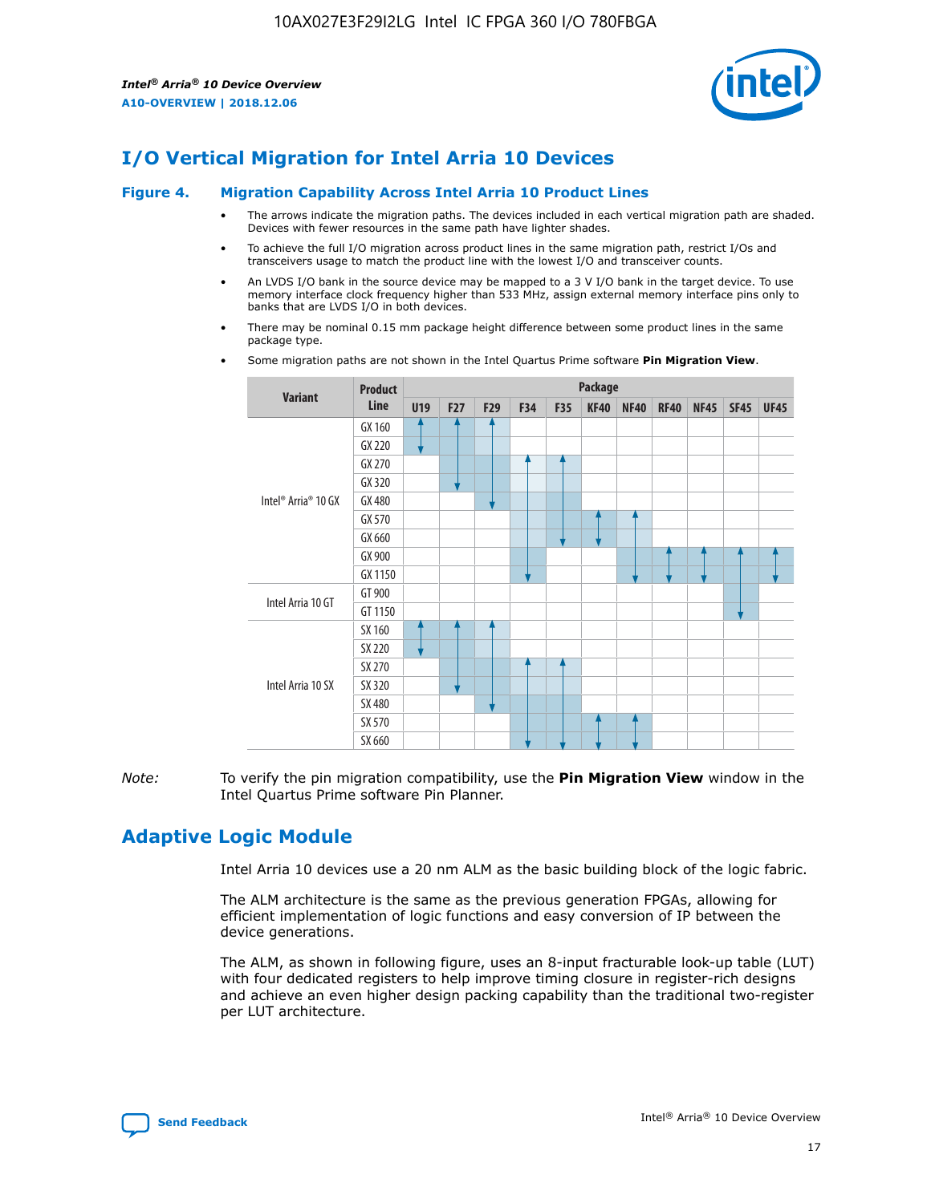# I/O Vertical Migration for Intel Arria 10 Devices

**Figure 4. Migration Capability Across Intel Arria 10 Product Lines**

- The arrows indicate the migration paths. The devices included in each vertical migration path are shaded. Devices with fewer resources in the same path have lighter shades.
- To achieve the full I/O migration across product lines in the same migration path, restrict I/Os and transceivers usage to match the product line with the lowest I/O and transceiver counts.
- An LVDS I/O bank in the source device may be mapped to a 3 V I/O bank in the target device. To use memory interface clock frequency higher than 533 MHz, assign external memory interface pins only to banks that are LVDS I/O in both devices.
- There may be nominal 0.15 mm package height difference between some product lines in the same package type.
- Some migration paths are not shown in the Intel Quartus Prime software **Pin Migration View**.

| Variant | Product Line | Package | | | | | | | | | | |
|---|---|---|---|---|---|---|---|---|---|---|---|---|
| | | U19 | F27 | F29 | F34 | F35 | KF40 | NF40 | RF40 | NF45 | SF45 | UF45 |
| Intel® Arria® 10 GX | GX 160 | | | | | | | | | | | |
| | GX 220 | | | | | | | | | | | |
| | GX 270 | | | | | | | | | | | |
| | GX 320 | | | | | | | | | | | |
| | GX 480 | | | | | | | | | | | |
| | GX 570 | | | | | | | | | | | |
| | GX 660 | | | | | | | | | | | |
| | GX 900 | | | | | | | | | | | |
| | GX 1150 | | | | | | | | | | | |
| Intel Arria 10 GT | GT 900 | | | | | | | | | | | |
| | GT 1150 | | | | | | | | | | | |
| Intel Arria 10 SX | SX 160 | | | | | | | | | | | |
| | SX 220 | | | | | | | | | | | |
| | SX 270 | | | | | | | | | | | |
| | SX 320 | | | | | | | | | | | |
| | SX 480 | | | | | | | | | | | |
| | SX 570 | | | | | | | | | | | |
| | SX 660 | | | | | | | | | | | |

*Note:* To verify the pin migration compatibility, use the **Pin Migration View** window in the Intel Quartus Prime software Pin Planner.

# Adaptive Logic Module

Intel Arria 10 devices use a 20 nm ALM as the basic building block of the logic fabric.

The ALM architecture is the same as the previous generation FPGAs, allowing for efficient implementation of logic functions and easy conversion of IP between the device generations.

The ALM, as shown in following figure, uses an 8-input fracturable look-up table (LUT) with four dedicated registers to help improve timing closure in register-rich designs and achieve an even higher design packing capability than the traditional two-register per LUT architecture.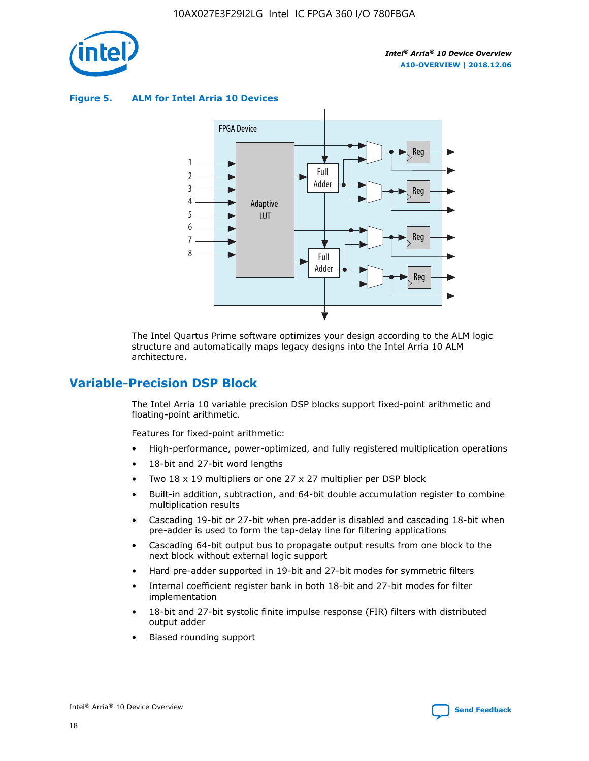**Figure 5. ALM for Intel Arria 10 Devices**

The Intel Quartus Prime software optimizes your design according to the ALM logic structure and automatically maps legacy designs into the Intel Arria 10 ALM architecture.

## Variable-Precision DSP Block

The Intel Arria 10 variable precision DSP blocks support fixed-point arithmetic and floating-point arithmetic.

Features for fixed-point arithmetic:

- High-performance, power-optimized, and fully registered multiplication operations
- 18-bit and 27-bit word lengths
- Two 18 x 19 multipliers or one 27 x 27 multiplier per DSP block
- Built-in addition, subtraction, and 64-bit double accumulation register to combine multiplication results
- Cascading 19-bit or 27-bit when pre-adder is disabled and cascading 18-bit when pre-adder is used to form the tap-delay line for filtering applications
- Cascading 64-bit output bus to propagate output results from one block to the next block without external logic support
- Hard pre-adder supported in 19-bit and 27-bit modes for symmetric filters
- Internal coefficient register bank in both 18-bit and 27-bit modes for filter implementation
- 18-bit and 27-bit systolic finite impulse response (FIR) filters with distributed output adder
- Biased rounding support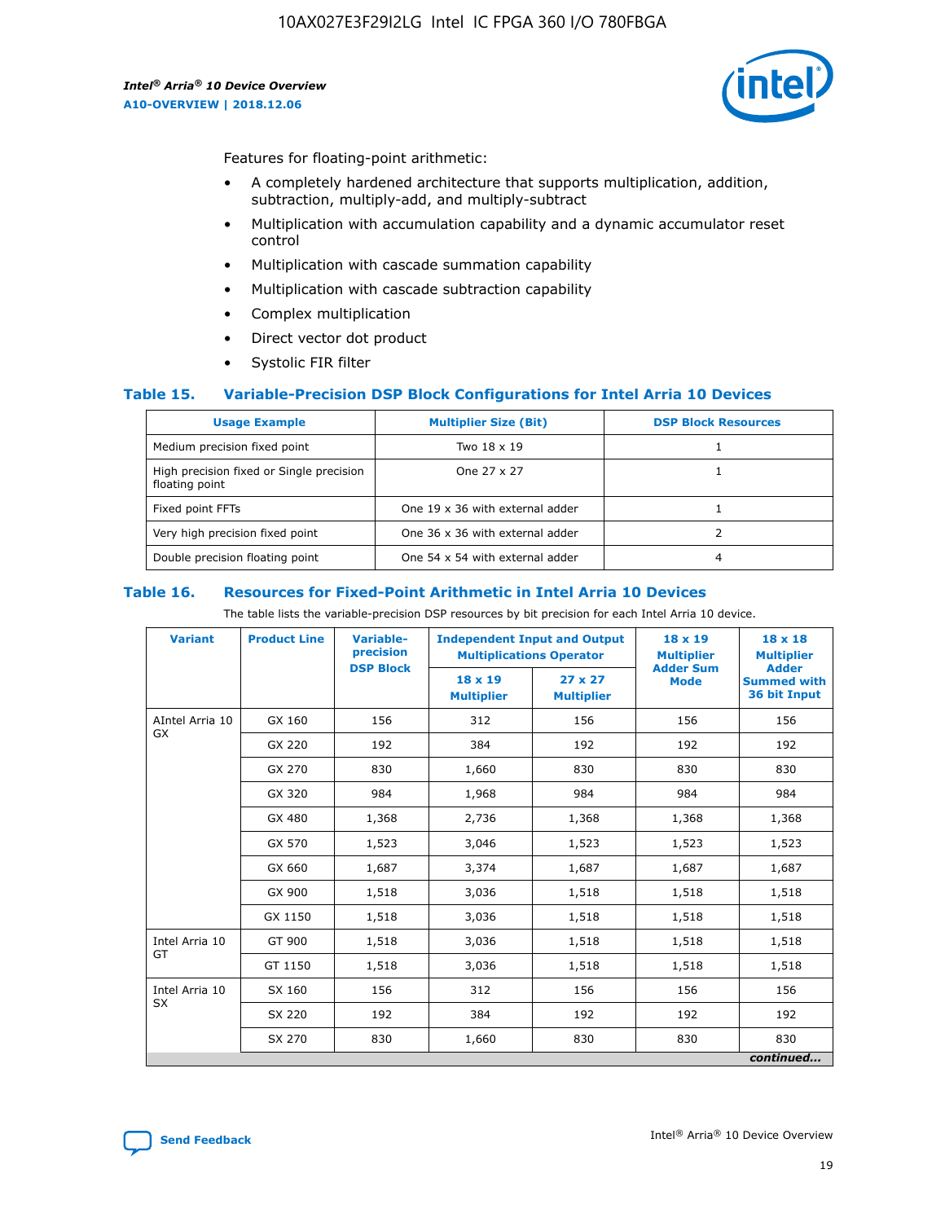Features for floating-point arithmetic:

- A completely hardened architecture that supports multiplication, addition, subtraction, multiply-add, and multiply-subtract
- Multiplication with accumulation capability and a dynamic accumulator reset control
- Multiplication with cascade summation capability
- Multiplication with cascade subtraction capability
- Complex multiplication
- Direct vector dot product
- Systolic FIR filter

### Table 15. Variable-Precision DSP Block Configurations for Intel Arria 10 Devices

| Usage Example | Multiplier Size (Bit) | DSP Block Resources |
|---|---|---|
| Medium precision fixed point | Two 18 x 19 | 1 |
| High precision fixed or Single precision floating point | One 27 x 27 | 1 |
| Fixed point FFTs | One 19 x 36 with external adder | 1 |
| Very high precision fixed point | One 36 x 36 with external adder | 2 |
| Double precision floating point | One 54 x 54 with external adder | 4 |

### Table 16. Resources for Fixed-Point Arithmetic in Intel Arria 10 Devices

The table lists the variable-precision DSP resources by bit precision for each Intel Arria 10 device.

| Variant | Product Line | Variable-precision DSP Block | Independent Input and Output Multiplications Operator | | 18 x 19 Multiplier Adder Sum Mode | 18 x 18 Multiplier Adder Summed with 36 bit Input |
|---|---|---|---|---|---|---|
| | | | 18 x 19 Multiplier | 27 x 27 Multiplier | | |
| AIntel Arria 10 GX | GX 160 | 156 | 312 | 156 | 156 | 156 |
| | GX 220 | 192 | 384 | 192 | 192 | 192 |
| | GX 270 | 830 | 1,660 | 830 | 830 | 830 |
| | GX 320 | 984 | 1,968 | 984 | 984 | 984 |
| | GX 480 | 1,368 | 2,736 | 1,368 | 1,368 | 1,368 |
| | GX 570 | 1,523 | 3,046 | 1,523 | 1,523 | 1,523 |
| | GX 660 | 1,687 | 3,374 | 1,687 | 1,687 | 1,687 |
| | GX 900 | 1,518 | 3,036 | 1,518 | 1,518 | 1,518 |
| | GX 1150 | 1,518 | 3,036 | 1,518 | 1,518 | 1,518 |
| Intel Arria 10 GT | GT 900 | 1,518 | 3,036 | 1,518 | 1,518 | 1,518 |
| | GT 1150 | 1,518 | 3,036 | 1,518 | 1,518 | 1,518 |
| Intel Arria 10 SX | SX 160 | 156 | 312 | 156 | 156 | 156 |
| | SX 220 | 192 | 384 | 192 | 192 | 192 |
| | SX 270 | 830 | 1,660 | 830 | 830 | 830 |

*continued...*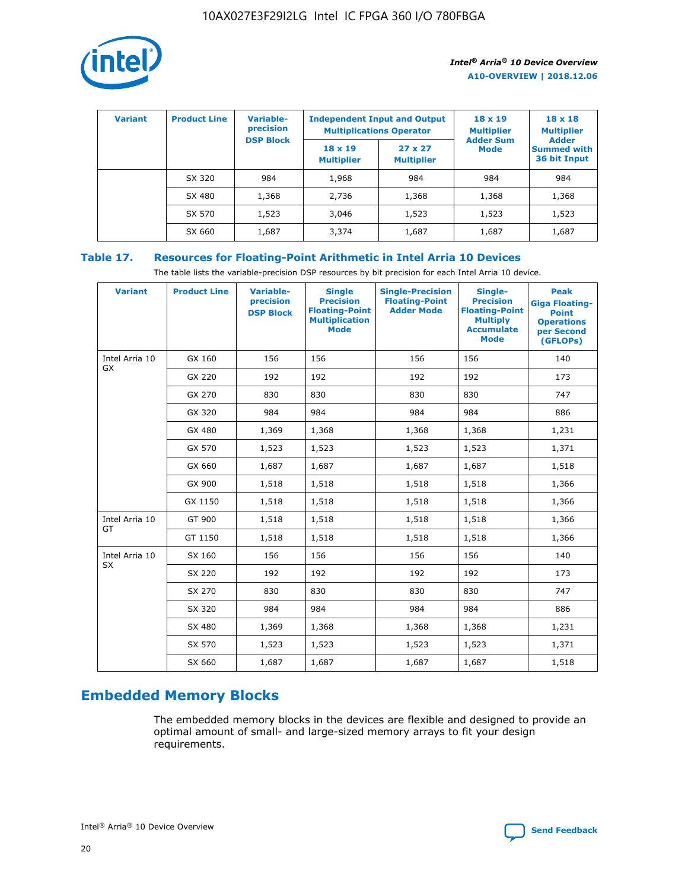| Variant | Product Line | Variable-precision DSP Block | Independent Input and Output Multiplications Operator | | 18 x 19 Multiplier Adder Sum Mode | 18 x 18 Multiplier Adder Summed with 36 bit Input |
|---|---|---|---|---|---|---|
| | | | 18 x 19 Multiplier | 27 x 27 Multiplier | | |
| | SX 320 | 984 | 1,968 | 984 | 984 | 984 |
| | SX 480 | 1,368 | 2,736 | 1,368 | 1,368 | 1,368 |
| | SX 570 | 1,523 | 3,046 | 1,523 | 1,523 | 1,523 |
| | SX 660 | 1,687 | 3,374 | 1,687 | 1,687 | 1,687 |

**Table 17. Resources for Floating-Point Arithmetic in Intel Arria 10 Devices**

The table lists the variable-precision DSP resources by bit precision for each Intel Arria 10 device.

| Variant | Product Line | Variable-precision DSP Block | Single Precision Floating-Point Multiplication Mode | Single-Precision Floating-Point Adder Mode | Single-Precision Floating-Point Multiply Accumulate Mode | Peak Giga Floating-Point Operations per Second (GFLOPs) |
|---|---|---|---|---|---|---|
| Intel Arria 10 GX | GX 160 | 156 | 156 | 156 | 156 | 140 |
| | GX 220 | 192 | 192 | 192 | 192 | 173 |
| | GX 270 | 830 | 830 | 830 | 830 | 747 |
| | GX 320 | 984 | 984 | 984 | 984 | 886 |
| | GX 480 | 1,369 | 1,368 | 1,368 | 1,368 | 1,231 |
| | GX 570 | 1,523 | 1,523 | 1,523 | 1,523 | 1,371 |
| | GX 660 | 1,687 | 1,687 | 1,687 | 1,687 | 1,518 |
| | GX 900 | 1,518 | 1,518 | 1,518 | 1,518 | 1,366 |
| | GX 1150 | 1,518 | 1,518 | 1,518 | 1,518 | 1,366 |
| Intel Arria 10 GT | GT 900 | 1,518 | 1,518 | 1,518 | 1,518 | 1,366 |
| | GT 1150 | 1,518 | 1,518 | 1,518 | 1,518 | 1,366 |
| Intel Arria 10 SX | SX 160 | 156 | 156 | 156 | 156 | 140 |
| | SX 220 | 192 | 192 | 192 | 192 | 173 |
| | SX 270 | 830 | 830 | 830 | 830 | 747 |
| | SX 320 | 984 | 984 | 984 | 984 | 886 |
| | SX 480 | 1,369 | 1,368 | 1,368 | 1,368 | 1,231 |
| | SX 570 | 1,523 | 1,523 | 1,523 | 1,523 | 1,371 |
| | SX 660 | 1,687 | 1,687 | 1,687 | 1,687 | 1,518 |

## Embedded Memory Blocks

The embedded memory blocks in the devices are flexible and designed to provide an optimal amount of small- and large-sized memory arrays to fit your design requirements.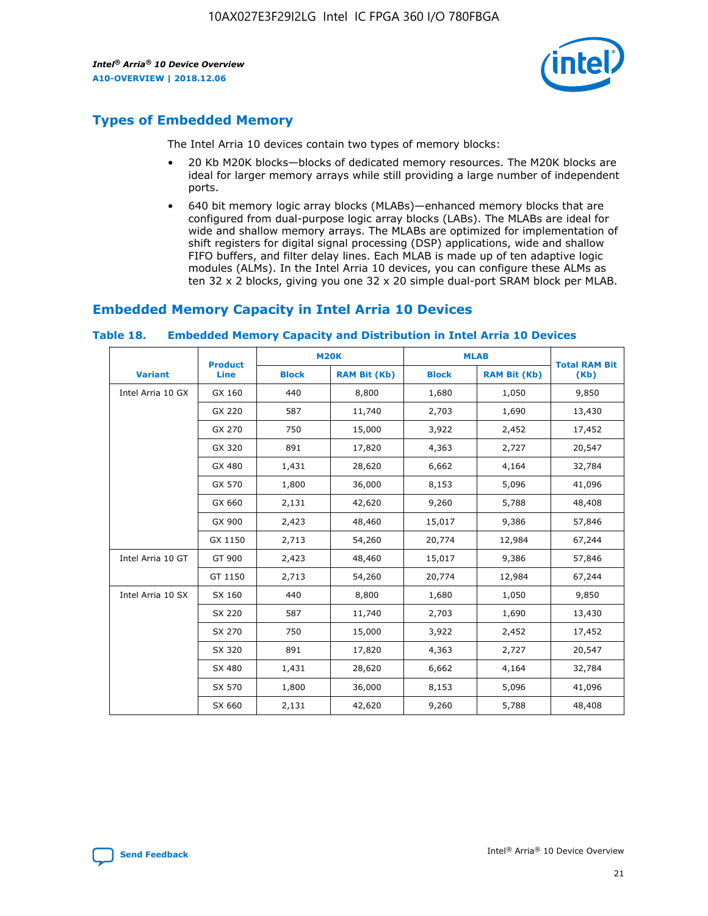## Types of Embedded Memory

The Intel Arria 10 devices contain two types of memory blocks:

- 20 Kb M20K blocks—blocks of dedicated memory resources. The M20K blocks are ideal for larger memory arrays while still providing a large number of independent ports.
- 640 bit memory logic array blocks (MLABs)—enhanced memory blocks that are configured from dual-purpose logic array blocks (LABs). The MLABs are ideal for wide and shallow memory arrays. The MLABs are optimized for implementation of shift registers for digital signal processing (DSP) applications, wide and shallow FIFO buffers, and filter delay lines. Each MLAB is made up of ten adaptive logic modules (ALMs). In the Intel Arria 10 devices, you can configure these ALMs as ten 32 x 2 blocks, giving you one 32 x 20 simple dual-port SRAM block per MLAB.

## Embedded Memory Capacity in Intel Arria 10 Devices

### Table 18. Embedded Memory Capacity and Distribution in Intel Arria 10 Devices

| Variant | Product Line | M20K | | MLAB | | Total RAM Bit (Kb) |
|---|---|---|---|---|---|---|
| | | Block | RAM Bit (Kb) | Block | RAM Bit (Kb) | |
| Intel Arria 10 GX | GX 160 | 440 | 8,800 | 1,680 | 1,050 | 9,850 |
| | GX 220 | 587 | 11,740 | 2,703 | 1,690 | 13,430 |
| | GX 270 | 750 | 15,000 | 3,922 | 2,452 | 17,452 |
| | GX 320 | 891 | 17,820 | 4,363 | 2,727 | 20,547 |
| | GX 480 | 1,431 | 28,620 | 6,662 | 4,164 | 32,784 |
| | GX 570 | 1,800 | 36,000 | 8,153 | 5,096 | 41,096 |
| | GX 660 | 2,131 | 42,620 | 9,260 | 5,788 | 48,408 |
| | GX 900 | 2,423 | 48,460 | 15,017 | 9,386 | 57,846 |
| | GX 1150 | 2,713 | 54,260 | 20,774 | 12,984 | 67,244 |
| Intel Arria 10 GT | GT 900 | 2,423 | 48,460 | 15,017 | 9,386 | 57,846 |
| | GT 1150 | 2,713 | 54,260 | 20,774 | 12,984 | 67,244 |
| Intel Arria 10 SX | SX 160 | 440 | 8,800 | 1,680 | 1,050 | 9,850 |
| | SX 220 | 587 | 11,740 | 2,703 | 1,690 | 13,430 |
| | SX 270 | 750 | 15,000 | 3,922 | 2,452 | 17,452 |
| | SX 320 | 891 | 17,820 | 4,363 | 2,727 | 20,547 |
| | SX 480 | 1,431 | 28,620 | 6,662 | 4,164 | 32,784 |
| | SX 570 | 1,800 | 36,000 | 8,153 | 5,096 | 41,096 |
| | SX 660 | 2,131 | 42,620 | 9,260 | 5,788 | 48,408 |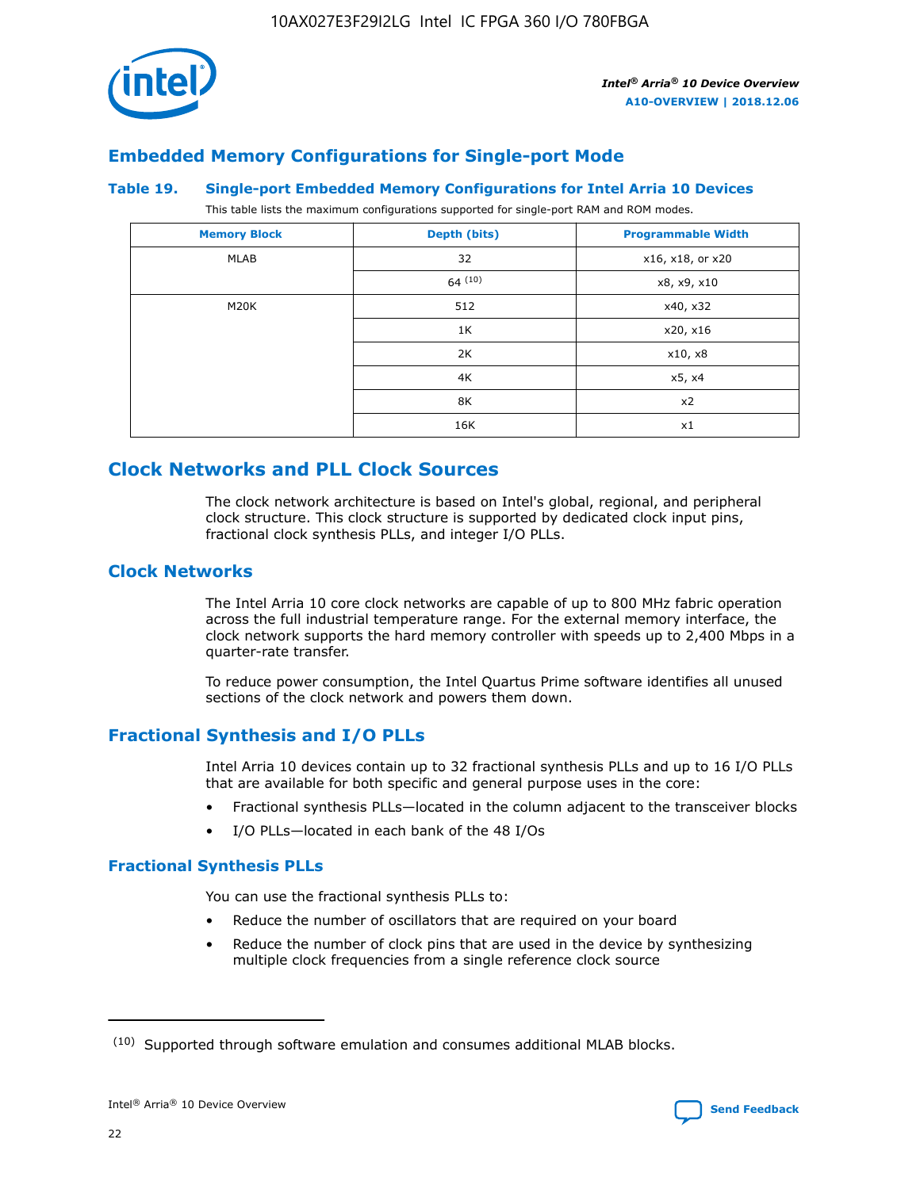## Embedded Memory Configurations for Single-port Mode

### Table 19. Single-port Embedded Memory Configurations for Intel Arria 10 Devices

This table lists the maximum configurations supported for single-port RAM and ROM modes.

| Memory Block | Depth (bits) | Programmable Width |
|---|---|---|
| MLAB | 32 | x16, x18, or x20 |
| | 64 (10) | x8, x9, x10 |
| M20K | 512 | x40, x32 |
| | 1K | x20, x16 |
| | 2K | x10, x8 |
| | 4K | x5, x4 |
| | 8K | x2 |
| | 16K | x1 |

## Clock Networks and PLL Clock Sources

The clock network architecture is based on Intel's global, regional, and peripheral clock structure. This clock structure is supported by dedicated clock input pins, fractional clock synthesis PLLs, and integer I/O PLLs.

## Clock Networks

The Intel Arria 10 core clock networks are capable of up to 800 MHz fabric operation across the full industrial temperature range. For the external memory interface, the clock network supports the hard memory controller with speeds up to 2,400 Mbps in a quarter-rate transfer.

To reduce power consumption, the Intel Quartus Prime software identifies all unused sections of the clock network and powers them down.

## Fractional Synthesis and I/O PLLs

Intel Arria 10 devices contain up to 32 fractional synthesis PLLs and up to 16 I/O PLLs that are available for both specific and general purpose uses in the core:

- Fractional synthesis PLLs—located in the column adjacent to the transceiver blocks
- I/O PLLs—located in each bank of the 48 I/Os

### Fractional Synthesis PLLs

You can use the fractional synthesis PLLs to:

- Reduce the number of oscillators that are required on your board
- Reduce the number of clock pins that are used in the device by synthesizing multiple clock frequencies from a single reference clock source

(10) Supported through software emulation and consumes additional MLAB blocks.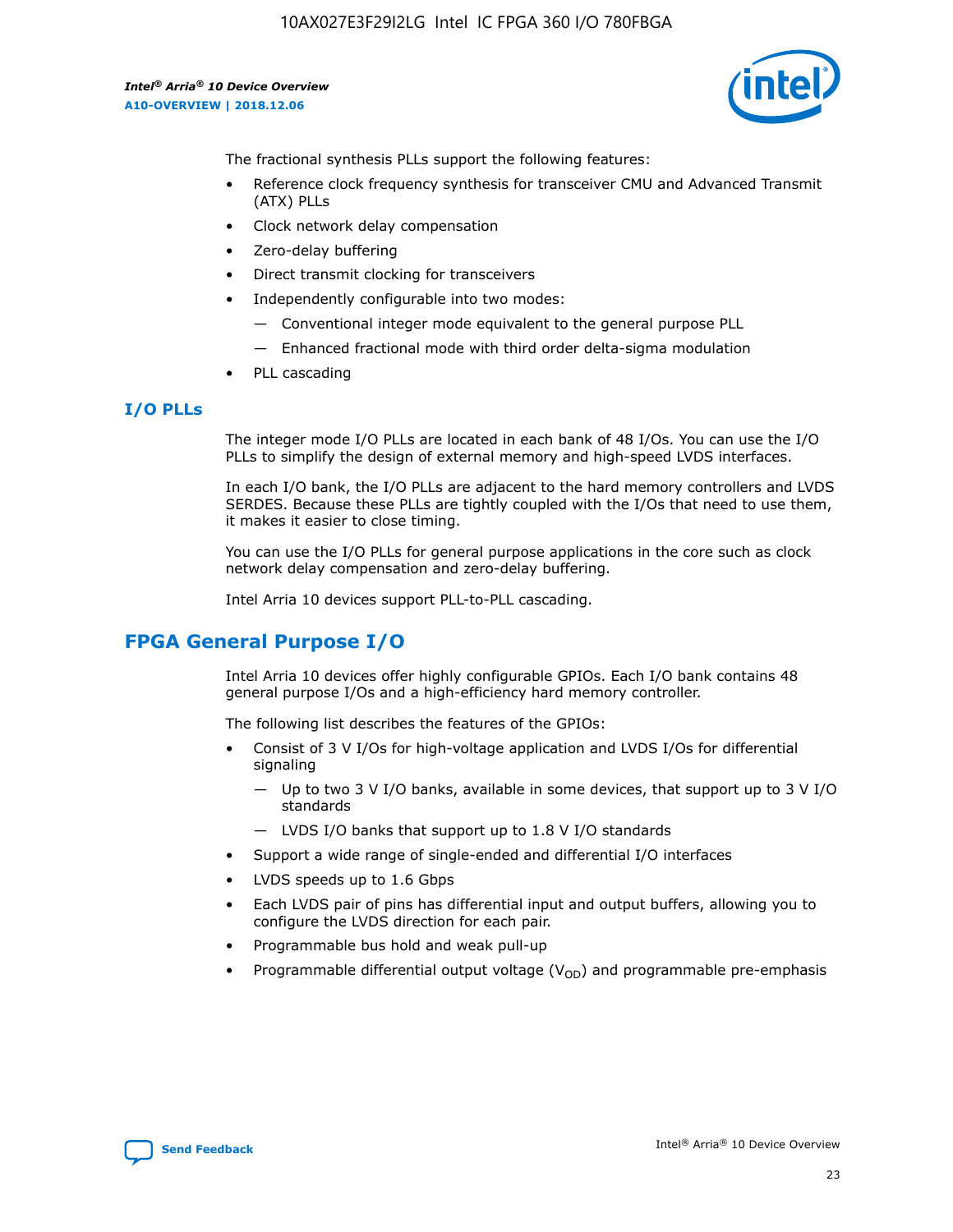The fractional synthesis PLLs support the following features:

- Reference clock frequency synthesis for transceiver CMU and Advanced Transmit (ATX) PLLs
- Clock network delay compensation
- Zero-delay buffering
- Direct transmit clocking for transceivers
- Independently configurable into two modes:
  - — Conventional integer mode equivalent to the general purpose PLL
  - — Enhanced fractional mode with third order delta-sigma modulation
- PLL cascading

### I/O PLLs

The integer mode I/O PLLs are located in each bank of 48 I/Os. You can use the I/O PLLs to simplify the design of external memory and high-speed LVDS interfaces.

In each I/O bank, the I/O PLLs are adjacent to the hard memory controllers and LVDS SERDES. Because these PLLs are tightly coupled with the I/Os that need to use them, it makes it easier to close timing.

You can use the I/O PLLs for general purpose applications in the core such as clock network delay compensation and zero-delay buffering.

Intel Arria 10 devices support PLL-to-PLL cascading.

## FPGA General Purpose I/O

Intel Arria 10 devices offer highly configurable GPIOs. Each I/O bank contains 48 general purpose I/Os and a high-efficiency hard memory controller.

The following list describes the features of the GPIOs:

- Consist of 3 V I/Os for high-voltage application and LVDS I/Os for differential signaling
  - — Up to two 3 V I/O banks, available in some devices, that support up to 3 V I/O standards
  - — LVDS I/O banks that support up to 1.8 V I/O standards
- Support a wide range of single-ended and differential I/O interfaces
- LVDS speeds up to 1.6 Gbps
- Each LVDS pair of pins has differential input and output buffers, allowing you to configure the LVDS direction for each pair.
- Programmable bus hold and weak pull-up
- Programmable differential output voltage ($V_{OD}$) and programmable pre-emphasis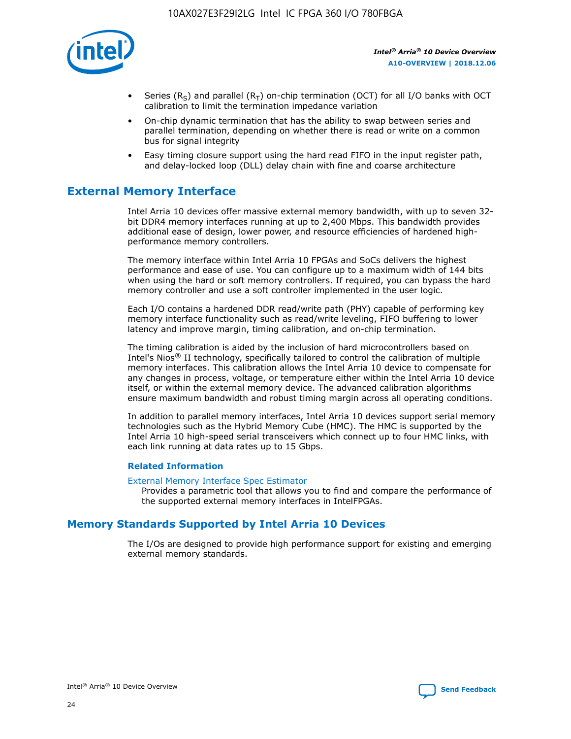- Series ($R_S$) and parallel ($R_T$) on-chip termination (OCT) for all I/O banks with OCT calibration to limit the termination impedance variation
- On-chip dynamic termination that has the ability to swap between series and parallel termination, depending on whether there is read or write on a common bus for signal integrity
- Easy timing closure support using the hard read FIFO in the input register path, and delay-locked loop (DLL) delay chain with fine and coarse architecture

## External Memory Interface

Intel Arria 10 devices offer massive external memory bandwidth, with up to seven 32-bit DDR4 memory interfaces running at up to 2,400 Mbps. This bandwidth provides additional ease of design, lower power, and resource efficiencies of hardened high-performance memory controllers.

The memory interface within Intel Arria 10 FPGAs and SoCs delivers the highest performance and ease of use. You can configure up to a maximum width of 144 bits when using the hard or soft memory controllers. If required, you can bypass the hard memory controller and use a soft controller implemented in the user logic.

Each I/O contains a hardened DDR read/write path (PHY) capable of performing key memory interface functionality such as read/write leveling, FIFO buffering to lower latency and improve margin, timing calibration, and on-chip termination.

The timing calibration is aided by the inclusion of hard microcontrollers based on Intel's Nios® II technology, specifically tailored to control the calibration of multiple memory interfaces. This calibration allows the Intel Arria 10 device to compensate for any changes in process, voltage, or temperature either within the Intel Arria 10 device itself, or within the external memory device. The advanced calibration algorithms ensure maximum bandwidth and robust timing margin across all operating conditions.

In addition to parallel memory interfaces, Intel Arria 10 devices support serial memory technologies such as the Hybrid Memory Cube (HMC). The HMC is supported by the Intel Arria 10 high-speed serial transceivers which connect up to four HMC links, with each link running at data rates up to 15 Gbps.

### Related Information

External Memory Interface Spec Estimator
Provides a parametric tool that allows you to find and compare the performance of the supported external memory interfaces in IntelFPGAs.

## Memory Standards Supported by Intel Arria 10 Devices

The I/Os are designed to provide high performance support for existing and emerging external memory standards.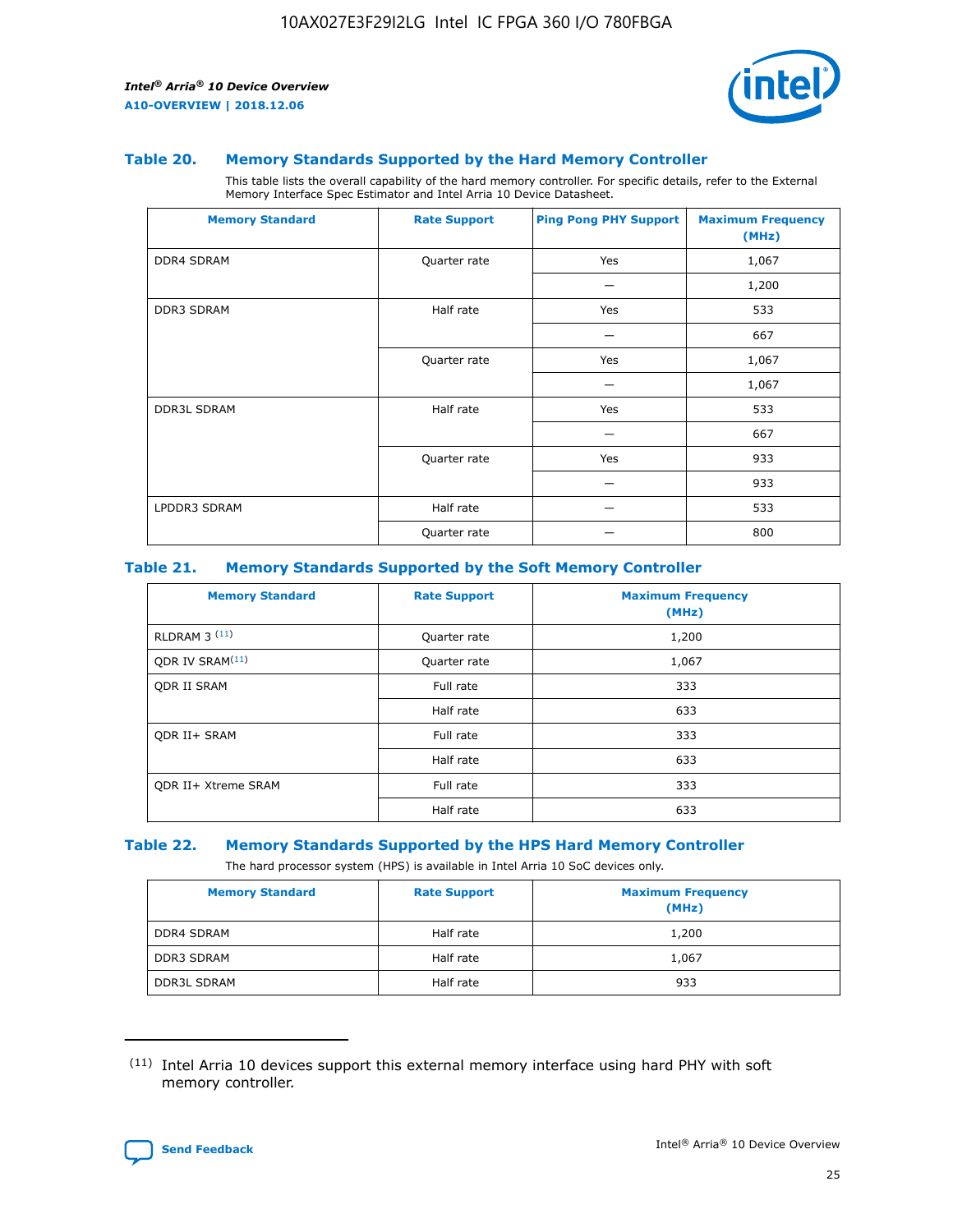### Table 20. Memory Standards Supported by the Hard Memory Controller

This table lists the overall capability of the hard memory controller. For specific details, refer to the External Memory Interface Spec Estimator and Intel Arria 10 Device Datasheet.

| Memory Standard | Rate Support | Ping Pong PHY Support | Maximum Frequency (MHz) |
|---|---|---|---|
| DDR4 SDRAM | Quarter rate | Yes | 1,067 |
| | | — | 1,200 |
| DDR3 SDRAM | Half rate | Yes | 533 |
| | | — | 667 |
| | Quarter rate | Yes | 1,067 |
| | | — | 1,067 |
| DDR3L SDRAM | Half rate | Yes | 533 |
| | | — | 667 |
| | Quarter rate | Yes | 933 |
| | | — | 933 |
| LPDDR3 SDRAM | Half rate | — | 533 |
| | Quarter rate | — | 800 |

### Table 21. Memory Standards Supported by the Soft Memory Controller

| Memory Standard | Rate Support | Maximum Frequency (MHz) |
|---|---|---|
| RLDRAM 3 [(11)] | Quarter rate | 1,200 |
| QDR IV SRAM[(11)] | Quarter rate | 1,067 |
| QDR II SRAM | Full rate | 333 |
| | Half rate | 633 |
| QDR II+ SRAM | Full rate | 333 |
| | Half rate | 633 |
| QDR II+ Xtreme SRAM | Full rate | 333 |
| | Half rate | 633 |

### Table 22. Memory Standards Supported by the HPS Hard Memory Controller

The hard processor system (HPS) is available in Intel Arria 10 SoC devices only.

| Memory Standard | Rate Support | Maximum Frequency (MHz) |
|---|---|---|
| DDR4 SDRAM | Half rate | 1,200 |
| DDR3 SDRAM | Half rate | 1,067 |
| DDR3L SDRAM | Half rate | 933 |

(11) Intel Arria 10 devices support this external memory interface using hard PHY with soft memory controller.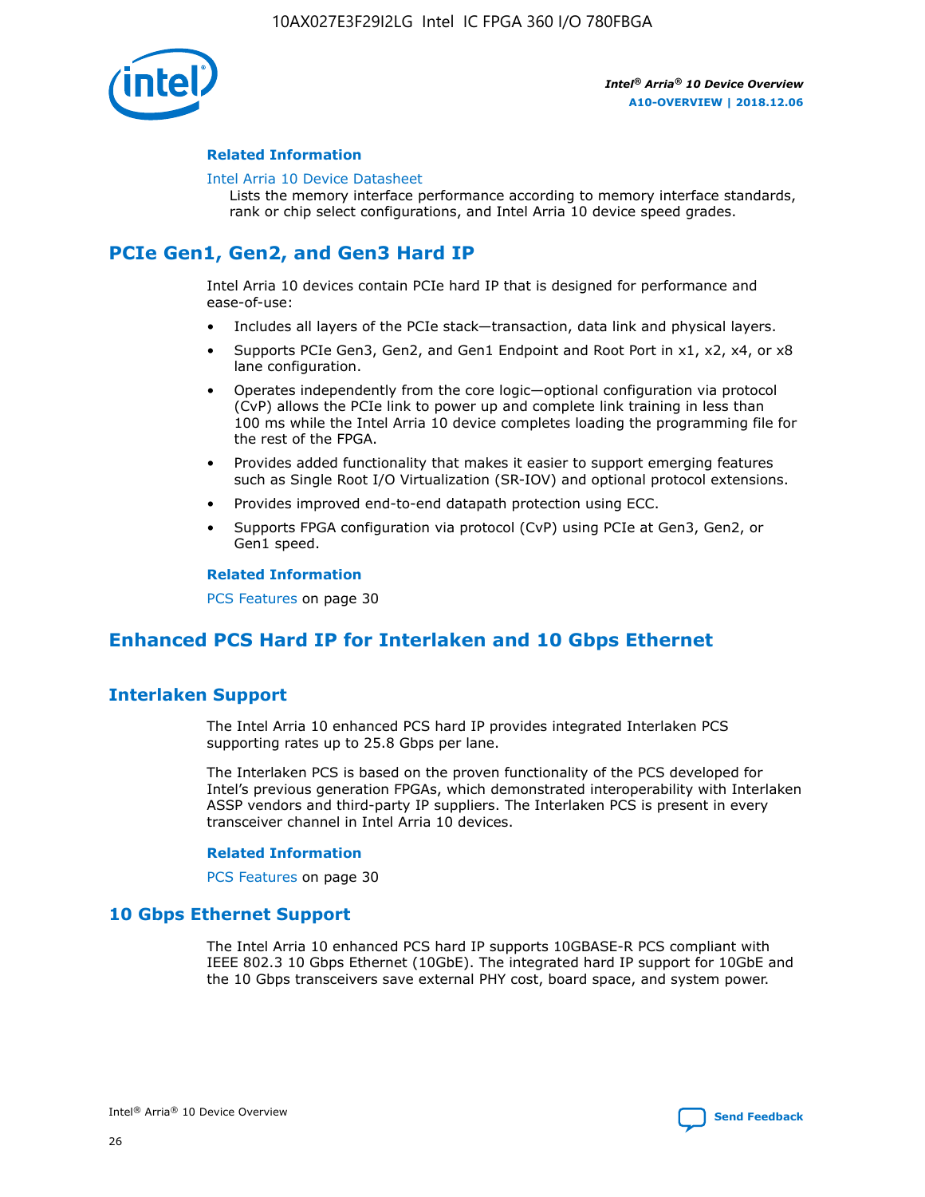#### Related Information

Intel Arria 10 Device Datasheet
Lists the memory interface performance according to memory interface standards, rank or chip select configurations, and Intel Arria 10 device speed grades.

## PCIe Gen1, Gen2, and Gen3 Hard IP

Intel Arria 10 devices contain PCIe hard IP that is designed for performance and ease-of-use:

- Includes all layers of the PCIe stack—transaction, data link and physical layers.
- Supports PCIe Gen3, Gen2, and Gen1 Endpoint and Root Port in x1, x2, x4, or x8 lane configuration.
- Operates independently from the core logic—optional configuration via protocol (CvP) allows the PCIe link to power up and complete link training in less than 100 ms while the Intel Arria 10 device completes loading the programming file for the rest of the FPGA.
- Provides added functionality that makes it easier to support emerging features such as Single Root I/O Virtualization (SR-IOV) and optional protocol extensions.
- Provides improved end-to-end datapath protection using ECC.
- Supports FPGA configuration via protocol (CvP) using PCIe at Gen3, Gen2, or Gen1 speed.

#### Related Information

PCS Features on page 30

## Enhanced PCS Hard IP for Interlaken and 10 Gbps Ethernet

### Interlaken Support

The Intel Arria 10 enhanced PCS hard IP provides integrated Interlaken PCS supporting rates up to 25.8 Gbps per lane.

The Interlaken PCS is based on the proven functionality of the PCS developed for Intel's previous generation FPGAs, which demonstrated interoperability with Interlaken ASSP vendors and third-party IP suppliers. The Interlaken PCS is present in every transceiver channel in Intel Arria 10 devices.

#### Related Information

PCS Features on page 30

### 10 Gbps Ethernet Support

The Intel Arria 10 enhanced PCS hard IP supports 10GBASE-R PCS compliant with IEEE 802.3 10 Gbps Ethernet (10GbE). The integrated hard IP support for 10GbE and the 10 Gbps transceivers save external PHY cost, board space, and system power.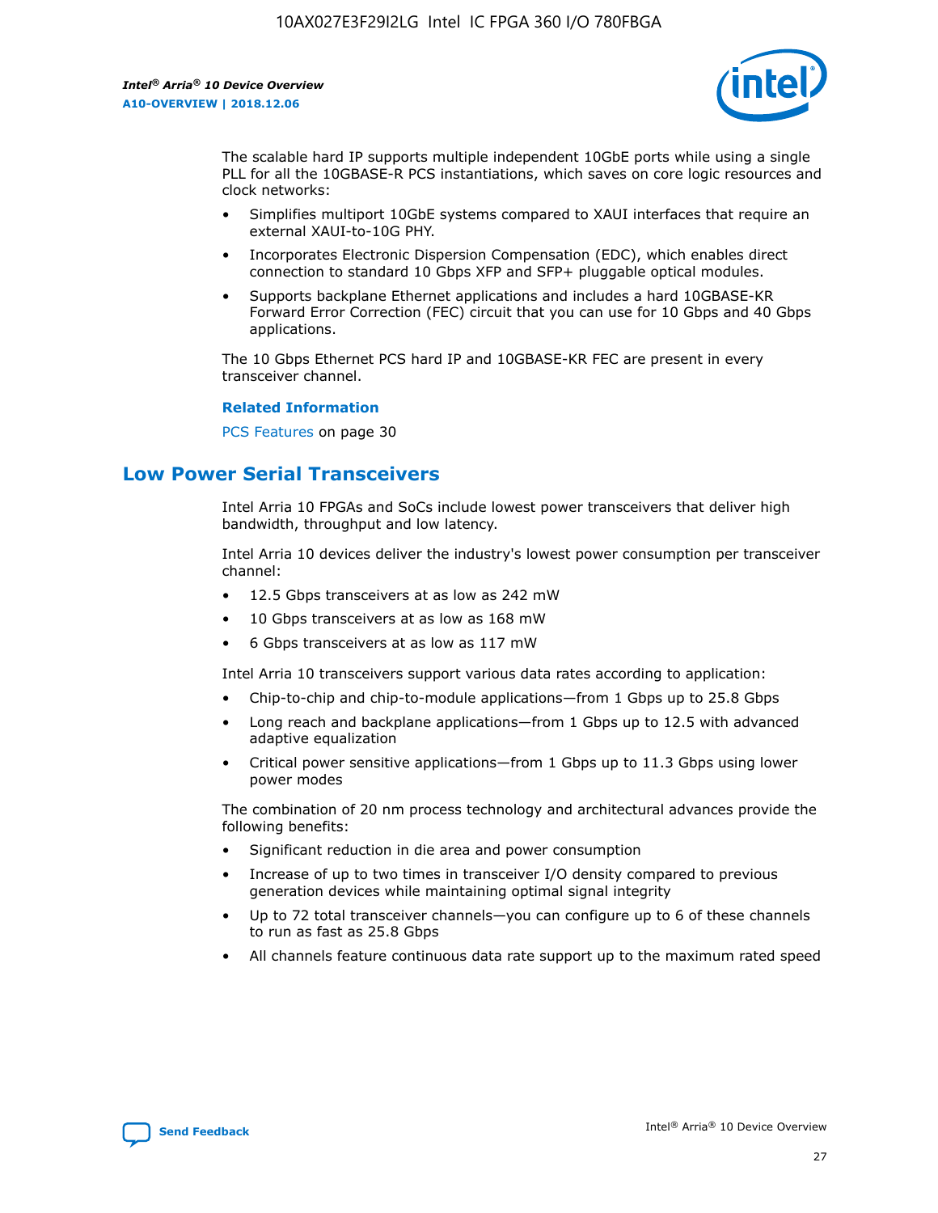The scalable hard IP supports multiple independent 10GbE ports while using a single PLL for all the 10GBASE-R PCS instantiations, which saves on core logic resources and clock networks:

- Simplifies multiport 10GbE systems compared to XAUI interfaces that require an external XAUI-to-10G PHY.
- Incorporates Electronic Dispersion Compensation (EDC), which enables direct connection to standard 10 Gbps XFP and SFP+ pluggable optical modules.
- Supports backplane Ethernet applications and includes a hard 10GBASE-KR Forward Error Correction (FEC) circuit that you can use for 10 Gbps and 40 Gbps applications.

The 10 Gbps Ethernet PCS hard IP and 10GBASE-KR FEC are present in every transceiver channel.

**Related Information**

PCS Features on page 30

## Low Power Serial Transceivers

Intel Arria 10 FPGAs and SoCs include lowest power transceivers that deliver high bandwidth, throughput and low latency.

Intel Arria 10 devices deliver the industry's lowest power consumption per transceiver channel:

- 12.5 Gbps transceivers at as low as 242 mW
- 10 Gbps transceivers at as low as 168 mW
- 6 Gbps transceivers at as low as 117 mW

Intel Arria 10 transceivers support various data rates according to application:

- Chip-to-chip and chip-to-module applications—from 1 Gbps up to 25.8 Gbps
- Long reach and backplane applications—from 1 Gbps up to 12.5 with advanced adaptive equalization
- Critical power sensitive applications—from 1 Gbps up to 11.3 Gbps using lower power modes

The combination of 20 nm process technology and architectural advances provide the following benefits:

- Significant reduction in die area and power consumption
- Increase of up to two times in transceiver I/O density compared to previous generation devices while maintaining optimal signal integrity
- Up to 72 total transceiver channels—you can configure up to 6 of these channels to run as fast as 25.8 Gbps
- All channels feature continuous data rate support up to the maximum rated speed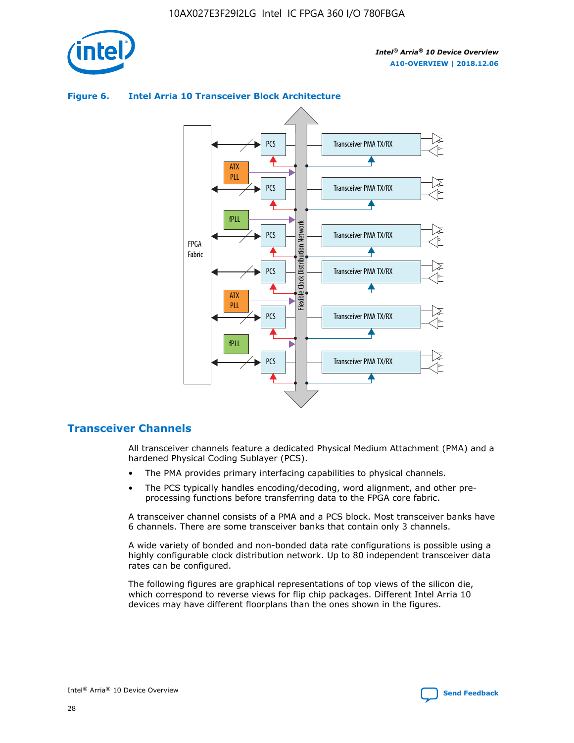**Figure 6. Intel Arria 10 Transceiver Block Architecture**

## Transceiver Channels

All transceiver channels feature a dedicated Physical Medium Attachment (PMA) and a hardened Physical Coding Sublayer (PCS).

- The PMA provides primary interfacing capabilities to physical channels.
- The PCS typically handles encoding/decoding, word alignment, and other pre-processing functions before transferring data to the FPGA core fabric.

A transceiver channel consists of a PMA and a PCS block. Most transceiver banks have 6 channels. There are some transceiver banks that contain only 3 channels.

A wide variety of bonded and non-bonded data rate configurations is possible using a highly configurable clock distribution network. Up to 80 independent transceiver data rates can be configured.

The following figures are graphical representations of top views of the silicon die, which correspond to reverse views for flip chip packages. Different Intel Arria 10 devices may have different floorplans than the ones shown in the figures.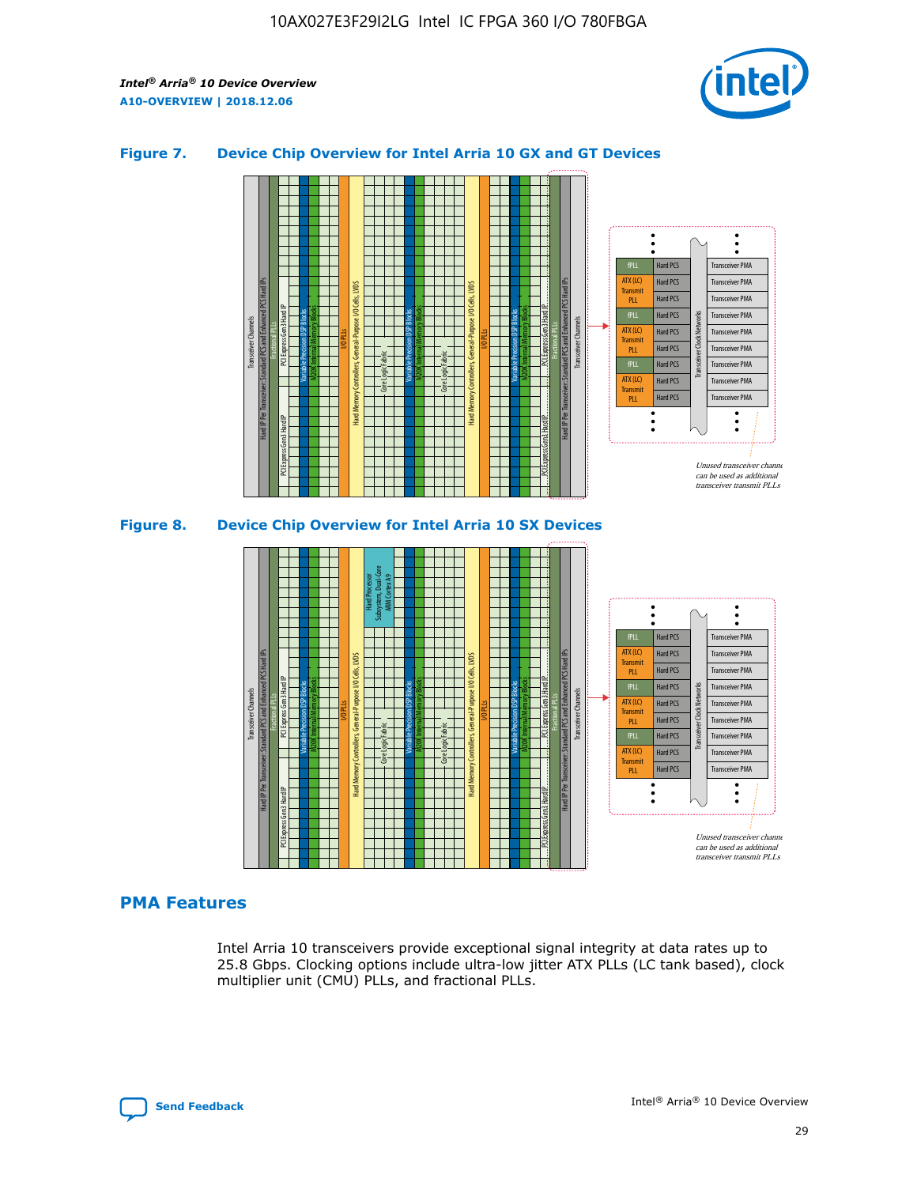**Figure 7. Device Chip Overview for Intel Arria 10 GX and GT Devices**

**Figure 8. Device Chip Overview for Intel Arria 10 SX Devices**

## PMA Features

Intel Arria 10 transceivers provide exceptional signal integrity at data rates up to 25.8 Gbps. Clocking options include ultra-low jitter ATX PLLs (LC tank based), clock multiplier unit (CMU) PLLs, and fractional PLLs.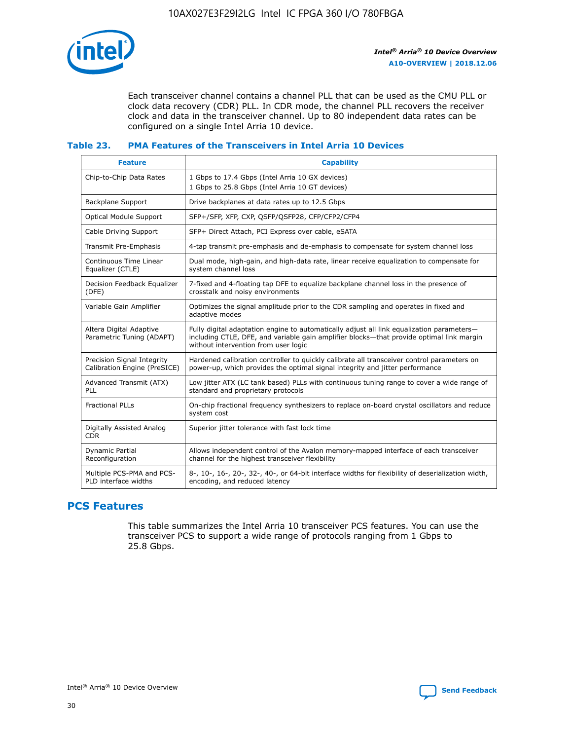Each transceiver channel contains a channel PLL that can be used as the CMU PLL or clock data recovery (CDR) PLL. In CDR mode, the channel PLL recovers the receiver clock and data in the transceiver channel. Up to 80 independent data rates can be configured on a single Intel Arria 10 device.

### Table 23. PMA Features of the Transceivers in Intel Arria 10 Devices

| Feature | Capability |
| --- | --- |
| Chip-to-Chip Data Rates | 1 Gbps to 17.4 Gbps (Intel Arria 10 GX devices)<br>1 Gbps to 25.8 Gbps (Intel Arria 10 GT devices) |
| Backplane Support | Drive backplanes at data rates up to 12.5 Gbps |
| Optical Module Support | SFP+/SFP, XFP, CXP, QSFP/QSFP28, CFP/CFP2/CFP4 |
| Cable Driving Support | SFP+ Direct Attach, PCI Express over cable, eSATA |
| Transmit Pre-Emphasis | 4-tap transmit pre-emphasis and de-emphasis to compensate for system channel loss |
| Continuous Time Linear Equalizer (CTLE) | Dual mode, high-gain, and high-data rate, linear receive equalization to compensate for system channel loss |
| Decision Feedback Equalizer (DFE) | 7-fixed and 4-floating tap DFE to equalize backplane channel loss in the presence of crosstalk and noisy environments |
| Variable Gain Amplifier | Optimizes the signal amplitude prior to the CDR sampling and operates in fixed and adaptive modes |
| Altera Digital Adaptive Parametric Tuning (ADAPT) | Fully digital adaptation engine to automatically adjust all link equalization parameters—including CTLE, DFE, and variable gain amplifier blocks—that provide optimal link margin without intervention from user logic |
| Precision Signal Integrity Calibration Engine (PreSICE) | Hardened calibration controller to quickly calibrate all transceiver control parameters on power-up, which provides the optimal signal integrity and jitter performance |
| Advanced Transmit (ATX) PLL | Low jitter ATX (LC tank based) PLLs with continuous tuning range to cover a wide range of standard and proprietary protocols |
| Fractional PLLs | On-chip fractional frequency synthesizers to replace on-board crystal oscillators and reduce system cost |
| Digitally Assisted Analog CDR | Superior jitter tolerance with fast lock time |
| Dynamic Partial Reconfiguration | Allows independent control of the Avalon memory-mapped interface of each transceiver channel for the highest transceiver flexibility |
| Multiple PCS-PMA and PCS-PLD interface widths | 8-, 10-, 16-, 20-, 32-, 40-, or 64-bit interface widths for flexibility of deserialization width, encoding, and reduced latency |

## PCS Features

This table summarizes the Intel Arria 10 transceiver PCS features. You can use the transceiver PCS to support a wide range of protocols ranging from 1 Gbps to 25.8 Gbps.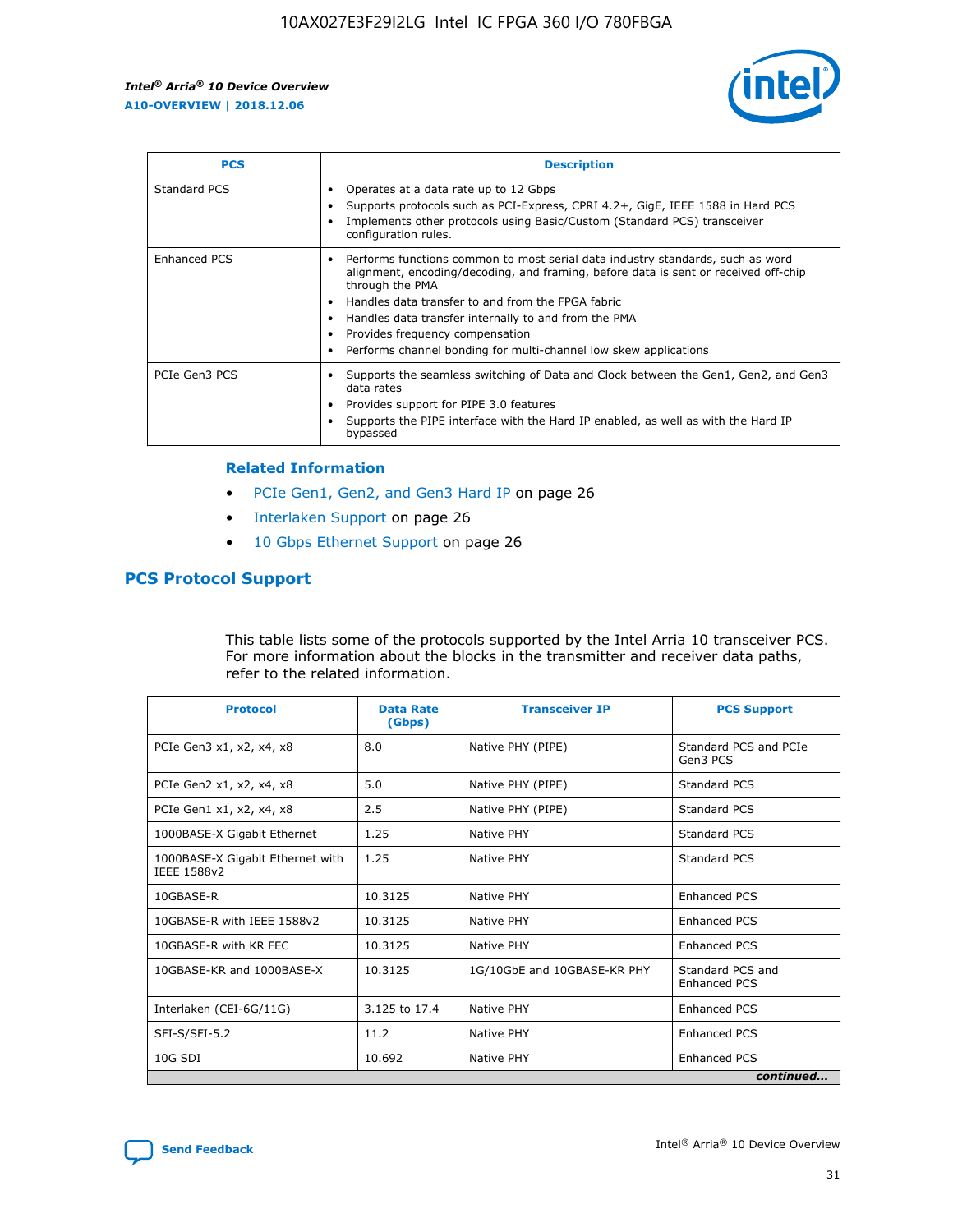| PCS | Description |
| --- | --- |
| Standard PCS | • Operates at a data rate up to 12 Gbps<br>• Supports protocols such as PCI-Express, CPRI 4.2+, GigE, IEEE 1588 in Hard PCS<br>• Implements other protocols using Basic/Custom (Standard PCS) transceiver configuration rules. |
| Enhanced PCS | • Performs functions common to most serial data industry standards, such as word alignment, encoding/decoding, and framing, before data is sent or received off-chip through the PMA<br>• Handles data transfer to and from the FPGA fabric<br>• Handles data transfer internally to and from the PMA<br>• Provides frequency compensation<br>• Performs channel bonding for multi-channel low skew applications |
| PCIe Gen3 PCS | • Supports the seamless switching of Data and Clock between the Gen1, Gen2, and Gen3 data rates<br>• Provides support for PIPE 3.0 features<br>• Supports the PIPE interface with the Hard IP enabled, as well as with the Hard IP bypassed |

**Related Information**

- PCIe Gen1, Gen2, and Gen3 Hard IP on page 26
- Interlaken Support on page 26
- 10 Gbps Ethernet Support on page 26

## PCS Protocol Support

This table lists some of the protocols supported by the Intel Arria 10 transceiver PCS. For more information about the blocks in the transmitter and receiver data paths, refer to the related information.

| Protocol | Data Rate (Gbps) | Transceiver IP | PCS Support |
| --- | --- | --- | --- |
| PCIe Gen3 x1, x2, x4, x8 | 8.0 | Native PHY (PIPE) | Standard PCS and PCIe Gen3 PCS |
| PCIe Gen2 x1, x2, x4, x8 | 5.0 | Native PHY (PIPE) | Standard PCS |
| PCIe Gen1 x1, x2, x4, x8 | 2.5 | Native PHY (PIPE) | Standard PCS |
| 1000BASE-X Gigabit Ethernet | 1.25 | Native PHY | Standard PCS |
| 1000BASE-X Gigabit Ethernet with IEEE 1588v2 | 1.25 | Native PHY | Standard PCS |
| 10GBASE-R | 10.3125 | Native PHY | Enhanced PCS |
| 10GBASE-R with IEEE 1588v2 | 10.3125 | Native PHY | Enhanced PCS |
| 10GBASE-R with KR FEC | 10.3125 | Native PHY | Enhanced PCS |
| 10GBASE-KR and 1000BASE-X | 10.3125 | 1G/10GbE and 10GBASE-KR PHY | Standard PCS and Enhanced PCS |
| Interlaken (CEI-6G/11G) | 3.125 to 17.4 | Native PHY | Enhanced PCS |
| SFI-S/SFI-5.2 | 11.2 | Native PHY | Enhanced PCS |
| 10G SDI | 10.692 | Native PHY | Enhanced PCS |

*continued...*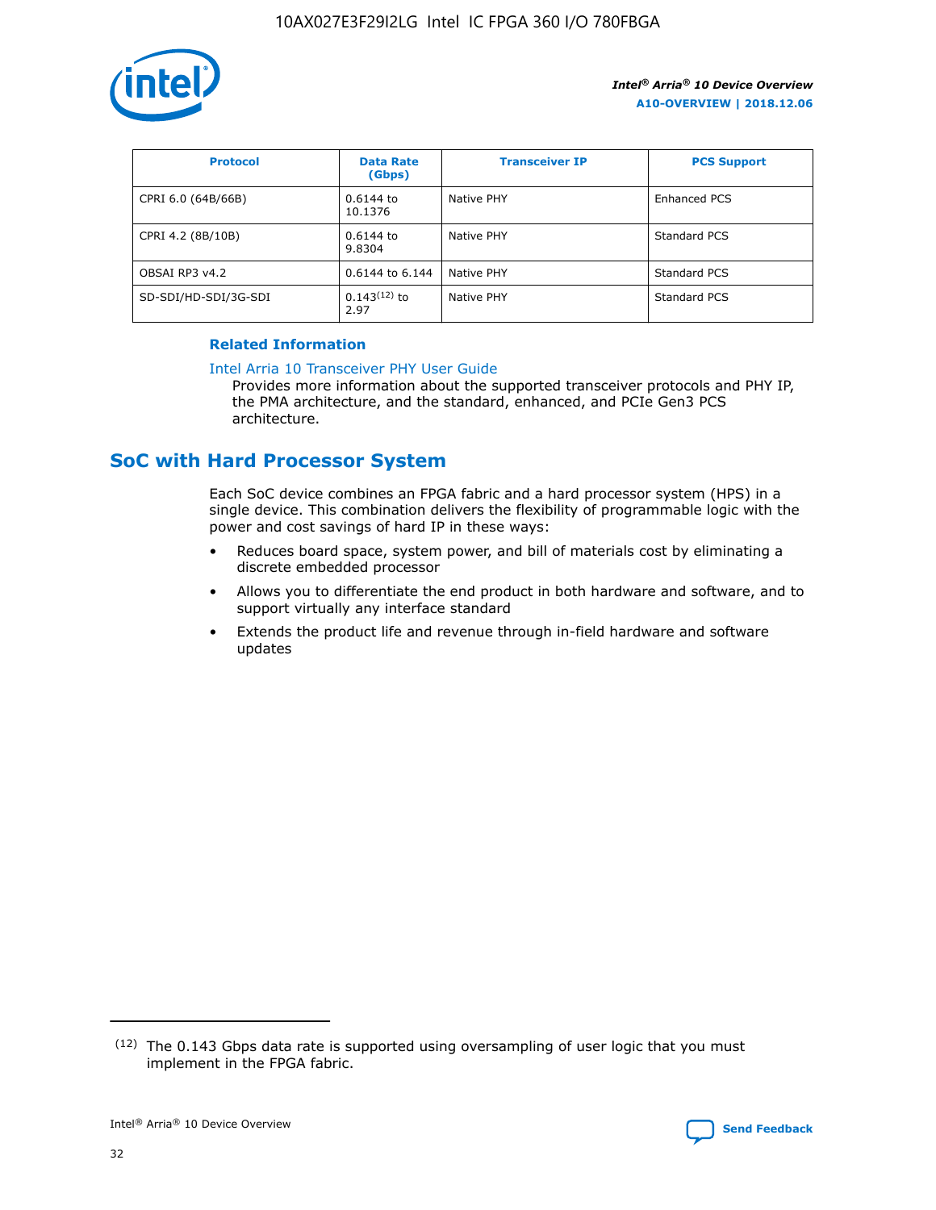| Protocol | Data Rate (Gbps) | Transceiver IP | PCS Support |
| --- | --- | --- | --- |
| CPRI 6.0 (64B/66B) | 0.6144 to 10.1376 | Native PHY | Enhanced PCS |
| CPRI 4.2 (8B/10B) | 0.6144 to 9.8304 | Native PHY | Standard PCS |
| OBSAI RP3 v4.2 | 0.6144 to 6.144 | Native PHY | Standard PCS |
| SD-SDI/HD-SDI/3G-SDI | 0.143[12] to 2.97 | Native PHY | Standard PCS |

**Related Information**

Intel Arria 10 Transceiver PHY User Guide
Provides more information about the supported transceiver protocols and PHY IP, the PMA architecture, and the standard, enhanced, and PCIe Gen3 PCS architecture.

## SoC with Hard Processor System

Each SoC device combines an FPGA fabric and a hard processor system (HPS) in a single device. This combination delivers the flexibility of programmable logic with the power and cost savings of hard IP in these ways:

- Reduces board space, system power, and bill of materials cost by eliminating a discrete embedded processor
- Allows you to differentiate the end product in both hardware and software, and to support virtually any interface standard
- Extends the product life and revenue through in-field hardware and software updates

[12] The 0.143 Gbps data rate is supported using oversampling of user logic that you must implement in the FPGA fabric.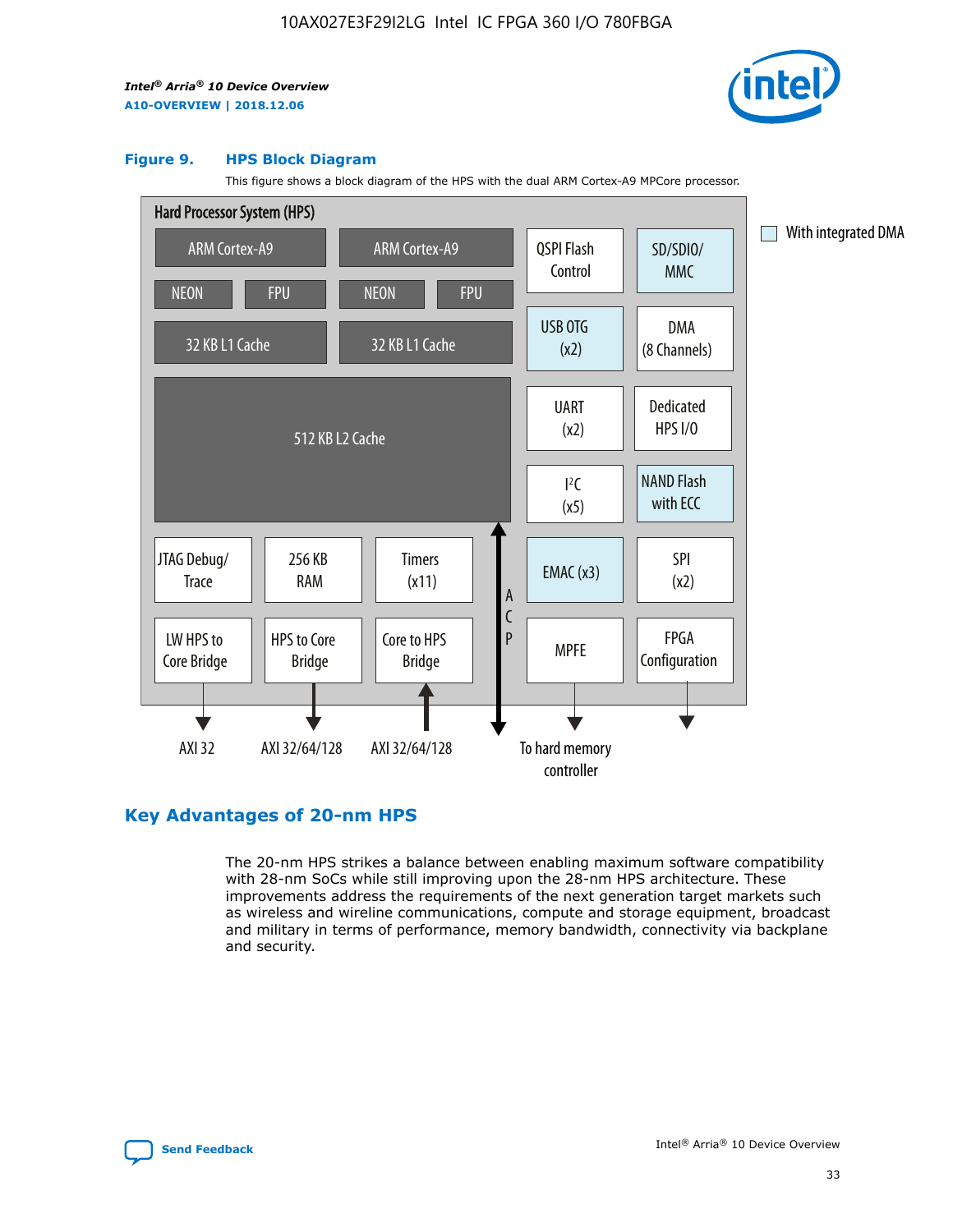**Figure 9. HPS Block Diagram**

This figure shows a block diagram of the HPS with the dual ARM Cortex-A9 MPCore processor.

Hard Processor System (HPS)

ARM Cortex-A9 | ARM Cortex-A9 | QSPI Flash Control | SD/SDIO/MMC

NEON | FPU | NEON | FPU

32 KB L1 Cache | 32 KB L1 Cache | USB OTG (x2) | DMA (8 Channels)

512 KB L2 Cache | UART (x2) | Dedicated HPS I/O | I²C (x5) | NAND Flash with ECC

JTAG Debug/Trace | 256 KB RAM | Timers (x11) | ACP | EMAC (x3) | SPI (x2)

LW HPS to Core Bridge | HPS to Core Bridge | Core to HPS Bridge | MPFE | FPGA Configuration

AXI 32 | AXI 32/64/128 | AXI 32/64/128 | To hard memory controller

With integrated DMA

## Key Advantages of 20-nm HPS

The 20-nm HPS strikes a balance between enabling maximum software compatibility with 28-nm SoCs while still improving upon the 28-nm HPS architecture. These improvements address the requirements of the next generation target markets such as wireless and wireline communications, compute and storage equipment, broadcast and military in terms of performance, memory bandwidth, connectivity via backplane and security.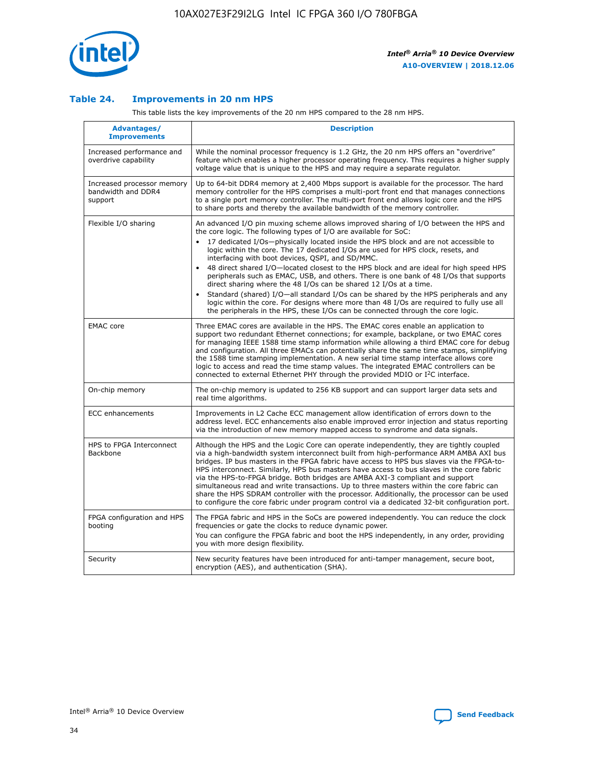### Table 24. Improvements in 20 nm HPS

This table lists the key improvements of the 20 nm HPS compared to the 28 nm HPS.

| Advantages/ Improvements | Description |
|---|---|
| Increased performance and overdrive capability | While the nominal processor frequency is 1.2 GHz, the 20 nm HPS offers an "overdrive" feature which enables a higher processor operating frequency. This requires a higher supply voltage value that is unique to the HPS and may require a separate regulator. |
| Increased processor memory bandwidth and DDR4 support | Up to 64-bit DDR4 memory at 2,400 Mbps support is available for the processor. The hard memory controller for the HPS comprises a multi-port front end that manages connections to a single port memory controller. The multi-port front end allows logic core and the HPS to share ports and thereby the available bandwidth of the memory controller. |
| Flexible I/O sharing | An advanced I/O pin muxing scheme allows improved sharing of I/O between the HPS and the core logic. The following types of I/O are available for SoC: <br>• 17 dedicated I/Os—physically located inside the HPS block and are not accessible to logic within the core. The 17 dedicated I/Os are used for HPS clock, resets, and interfacing with boot devices, QSPI, and SD/MMC. <br>• 48 direct shared I/O—located closest to the HPS block and are ideal for high speed HPS peripherals such as EMAC, USB, and others. There is one bank of 48 I/Os that supports direct sharing where the 48 I/Os can be shared 12 I/Os at a time. <br>• Standard (shared) I/O—all standard I/Os can be shared by the HPS peripherals and any logic within the core. For designs where more than 48 I/Os are required to fully use all the peripherals in the HPS, these I/Os can be connected through the core logic. |
| EMAC core | Three EMAC cores are available in the HPS. The EMAC cores enable an application to support two redundant Ethernet connections; for example, backplane, or two EMAC cores for managing IEEE 1588 time stamp information while allowing a third EMAC core for debug and configuration. All three EMACs can potentially share the same time stamps, simplifying the 1588 time stamping implementation. A new serial time stamp interface allows core logic to access and read the time stamp values. The integrated EMAC controllers can be connected to external Ethernet PHY through the provided MDIO or I$^2$C interface. |
| On-chip memory | The on-chip memory is updated to 256 KB support and can support larger data sets and real time algorithms. |
| ECC enhancements | Improvements in L2 Cache ECC management allow identification of errors down to the address level. ECC enhancements also enable improved error injection and status reporting via the introduction of new memory mapped access to syndrome and data signals. |
| HPS to FPGA Interconnect Backbone | Although the HPS and the Logic Core can operate independently, they are tightly coupled via a high-bandwidth system interconnect built from high-performance ARM AMBA AXI bus bridges. IP bus masters in the FPGA fabric have access to HPS bus slaves via the FPGA-to-HPS interconnect. Similarly, HPS bus masters have access to bus slaves in the core fabric via the HPS-to-FPGA bridge. Both bridges are AMBA AXI-3 compliant and support simultaneous read and write transactions. Up to three masters within the core fabric can share the HPS SDRAM controller with the processor. Additionally, the processor can be used to configure the core fabric under program control via a dedicated 32-bit configuration port. |
| FPGA configuration and HPS booting | The FPGA fabric and HPS in the SoCs are powered independently. You can reduce the clock frequencies or gate the clocks to reduce dynamic power. <br>You can configure the FPGA fabric and boot the HPS independently, in any order, providing you with more design flexibility. |
| Security | New security features have been introduced for anti-tamper management, secure boot, encryption (AES), and authentication (SHA). |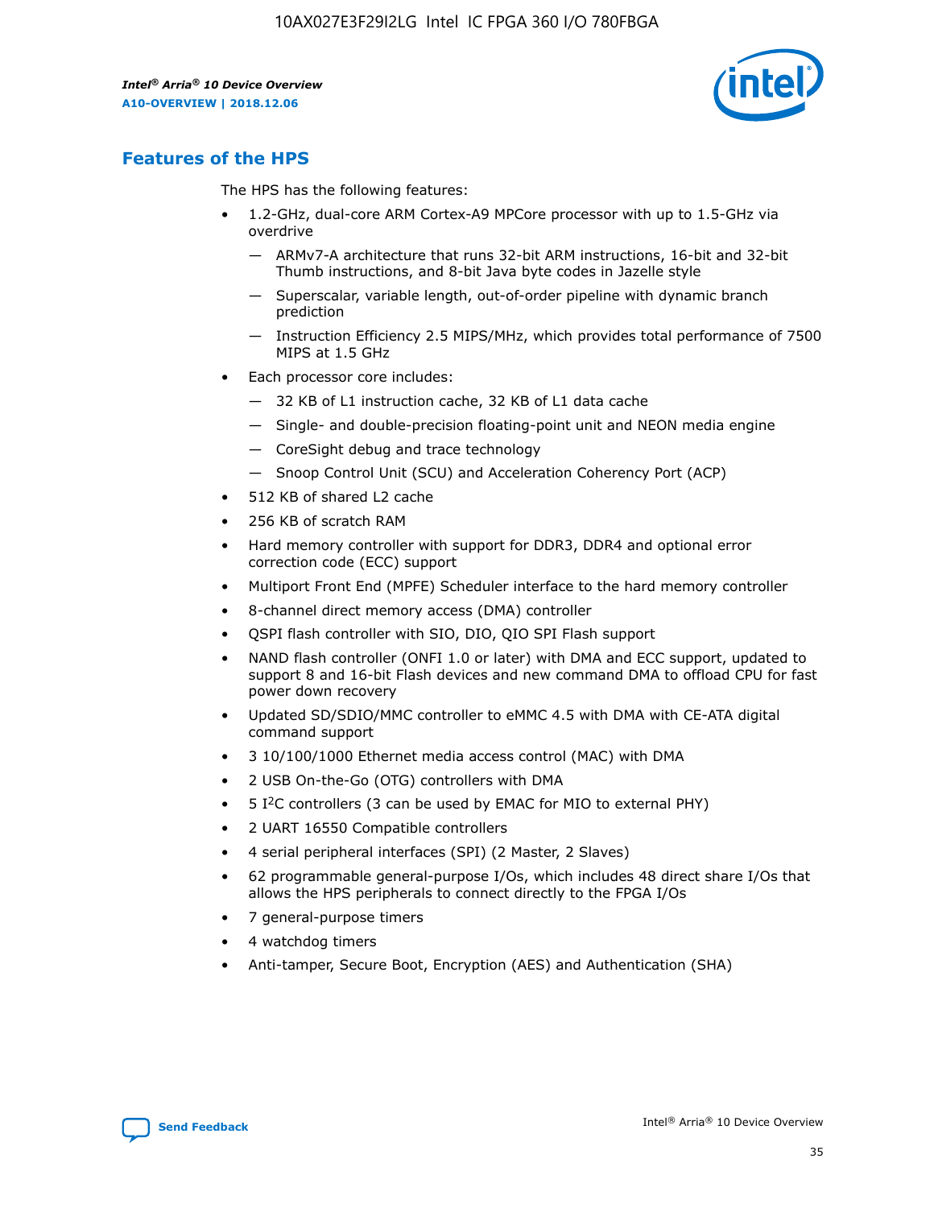## Features of the HPS

The HPS has the following features:

- 1.2-GHz, dual-core ARM Cortex-A9 MPCore processor with up to 1.5-GHz via overdrive
  - — ARMv7-A architecture that runs 32-bit ARM instructions, 16-bit and 32-bit Thumb instructions, and 8-bit Java byte codes in Jazelle style
  - — Superscalar, variable length, out-of-order pipeline with dynamic branch prediction
  - — Instruction Efficiency 2.5 MIPS/MHz, which provides total performance of 7500 MIPS at 1.5 GHz
- Each processor core includes:
  - — 32 KB of L1 instruction cache, 32 KB of L1 data cache
  - — Single- and double-precision floating-point unit and NEON media engine
  - — CoreSight debug and trace technology
  - — Snoop Control Unit (SCU) and Acceleration Coherency Port (ACP)
- 512 KB of shared L2 cache
- 256 KB of scratch RAM
- Hard memory controller with support for DDR3, DDR4 and optional error correction code (ECC) support
- Multiport Front End (MPFE) Scheduler interface to the hard memory controller
- 8-channel direct memory access (DMA) controller
- QSPI flash controller with SIO, DIO, QIO SPI Flash support
- NAND flash controller (ONFI 1.0 or later) with DMA and ECC support, updated to support 8 and 16-bit Flash devices and new command DMA to offload CPU for fast power down recovery
- Updated SD/SDIO/MMC controller to eMMC 4.5 with DMA with CE-ATA digital command support
- 3 10/100/1000 Ethernet media access control (MAC) with DMA
- 2 USB On-the-Go (OTG) controllers with DMA
- 5 I$^2$C controllers (3 can be used by EMAC for MIO to external PHY)
- 2 UART 16550 Compatible controllers
- 4 serial peripheral interfaces (SPI) (2 Master, 2 Slaves)
- 62 programmable general-purpose I/Os, which includes 48 direct share I/Os that allows the HPS peripherals to connect directly to the FPGA I/Os
- 7 general-purpose timers
- 4 watchdog timers
- Anti-tamper, Secure Boot, Encryption (AES) and Authentication (SHA)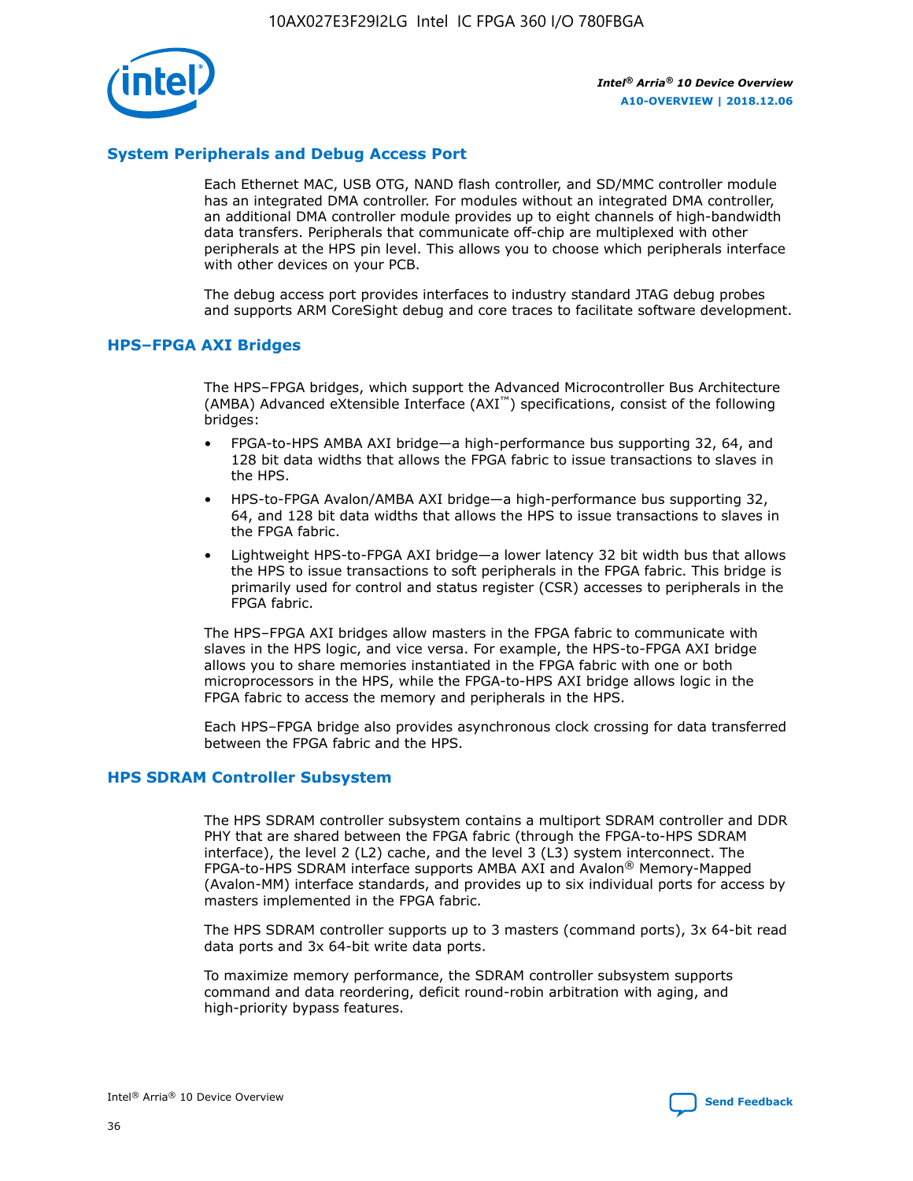## System Peripherals and Debug Access Port

Each Ethernet MAC, USB OTG, NAND flash controller, and SD/MMC controller module has an integrated DMA controller. For modules without an integrated DMA controller, an additional DMA controller module provides up to eight channels of high-bandwidth data transfers. Peripherals that communicate off-chip are multiplexed with other peripherals at the HPS pin level. This allows you to choose which peripherals interface with other devices on your PCB.

The debug access port provides interfaces to industry standard JTAG debug probes and supports ARM CoreSight debug and core traces to facilitate software development.

## HPS–FPGA AXI Bridges

The HPS–FPGA bridges, which support the Advanced Microcontroller Bus Architecture (AMBA) Advanced eXtensible Interface (AXI™) specifications, consist of the following bridges:

- FPGA-to-HPS AMBA AXI bridge—a high-performance bus supporting 32, 64, and 128 bit data widths that allows the FPGA fabric to issue transactions to slaves in the HPS.
- HPS-to-FPGA Avalon/AMBA AXI bridge—a high-performance bus supporting 32, 64, and 128 bit data widths that allows the HPS to issue transactions to slaves in the FPGA fabric.
- Lightweight HPS-to-FPGA AXI bridge—a lower latency 32 bit width bus that allows the HPS to issue transactions to soft peripherals in the FPGA fabric. This bridge is primarily used for control and status register (CSR) accesses to peripherals in the FPGA fabric.

The HPS–FPGA AXI bridges allow masters in the FPGA fabric to communicate with slaves in the HPS logic, and vice versa. For example, the HPS-to-FPGA AXI bridge allows you to share memories instantiated in the FPGA fabric with one or both microprocessors in the HPS, while the FPGA-to-HPS AXI bridge allows logic in the FPGA fabric to access the memory and peripherals in the HPS.

Each HPS–FPGA bridge also provides asynchronous clock crossing for data transferred between the FPGA fabric and the HPS.

## HPS SDRAM Controller Subsystem

The HPS SDRAM controller subsystem contains a multiport SDRAM controller and DDR PHY that are shared between the FPGA fabric (through the FPGA-to-HPS SDRAM interface), the level 2 (L2) cache, and the level 3 (L3) system interconnect. The FPGA-to-HPS SDRAM interface supports AMBA AXI and Avalon® Memory-Mapped (Avalon-MM) interface standards, and provides up to six individual ports for access by masters implemented in the FPGA fabric.

The HPS SDRAM controller supports up to 3 masters (command ports), 3x 64-bit read data ports and 3x 64-bit write data ports.

To maximize memory performance, the SDRAM controller subsystem supports command and data reordering, deficit round-robin arbitration with aging, and high-priority bypass features.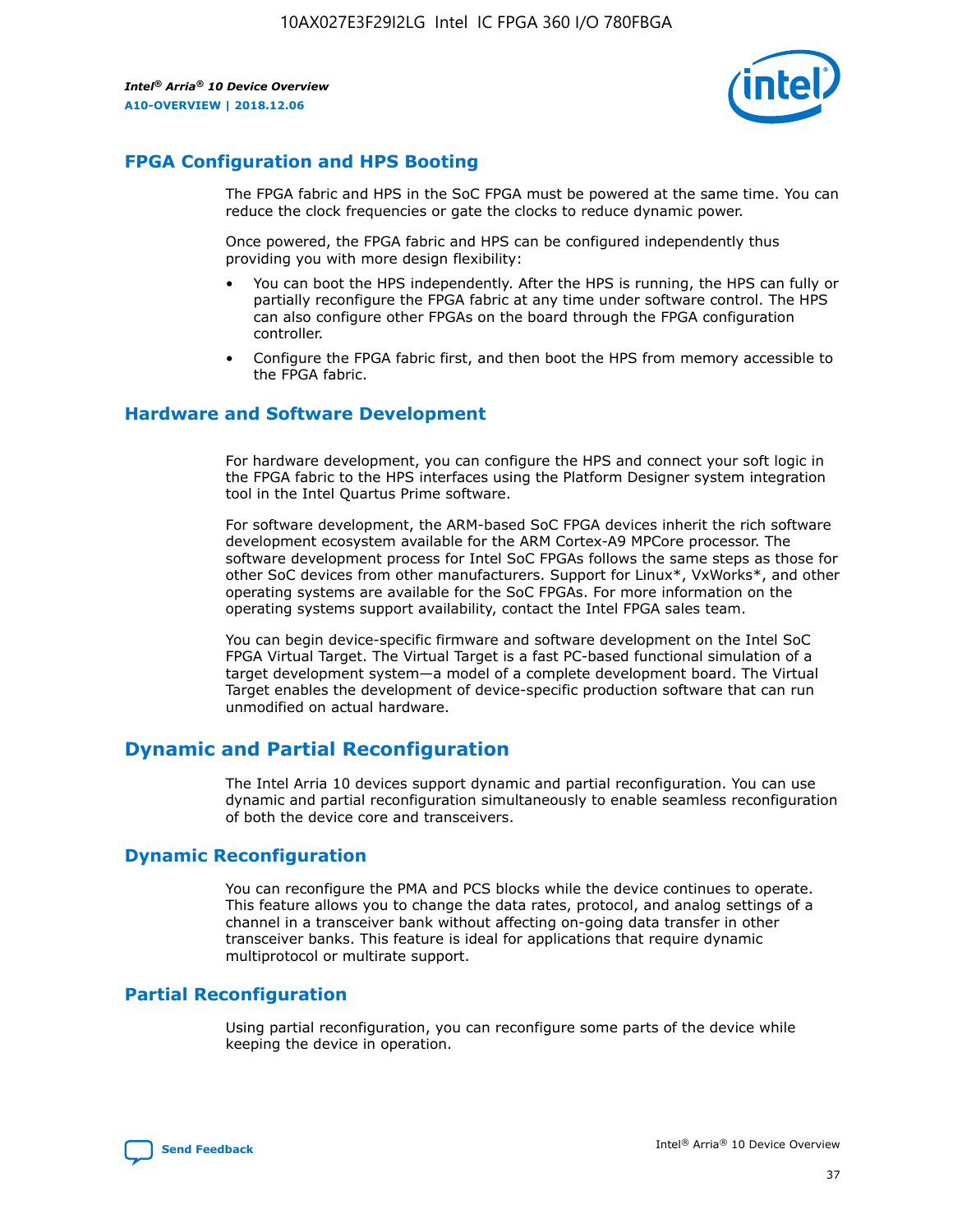## FPGA Configuration and HPS Booting

The FPGA fabric and HPS in the SoC FPGA must be powered at the same time. You can reduce the clock frequencies or gate the clocks to reduce dynamic power.

Once powered, the FPGA fabric and HPS can be configured independently thus providing you with more design flexibility:

- You can boot the HPS independently. After the HPS is running, the HPS can fully or partially reconfigure the FPGA fabric at any time under software control. The HPS can also configure other FPGAs on the board through the FPGA configuration controller.
- Configure the FPGA fabric first, and then boot the HPS from memory accessible to the FPGA fabric.

## Hardware and Software Development

For hardware development, you can configure the HPS and connect your soft logic in the FPGA fabric to the HPS interfaces using the Platform Designer system integration tool in the Intel Quartus Prime software.

For software development, the ARM-based SoC FPGA devices inherit the rich software development ecosystem available for the ARM Cortex-A9 MPCore processor. The software development process for Intel SoC FPGAs follows the same steps as those for other SoC devices from other manufacturers. Support for Linux*, VxWorks*, and other operating systems are available for the SoC FPGAs. For more information on the operating systems support availability, contact the Intel FPGA sales team.

You can begin device-specific firmware and software development on the Intel SoC FPGA Virtual Target. The Virtual Target is a fast PC-based functional simulation of a target development system—a model of a complete development board. The Virtual Target enables the development of device-specific production software that can run unmodified on actual hardware.

# Dynamic and Partial Reconfiguration

The Intel Arria 10 devices support dynamic and partial reconfiguration. You can use dynamic and partial reconfiguration simultaneously to enable seamless reconfiguration of both the device core and transceivers.

## Dynamic Reconfiguration

You can reconfigure the PMA and PCS blocks while the device continues to operate. This feature allows you to change the data rates, protocol, and analog settings of a channel in a transceiver bank without affecting on-going data transfer in other transceiver banks. This feature is ideal for applications that require dynamic multiprotocol or multirate support.

## Partial Reconfiguration

Using partial reconfiguration, you can reconfigure some parts of the device while keeping the device in operation.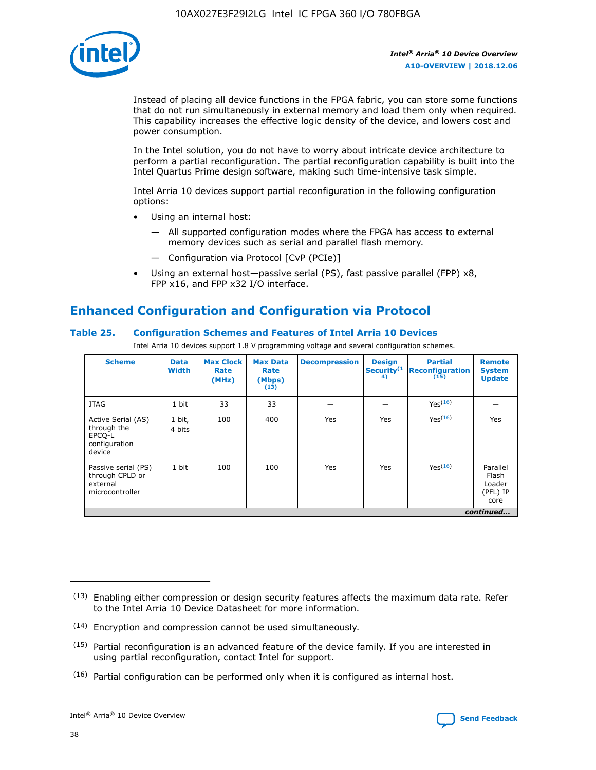Instead of placing all device functions in the FPGA fabric, you can store some functions that do not run simultaneously in external memory and load them only when required. This capability increases the effective logic density of the device, and lowers cost and power consumption.

In the Intel solution, you do not have to worry about intricate device architecture to perform a partial reconfiguration. The partial reconfiguration capability is built into the Intel Quartus Prime design software, making such time-intensive task simple.

Intel Arria 10 devices support partial reconfiguration in the following configuration options:

- Using an internal host:
  - All supported configuration modes where the FPGA has access to external memory devices such as serial and parallel flash memory.
  - Configuration via Protocol [CvP (PCIe)]
- Using an external host—passive serial (PS), fast passive parallel (FPP) x8, FPP x16, and FPP x32 I/O interface.

## Enhanced Configuration and Configuration via Protocol

### Table 25. Configuration Schemes and Features of Intel Arria 10 Devices

Intel Arria 10 devices support 1.8 V programming voltage and several configuration schemes.

| Scheme | Data Width | Max Clock Rate (MHz) | Max Data Rate (Mbps) (13) | Decompression | Design Security (14) | Partial Reconfiguration (15) | Remote System Update |
|---|---|---|---|---|---|---|---|
| JTAG | 1 bit | 33 | 33 | — | — | Yes(16) | — |
| Active Serial (AS) through the EPCQ-L configuration device | 1 bit, 4 bits | 100 | 400 | Yes | Yes | Yes(16) | Yes |
| Passive serial (PS) through CPLD or external microcontroller | 1 bit | 100 | 100 | Yes | Yes | Yes(16) | Parallel Flash Loader (PFL) IP core |

*continued...*

(13) Enabling either compression or design security features affects the maximum data rate. Refer to the Intel Arria 10 Device Datasheet for more information.

(14) Encryption and compression cannot be used simultaneously.

(15) Partial reconfiguration is an advanced feature of the device family. If you are interested in using partial reconfiguration, contact Intel for support.

(16) Partial configuration can be performed only when it is configured as internal host.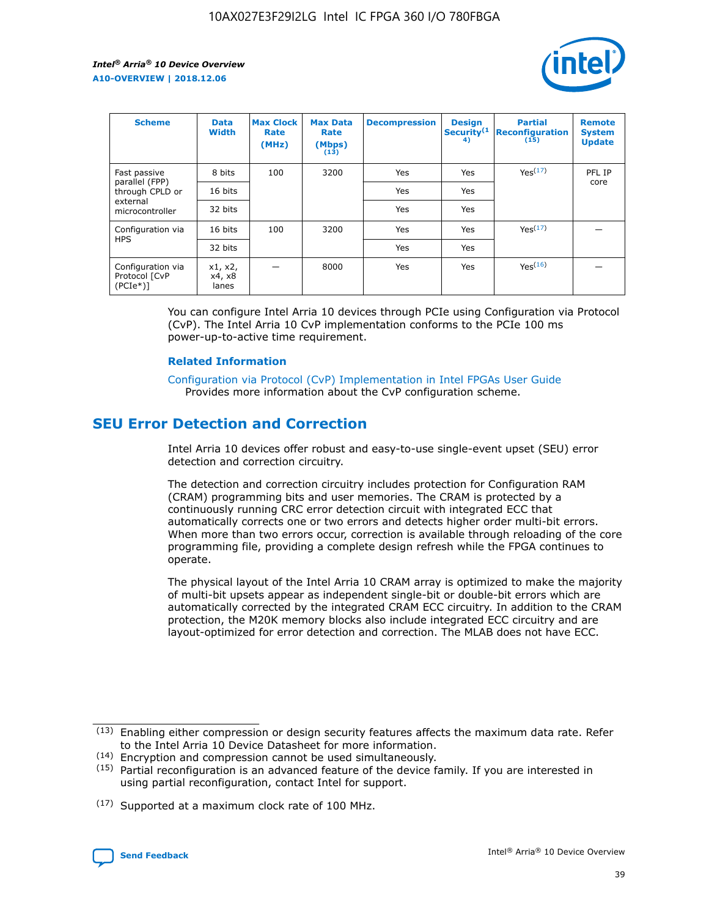| Scheme | Data Width | Max Clock Rate (MHz) | Max Data Rate (Mbps) (13) | Decompression | Design Security(14) | Partial Reconfiguration (15) | Remote System Update |
|---|---|---|---|---|---|---|---|
| Fast passive parallel (FPP) through CPLD or external microcontroller | 8 bits | 100 | 3200 | Yes | Yes | Yes(17) | PFL IP core |
| | 16 bits | | | Yes | Yes | | |
| | 32 bits | | | Yes | Yes | | |
| Configuration via HPS | 16 bits | 100 | 3200 | Yes | Yes | Yes(17) | — |
| | 32 bits | | | Yes | Yes | | |
| Configuration via Protocol [CvP (PCIe*)] | x1, x2, x4, x8 lanes | — | 8000 | Yes | Yes | Yes(16) | — |

You can configure Intel Arria 10 devices through PCIe using Configuration via Protocol (CvP). The Intel Arria 10 CvP implementation conforms to the PCIe 100 ms power-up-to-active time requirement.

### Related Information

Configuration via Protocol (CvP) Implementation in Intel FPGAs User Guide
Provides more information about the CvP configuration scheme.

## SEU Error Detection and Correction

Intel Arria 10 devices offer robust and easy-to-use single-event upset (SEU) error detection and correction circuitry.

The detection and correction circuitry includes protection for Configuration RAM (CRAM) programming bits and user memories. The CRAM is protected by a continuously running CRC error detection circuit with integrated ECC that automatically corrects one or two errors and detects higher order multi-bit errors. When more than two errors occur, correction is available through reloading of the core programming file, providing a complete design refresh while the FPGA continues to operate.

The physical layout of the Intel Arria 10 CRAM array is optimized to make the majority of multi-bit upsets appear as independent single-bit or double-bit errors which are automatically corrected by the integrated CRAM ECC circuitry. In addition to the CRAM protection, the M20K memory blocks also include integrated ECC circuitry and are layout-optimized for error detection and correction. The MLAB does not have ECC.

(13) Enabling either compression or design security features affects the maximum data rate. Refer to the Intel Arria 10 Device Datasheet for more information.

(14) Encryption and compression cannot be used simultaneously.

(15) Partial reconfiguration is an advanced feature of the device family. If you are interested in using partial reconfiguration, contact Intel for support.

(17) Supported at a maximum clock rate of 100 MHz.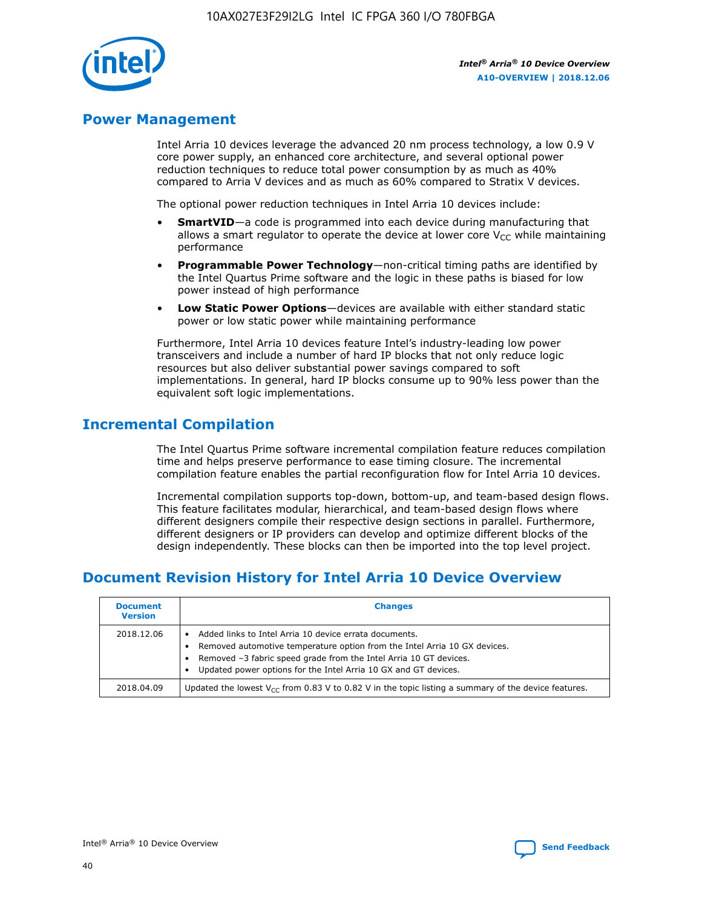## Power Management

Intel Arria 10 devices leverage the advanced 20 nm process technology, a low 0.9 V core power supply, an enhanced core architecture, and several optional power reduction techniques to reduce total power consumption by as much as 40% compared to Arria V devices and as much as 60% compared to Stratix V devices.

The optional power reduction techniques in Intel Arria 10 devices include:

- **SmartVID**—a code is programmed into each device during manufacturing that allows a smart regulator to operate the device at lower core $V_{CC}$ while maintaining performance
- **Programmable Power Technology**—non-critical timing paths are identified by the Intel Quartus Prime software and the logic in these paths is biased for low power instead of high performance
- **Low Static Power Options**—devices are available with either standard static power or low static power while maintaining performance

Furthermore, Intel Arria 10 devices feature Intel's industry-leading low power transceivers and include a number of hard IP blocks that not only reduce logic resources but also deliver substantial power savings compared to soft implementations. In general, hard IP blocks consume up to 90% less power than the equivalent soft logic implementations.

## Incremental Compilation

The Intel Quartus Prime software incremental compilation feature reduces compilation time and helps preserve performance to ease timing closure. The incremental compilation feature enables the partial reconfiguration flow for Intel Arria 10 devices.

Incremental compilation supports top-down, bottom-up, and team-based design flows. This feature facilitates modular, hierarchical, and team-based design flows where different designers compile their respective design sections in parallel. Furthermore, different designers or IP providers can develop and optimize different blocks of the design independently. These blocks can then be imported into the top level project.

## Document Revision History for Intel Arria 10 Device Overview

| Document Version | Changes |
|---|---|
| 2018.12.06 | • Added links to Intel Arria 10 device errata documents.<br>• Removed automotive temperature option from the Intel Arria 10 GX devices.<br>• Removed –3 fabric speed grade from the Intel Arria 10 GT devices.<br>• Updated power options for the Intel Arria 10 GX and GT devices. |
| 2018.04.09 | Updated the lowest $V_{CC}$ from 0.83 V to 0.82 V in the topic listing a summary of the device features. |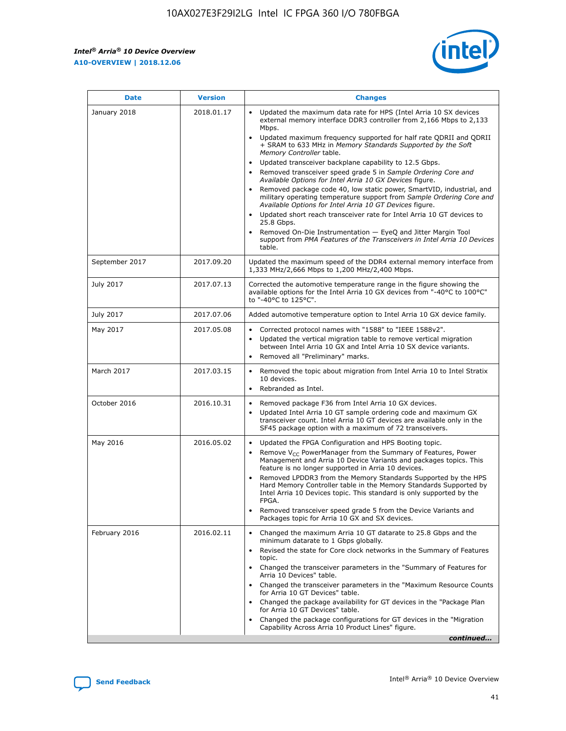| Date | Version | Changes |
| --- | --- | --- |
| January 2018 | 2018.01.17 | • Updated the maximum data rate for HPS (Intel Arria 10 SX devices external memory interface DDR3 controller from 2,166 Mbps to 2,133 Mbps.<br>• Updated maximum frequency supported for half rate QDRII and QDRII + SRAM to 633 MHz in *Memory Standards Supported by the Soft Memory Controller* table.<br>• Updated transceiver backplane capability to 12.5 Gbps.<br>• Removed transceiver speed grade 5 in *Sample Ordering Core and Available Options for Intel Arria 10 GX Devices* figure.<br>• Removed package code 40, low static power, SmartVID, industrial, and military operating temperature support from *Sample Ordering Core and Available Options for Intel Arria 10 GT Devices* figure.<br>• Updated short reach transceiver rate for Intel Arria 10 GT devices to 25.8 Gbps.<br>• Removed On-Die Instrumentation — EyeQ and Jitter Margin Tool support from *PMA Features of the Transceivers in Intel Arria 10 Devices* table. |
| September 2017 | 2017.09.20 | Updated the maximum speed of the DDR4 external memory interface from 1,333 MHz/2,666 Mbps to 1,200 MHz/2,400 Mbps. |
| July 2017 | 2017.07.13 | Corrected the automotive temperature range in the figure showing the available options for the Intel Arria 10 GX devices from "-40°C to 100°C" to "-40°C to 125°C". |
| July 2017 | 2017.07.06 | Added automotive temperature option to Intel Arria 10 GX device family. |
| May 2017 | 2017.05.08 | • Corrected protocol names with "1588" to "IEEE 1588v2".<br>• Updated the vertical migration table to remove vertical migration between Intel Arria 10 GX and Intel Arria 10 SX device variants.<br>• Removed all "Preliminary" marks. |
| March 2017 | 2017.03.15 | • Removed the topic about migration from Intel Arria 10 to Intel Stratix 10 devices.<br>• Rebranded as Intel. |
| October 2016 | 2016.10.31 | • Removed package F36 from Intel Arria 10 GX devices.<br>• Updated Intel Arria 10 GT sample ordering code and maximum GX transceiver count. Intel Arria 10 GT devices are available only in the SF45 package option with a maximum of 72 transceivers. |
| May 2016 | 2016.05.02 | • Updated the FPGA Configuration and HPS Booting topic.<br>• Remove $V_{CC}$ PowerManager from the Summary of Features, Power Management and Arria 10 Device Variants and packages topics. This feature is no longer supported in Arria 10 devices.<br>• Removed LPDDR3 from the Memory Standards Supported by the HPS Hard Memory Controller table in the Memory Standards Supported by Intel Arria 10 Devices topic. This standard is only supported by the FPGA.<br>• Removed transceiver speed grade 5 from the Device Variants and Packages topic for Arria 10 GX and SX devices. |
| February 2016 | 2016.02.11 | • Changed the maximum Arria 10 GT datarate to 25.8 Gbps and the minimum datarate to 1 Gbps globally.<br>• Revised the state for Core clock networks in the Summary of Features topic.<br>• Changed the transceiver parameters in the "Summary of Features for Arria 10 Devices" table.<br>• Changed the transceiver parameters in the "Maximum Resource Counts for Arria 10 GT Devices" table.<br>• Changed the package availability for GT devices in the "Package Plan for Arria 10 GT Devices" table.<br>• Changed the package configurations for GT devices in the "Migration Capability Across Arria 10 Product Lines" figure. |

*continued...*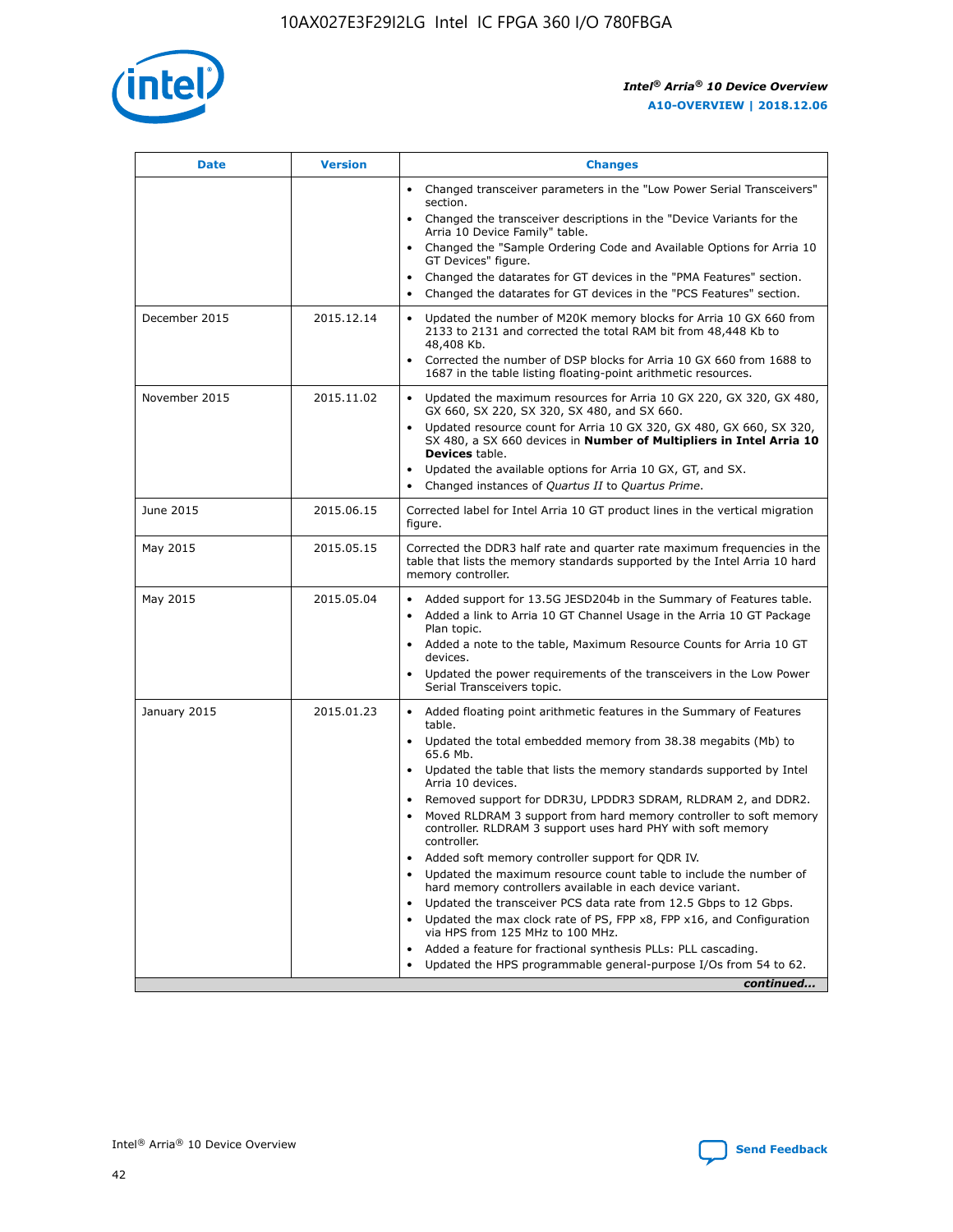| Date | Version | Changes |
|---|---|---|
| | | • Changed transceiver parameters in the "Low Power Serial Transceivers" section.<br>• Changed the transceiver descriptions in the "Device Variants for the Arria 10 Device Family" table.<br>• Changed the "Sample Ordering Code and Available Options for Arria 10 GT Devices" figure.<br>• Changed the datarates for GT devices in the "PMA Features" section.<br>• Changed the datarates for GT devices in the "PCS Features" section. |
| December 2015 | 2015.12.14 | • Updated the number of M20K memory blocks for Arria 10 GX 660 from 2133 to 2131 and corrected the total RAM bit from 48,448 Kb to 48,408 Kb.<br>• Corrected the number of DSP blocks for Arria 10 GX 660 from 1688 to 1687 in the table listing floating-point arithmetic resources. |
| November 2015 | 2015.11.02 | • Updated the maximum resources for Arria 10 GX 220, GX 320, GX 480, GX 660, SX 220, SX 320, SX 480, and SX 660.<br>• Updated resource count for Arria 10 GX 320, GX 480, GX 660, SX 320, SX 480, a SX 660 devices in **Number of Multipliers in Intel Arria 10 Devices** table.<br>• Updated the available options for Arria 10 GX, GT, and SX.<br>• Changed instances of *Quartus II* to *Quartus Prime*. |
| June 2015 | 2015.06.15 | Corrected label for Intel Arria 10 GT product lines in the vertical migration figure. |
| May 2015 | 2015.05.15 | Corrected the DDR3 half rate and quarter rate maximum frequencies in the table that lists the memory standards supported by the Intel Arria 10 hard memory controller. |
| May 2015 | 2015.05.04 | • Added support for 13.5G JESD204b in the Summary of Features table.<br>• Added a link to Arria 10 GT Channel Usage in the Arria 10 GT Package Plan topic.<br>• Added a note to the table, Maximum Resource Counts for Arria 10 GT devices.<br>• Updated the power requirements of the transceivers in the Low Power Serial Transceivers topic. |
| January 2015 | 2015.01.23 | • Added floating point arithmetic features in the Summary of Features table.<br>• Updated the total embedded memory from 38.38 megabits (Mb) to 65.6 Mb.<br>• Updated the table that lists the memory standards supported by Intel Arria 10 devices.<br>• Removed support for DDR3U, LPDDR3 SDRAM, RLDRAM 2, and DDR2.<br>• Moved RLDRAM 3 support from hard memory controller to soft memory controller. RLDRAM 3 support uses hard PHY with soft memory controller.<br>• Added soft memory controller support for QDR IV.<br>• Updated the maximum resource count table to include the number of hard memory controllers available in each device variant.<br>• Updated the transceiver PCS data rate from 12.5 Gbps to 12 Gbps.<br>• Updated the max clock rate of PS, FPP x8, FPP x16, and Configuration via HPS from 125 MHz to 100 MHz.<br>• Added a feature for fractional synthesis PLLs: PLL cascading.<br>• Updated the HPS programmable general-purpose I/Os from 54 to 62. |

*continued...*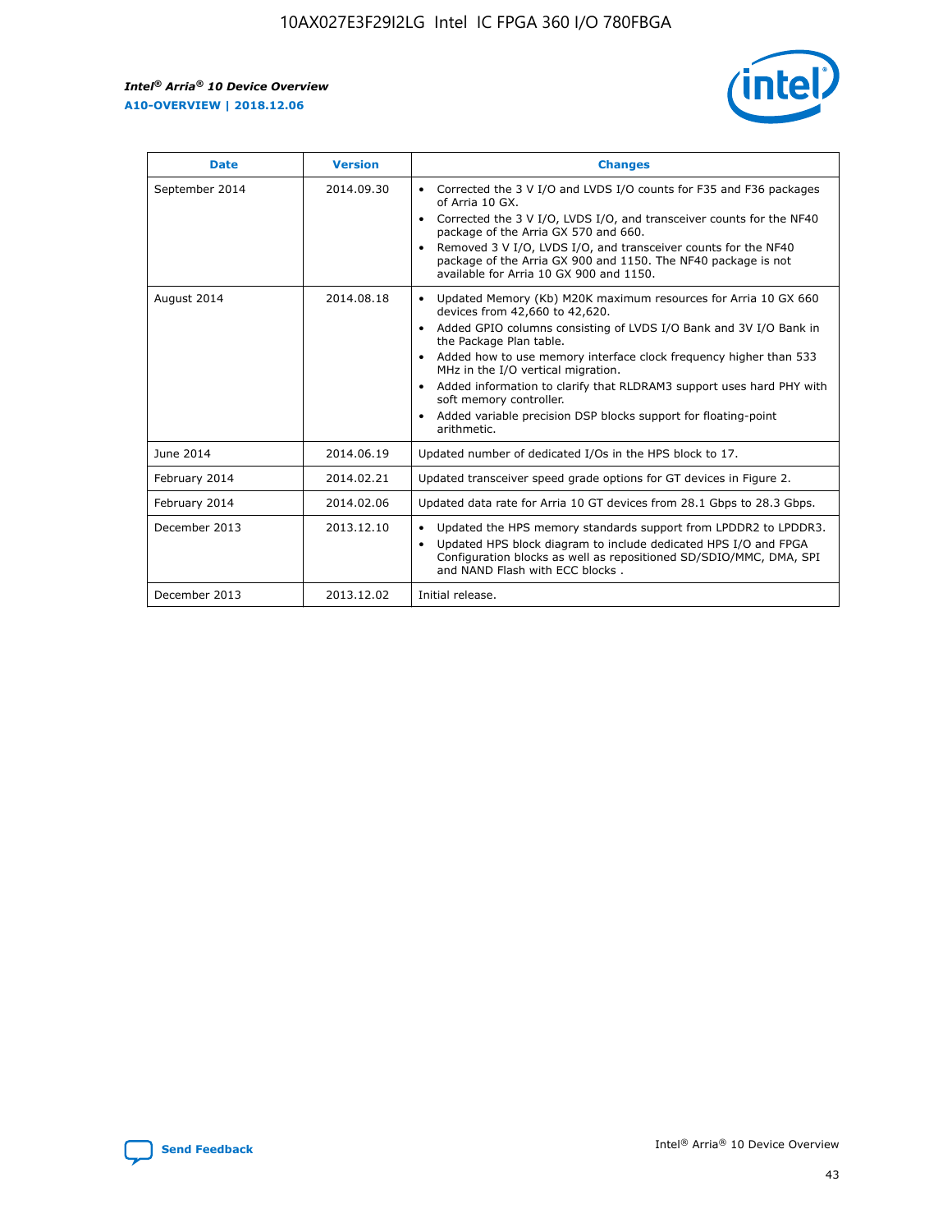| Date | Version | Changes |
| --- | --- | --- |
| September 2014 | 2014.09.30 | • Corrected the 3 V I/O and LVDS I/O counts for F35 and F36 packages of Arria 10 GX.<br>• Corrected the 3 V I/O, LVDS I/O, and transceiver counts for the NF40 package of the Arria GX 570 and 660.<br>• Removed 3 V I/O, LVDS I/O, and transceiver counts for the NF40 package of the Arria GX 900 and 1150. The NF40 package is not available for Arria 10 GX 900 and 1150. |
| August 2014 | 2014.08.18 | • Updated Memory (Kb) M20K maximum resources for Arria 10 GX 660 devices from 42,660 to 42,620.<br>• Added GPIO columns consisting of LVDS I/O Bank and 3V I/O Bank in the Package Plan table.<br>• Added how to use memory interface clock frequency higher than 533 MHz in the I/O vertical migration.<br>• Added information to clarify that RLDRAM3 support uses hard PHY with soft memory controller.<br>• Added variable precision DSP blocks support for floating-point arithmetic. |
| June 2014 | 2014.06.19 | Updated number of dedicated I/Os in the HPS block to 17. |
| February 2014 | 2014.02.21 | Updated transceiver speed grade options for GT devices in Figure 2. |
| February 2014 | 2014.02.06 | Updated data rate for Arria 10 GT devices from 28.1 Gbps to 28.3 Gbps. |
| December 2013 | 2013.12.10 | • Updated the HPS memory standards support from LPDDR2 to LPDDR3.<br>• Updated HPS block diagram to include dedicated HPS I/O and FPGA Configuration blocks as well as repositioned SD/SDIO/MMC, DMA, SPI and NAND Flash with ECC blocks . |
| December 2013 | 2013.12.02 | Initial release. |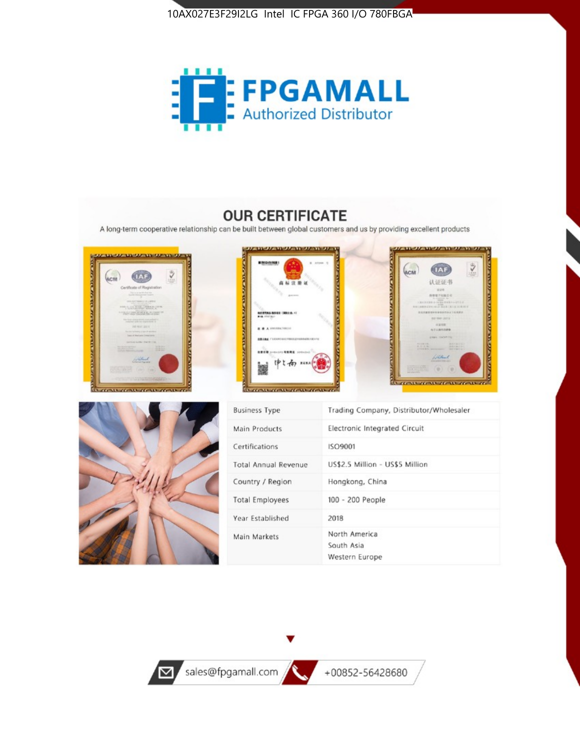FPGAMALL

Authorized Distributor

## OUR CERTIFICATE

A long-term cooperative relationship can be built between global customers and us by providing excellent products

| | |
|---|---|
| Business Type | Trading Company, Distributor/Wholesaler |
| Main Products | Electronic Integrated Circuit |
| Certifications | ISO9001 |
| Total Annual Revenue | US$2.5 Million - US$5 Million |
| Country / Region | Hongkong, China |
| Total Employees | 100 - 200 People |
| Year Established | 2018 |
| Main Markets | North America<br>South Asia<br>Western Europe |

sales@fpgamall.com

+00852-56428680